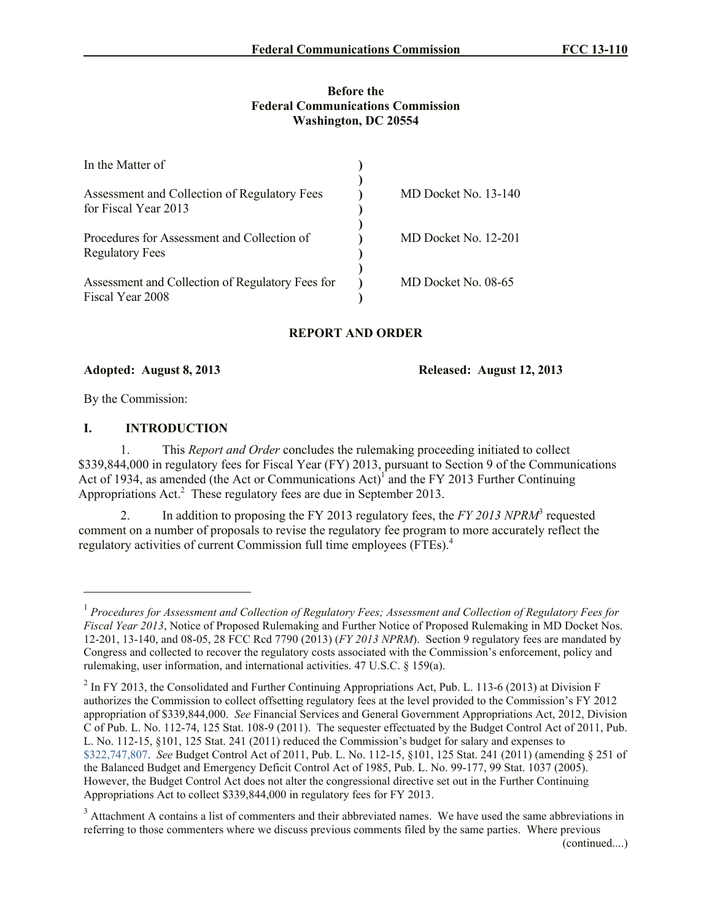**Before the**
**Federal Communications Commission**
**Washington, DC 20554**

| | | |
|---|---|---|
| In the Matter of | ) | |
| | ) | |
| Assessment and Collection of Regulatory Fees for Fiscal Year 2013 | ) | MD Docket No. 13-140 |
| | ) | |
| Procedures for Assessment and Collection of Regulatory Fees | ) | MD Docket No. 12-201 |
| | ) | |
| Assessment and Collection of Regulatory Fees for Fiscal Year 2008 | ) | MD Docket No. 08-65 |

**REPORT AND ORDER**

**Adopted: August 8, 2013** **Released: August 12, 2013**

By the Commission:

## I. INTRODUCTION

1. This *Report and Order* concludes the rulemaking proceeding initiated to collect $339,844,000 in regulatory fees for Fiscal Year (FY) 2013, pursuant to Section 9 of the Communications Act of 1934, as amended (the Act or Communications Act)[1] and the FY 2013 Further Continuing Appropriations Act.[2] These regulatory fees are due in September 2013.

2. In addition to proposing the FY 2013 regulatory fees, the *FY 2013 NPRM*[3] requested comment on a number of proposals to revise the regulatory fee program to more accurately reflect the regulatory activities of current Commission full time employees (FTEs).[4]

---

[1] *Procedures for Assessment and Collection of Regulatory Fees; Assessment and Collection of Regulatory Fees for Fiscal Year 2013*, Notice of Proposed Rulemaking and Further Notice of Proposed Rulemaking in MD Docket Nos. 12-201, 13-140, and 08-05, 28 FCC Rcd 7790 (2013) (*FY 2013 NPRM*). Section 9 regulatory fees are mandated by Congress and collected to recover the regulatory costs associated with the Commission's enforcement, policy and rulemaking, user information, and international activities. 47 U.S.C. § 159(a).

[2] In FY 2013, the Consolidated and Further Continuing Appropriations Act, Pub. L. 113-6 (2013) at Division F authorizes the Commission to collect offsetting regulatory fees at the level provided to the Commission's FY 2012 appropriation of $339,844,000. *See* Financial Services and General Government Appropriations Act, 2012, Division C of Pub. L. No. 112-74, 125 Stat. 108-9 (2011). The sequester effectuated by the Budget Control Act of 2011, Pub. L. No. 112-15, §101, 125 Stat. 241 (2011) reduced the Commission's budget for salary and expenses to $322,747,807. *See* Budget Control Act of 2011, Pub. L. No. 112-15, §101, 125 Stat. 241 (2011) (amending § 251 of the Balanced Budget and Emergency Deficit Control Act of 1985, Pub. L. No. 99-177, 99 Stat. 1037 (2005). However, the Budget Control Act does not alter the congressional directive set out in the Further Continuing Appropriations Act to collect $339,844,000 in regulatory fees for FY 2013.

[3] Attachment A contains a list of commenters and their abbreviated names. We have used the same abbreviations in referring to those commenters where we discuss previous comments filed by the same parties. Where previous (continued....)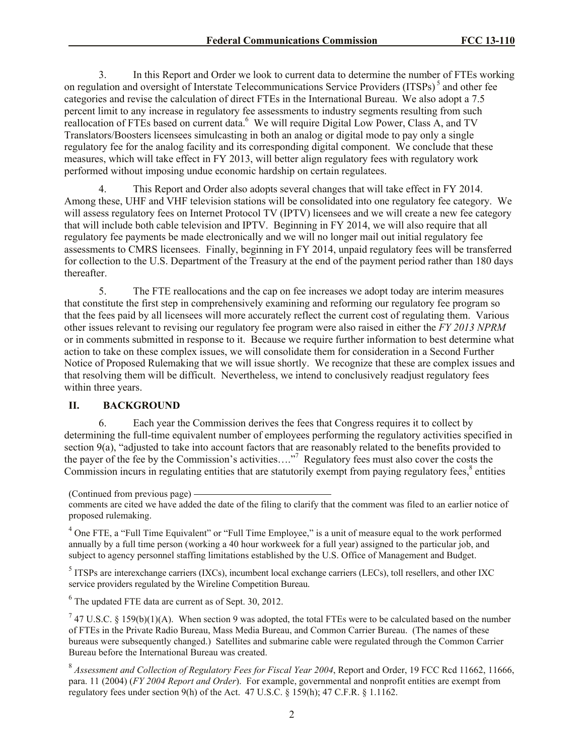3. In this Report and Order we look to current data to determine the number of FTEs working on regulation and oversight of Interstate Telecommunications Service Providers (ITSPs)[5] and other fee categories and revise the calculation of direct FTEs in the International Bureau. We also adopt a 7.5 percent limit to any increase in regulatory fee assessments to industry segments resulting from such reallocation of FTEs based on current data.[6] We will require Digital Low Power, Class A, and TV Translators/Boosters licensees simulcasting in both an analog or digital mode to pay only a single regulatory fee for the analog facility and its corresponding digital component. We conclude that these measures, which will take effect in FY 2013, will better align regulatory fees with regulatory work performed without imposing undue economic hardship on certain regulatees.

4. This Report and Order also adopts several changes that will take effect in FY 2014. Among these, UHF and VHF television stations will be consolidated into one regulatory fee category. We will assess regulatory fees on Internet Protocol TV (IPTV) licensees and we will create a new fee category that will include both cable television and IPTV. Beginning in FY 2014, we will also require that all regulatory fee payments be made electronically and we will no longer mail out initial regulatory fee assessments to CMRS licensees. Finally, beginning in FY 2014, unpaid regulatory fees will be transferred for collection to the U.S. Department of the Treasury at the end of the payment period rather than 180 days thereafter.

5. The FTE reallocations and the cap on fee increases we adopt today are interim measures that constitute the first step in comprehensively examining and reforming our regulatory fee program so that the fees paid by all licensees will more accurately reflect the current cost of regulating them. Various other issues relevant to revising our regulatory fee program were also raised in either the *FY 2013 NPRM* or in comments submitted in response to it. Because we require further information to best determine what action to take on these complex issues, we will consolidate them for consideration in a Second Further Notice of Proposed Rulemaking that we will issue shortly. We recognize that these are complex issues and that resolving them will be difficult. Nevertheless, we intend to conclusively readjust regulatory fees within three years.

## II. BACKGROUND

6. Each year the Commission derives the fees that Congress requires it to collect by determining the full-time equivalent number of employees performing the regulatory activities specified in section 9(a), "adjusted to take into account factors that are reasonably related to the benefits provided to the payer of the fee by the Commission's activities…."[7] Regulatory fees must also cover the costs the Commission incurs in regulating entities that are statutorily exempt from paying regulatory fees,[8] entities

(Continued from previous page)

comments are cited we have added the date of the filing to clarify that the comment was filed to an earlier notice of proposed rulemaking.

[4] One FTE, a "Full Time Equivalent" or "Full Time Employee," is a unit of measure equal to the work performed annually by a full time person (working a 40 hour workweek for a full year) assigned to the particular job, and subject to agency personnel staffing limitations established by the U.S. Office of Management and Budget.

[5] ITSPs are interexchange carriers (IXCs), incumbent local exchange carriers (LECs), toll resellers, and other IXC service providers regulated by the Wireline Competition Bureau.

[6] The updated FTE data are current as of Sept. 30, 2012.

[7] 47 U.S.C. § 159(b)(1)(A). When section 9 was adopted, the total FTEs were to be calculated based on the number of FTEs in the Private Radio Bureau, Mass Media Bureau, and Common Carrier Bureau. (The names of these bureaus were subsequently changed.) Satellites and submarine cable were regulated through the Common Carrier Bureau before the International Bureau was created.

[8] *Assessment and Collection of Regulatory Fees for Fiscal Year 2004*, Report and Order, 19 FCC Rcd 11662, 11666, para. 11 (2004) (*FY 2004 Report and Order*). For example, governmental and nonprofit entities are exempt from regulatory fees under section 9(h) of the Act. 47 U.S.C. § 159(h); 47 C.F.R. § 1.1162.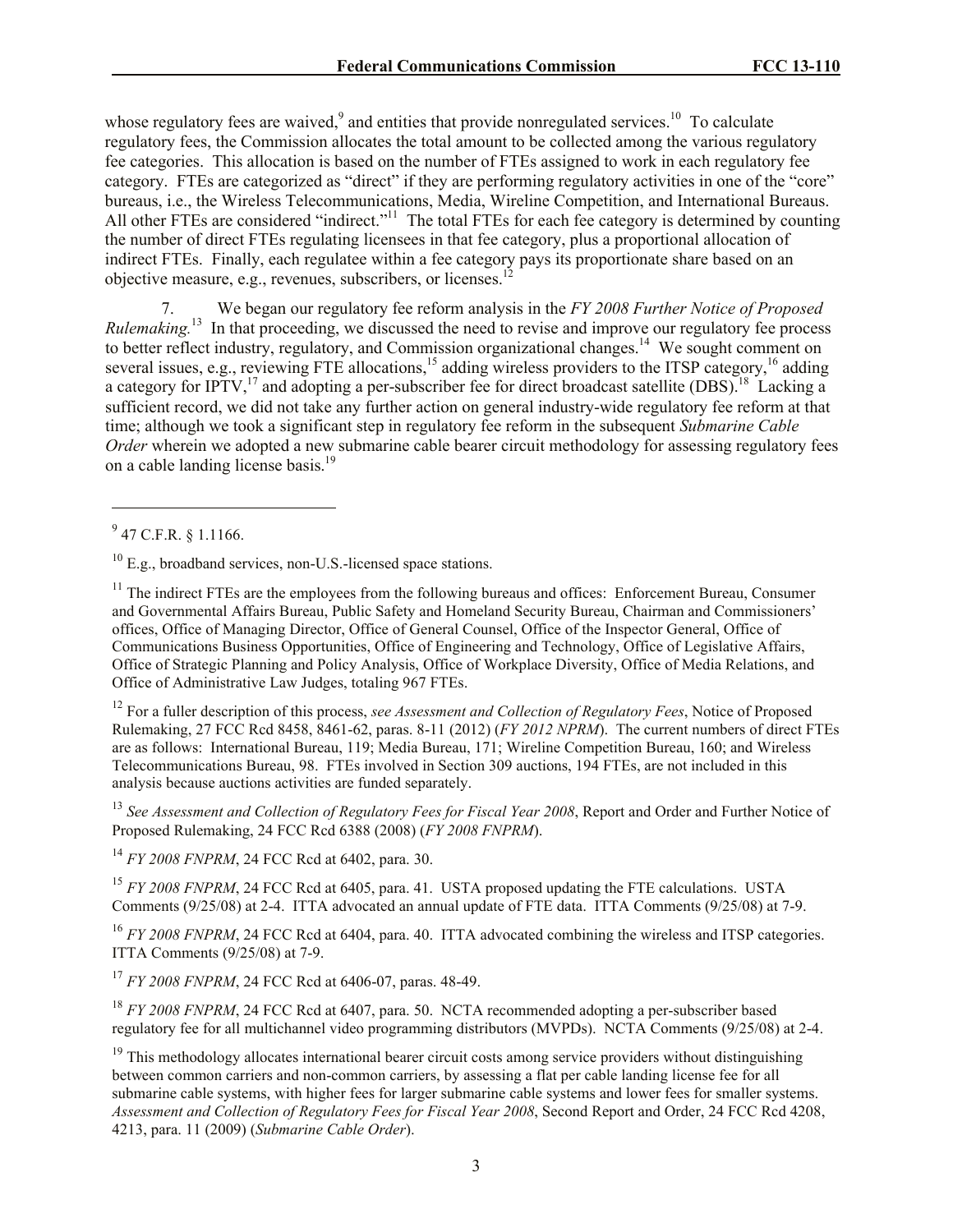whose regulatory fees are waived,[9] and entities that provide nonregulated services.[10] To calculate regulatory fees, the Commission allocates the total amount to be collected among the various regulatory fee categories. This allocation is based on the number of FTEs assigned to work in each regulatory fee category. FTEs are categorized as "direct" if they are performing regulatory activities in one of the "core" bureaus, i.e., the Wireless Telecommunications, Media, Wireline Competition, and International Bureaus. All other FTEs are considered "indirect."[11] The total FTEs for each fee category is determined by counting the number of direct FTEs regulating licensees in that fee category, plus a proportional allocation of indirect FTEs. Finally, each regulatee within a fee category pays its proportionate share based on an objective measure, e.g., revenues, subscribers, or licenses.[12]

7. We began our regulatory fee reform analysis in the *FY 2008 Further Notice of Proposed Rulemaking.*[13] In that proceeding, we discussed the need to revise and improve our regulatory fee process to better reflect industry, regulatory, and Commission organizational changes.[14] We sought comment on several issues, e.g., reviewing FTE allocations,[15] adding wireless providers to the ITSP category,[16] adding a category for IPTV,[17] and adopting a per-subscriber fee for direct broadcast satellite (DBS).[18] Lacking a sufficient record, we did not take any further action on general industry-wide regulatory fee reform at that time; although we took a significant step in regulatory fee reform in the subsequent *Submarine Cable Order* wherein we adopted a new submarine cable bearer circuit methodology for assessing regulatory fees on a cable landing license basis.[19]

---

[9] 47 C.F.R. § 1.1166.

[10] E.g., broadband services, non-U.S.-licensed space stations.

[11] The indirect FTEs are the employees from the following bureaus and offices: Enforcement Bureau, Consumer and Governmental Affairs Bureau, Public Safety and Homeland Security Bureau, Chairman and Commissioners' offices, Office of Managing Director, Office of General Counsel, Office of the Inspector General, Office of Communications Business Opportunities, Office of Engineering and Technology, Office of Legislative Affairs, Office of Strategic Planning and Policy Analysis, Office of Workplace Diversity, Office of Media Relations, and Office of Administrative Law Judges, totaling 967 FTEs.

[12] For a fuller description of this process, *see Assessment and Collection of Regulatory Fees*, Notice of Proposed Rulemaking, 27 FCC Rcd 8458, 8461-62, paras. 8-11 (2012) (*FY 2012 NPRM*). The current numbers of direct FTEs are as follows: International Bureau, 119; Media Bureau, 171; Wireline Competition Bureau, 160; and Wireless Telecommunications Bureau, 98. FTEs involved in Section 309 auctions, 194 FTEs, are not included in this analysis because auctions activities are funded separately.

[13] *See Assessment and Collection of Regulatory Fees for Fiscal Year 2008*, Report and Order and Further Notice of Proposed Rulemaking, 24 FCC Rcd 6388 (2008) (*FY 2008 FNPRM*).

[14] *FY 2008 FNPRM*, 24 FCC Rcd at 6402, para. 30.

[15] *FY 2008 FNPRM*, 24 FCC Rcd at 6405, para. 41. USTA proposed updating the FTE calculations. USTA Comments (9/25/08) at 2-4. ITTA advocated an annual update of FTE data. ITTA Comments (9/25/08) at 7-9.

[16] *FY 2008 FNPRM*, 24 FCC Rcd at 6404, para. 40. ITTA advocated combining the wireless and ITSP categories. ITTA Comments (9/25/08) at 7-9.

[17] *FY 2008 FNPRM*, 24 FCC Rcd at 6406-07, paras. 48-49.

[18] *FY 2008 FNPRM*, 24 FCC Rcd at 6407, para. 50. NCTA recommended adopting a per-subscriber based regulatory fee for all multichannel video programming distributors (MVPDs). NCTA Comments (9/25/08) at 2-4.

[19] This methodology allocates international bearer circuit costs among service providers without distinguishing between common carriers and non-common carriers, by assessing a flat per cable landing license fee for all submarine cable systems, with higher fees for larger submarine cable systems and lower fees for smaller systems. *Assessment and Collection of Regulatory Fees for Fiscal Year 2008*, Second Report and Order, 24 FCC Rcd 4208, 4213, para. 11 (2009) (*Submarine Cable Order*).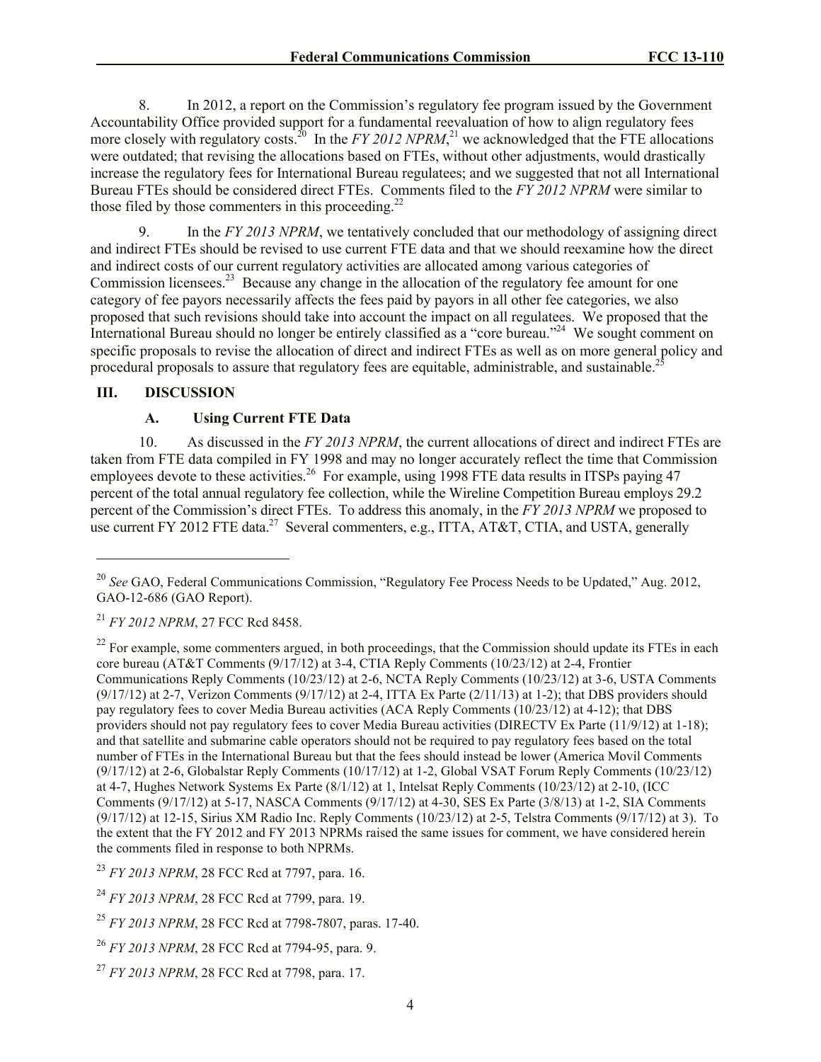8. In 2012, a report on the Commission's regulatory fee program issued by the Government Accountability Office provided support for a fundamental reevaluation of how to align regulatory fees more closely with regulatory costs.[20] In the *FY 2012 NPRM*,[21] we acknowledged that the FTE allocations were outdated; that revising the allocations based on FTEs, without other adjustments, would drastically increase the regulatory fees for International Bureau regulatees; and we suggested that not all International Bureau FTEs should be considered direct FTEs. Comments filed to the *FY 2012 NPRM* were similar to those filed by those commenters in this proceeding.[22]

9. In the *FY 2013 NPRM*, we tentatively concluded that our methodology of assigning direct and indirect FTEs should be revised to use current FTE data and that we should reexamine how the direct and indirect costs of our current regulatory activities are allocated among various categories of Commission licensees.[23] Because any change in the allocation of the regulatory fee amount for one category of fee payors necessarily affects the fees paid by payors in all other fee categories, we also proposed that such revisions should take into account the impact on all regulatees. We proposed that the International Bureau should no longer be entirely classified as a "core bureau."[24] We sought comment on specific proposals to revise the allocation of direct and indirect FTEs as well as on more general policy and procedural proposals to assure that regulatory fees are equitable, administrable, and sustainable.[25]

## III. DISCUSSION

### A. Using Current FTE Data

10. As discussed in the *FY 2013 NPRM*, the current allocations of direct and indirect FTEs are taken from FTE data compiled in FY 1998 and may no longer accurately reflect the time that Commission employees devote to these activities.[26] For example, using 1998 FTE data results in ITSPs paying 47 percent of the total annual regulatory fee collection, while the Wireline Competition Bureau employs 29.2 percent of the Commission's direct FTEs. To address this anomaly, in the *FY 2013 NPRM* we proposed to use current FY 2012 FTE data.[27] Several commenters, e.g., ITTA, AT&T, CTIA, and USTA, generally

---

[20] *See* GAO, Federal Communications Commission, "Regulatory Fee Process Needs to be Updated," Aug. 2012, GAO-12-686 (GAO Report).

[21] *FY 2012 NPRM*, 27 FCC Rcd 8458.

[22] For example, some commenters argued, in both proceedings, that the Commission should update its FTEs in each core bureau (AT&T Comments (9/17/12) at 3-4, CTIA Reply Comments (10/23/12) at 2-4, Frontier Communications Reply Comments (10/23/12) at 2-6, NCTA Reply Comments (10/23/12) at 3-6, USTA Comments (9/17/12) at 2-7, Verizon Comments (9/17/12) at 2-4, ITTA Ex Parte (2/11/13) at 1-2); that DBS providers should pay regulatory fees to cover Media Bureau activities (ACA Reply Comments (10/23/12) at 4-12); that DBS providers should not pay regulatory fees to cover Media Bureau activities (DIRECTV Ex Parte (11/9/12) at 1-18); and that satellite and submarine cable operators should not be required to pay regulatory fees based on the total number of FTEs in the International Bureau but that the fees should instead be lower (America Movil Comments (9/17/12) at 2-6, Globalstar Reply Comments (10/17/12) at 1-2, Global VSAT Forum Reply Comments (10/23/12) at 4-7, Hughes Network Systems Ex Parte (8/1/12) at 1, Intelsat Reply Comments (10/23/12) at 2-10, (ICC Comments (9/17/12) at 5-17, NASCA Comments (9/17/12) at 4-30, SES Ex Parte (3/8/13) at 1-2, SIA Comments (9/17/12) at 12-15, Sirius XM Radio Inc. Reply Comments (10/23/12) at 2-5, Telstra Comments (9/17/12) at 3). To the extent that the FY 2012 and FY 2013 NPRMs raised the same issues for comment, we have considered herein the comments filed in response to both NPRMs.

[23] *FY 2013 NPRM*, 28 FCC Rcd at 7797, para. 16.

[24] *FY 2013 NPRM*, 28 FCC Rcd at 7799, para. 19.

[25] *FY 2013 NPRM*, 28 FCC Rcd at 7798-7807, paras. 17-40.

[26] *FY 2013 NPRM*, 28 FCC Rcd at 7794-95, para. 9.

[27] *FY 2013 NPRM*, 28 FCC Rcd at 7798, para. 17.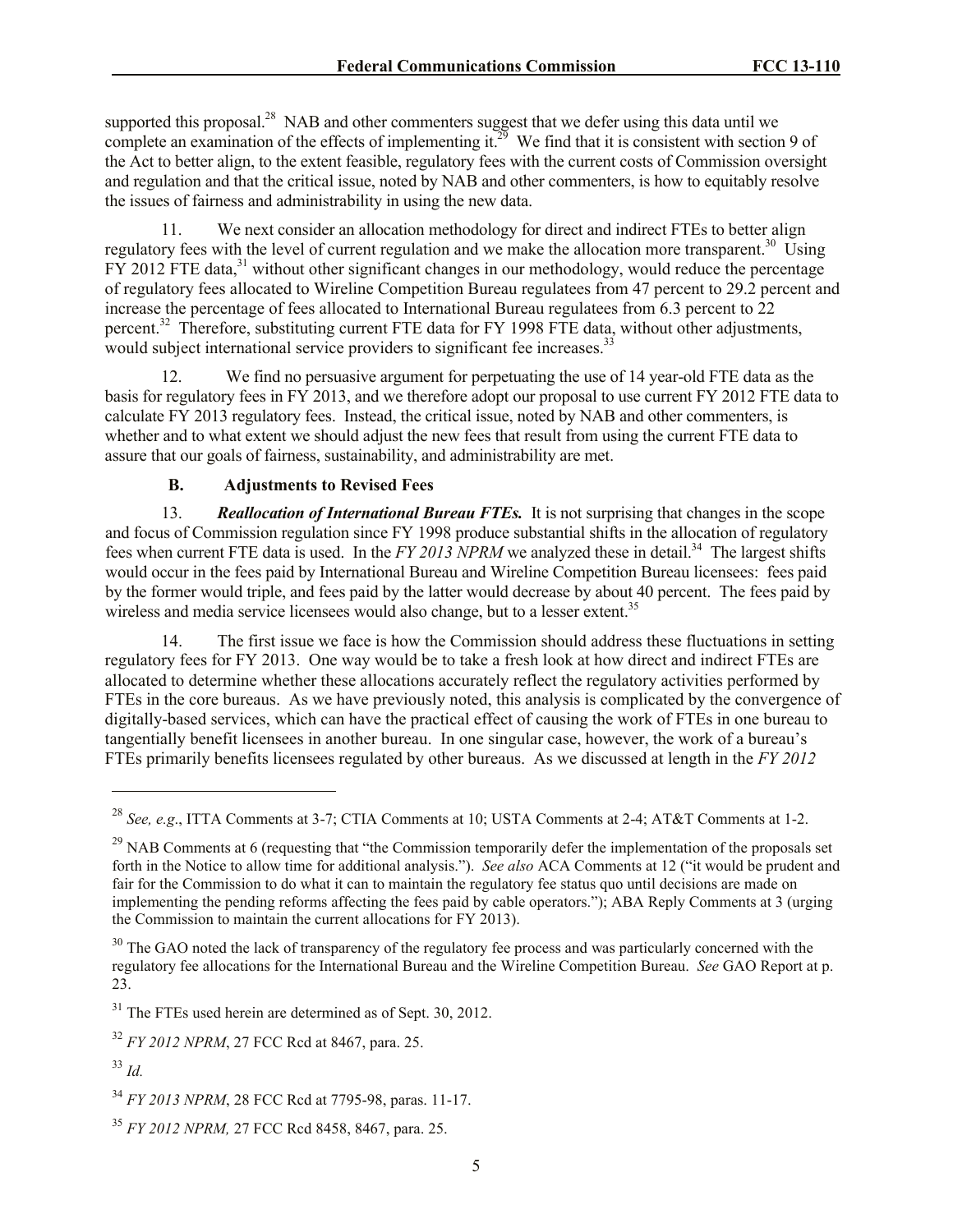supported this proposal.[28] NAB and other commenters suggest that we defer using this data until we complete an examination of the effects of implementing it.[29] We find that it is consistent with section 9 of the Act to better align, to the extent feasible, regulatory fees with the current costs of Commission oversight and regulation and that the critical issue, noted by NAB and other commenters, is how to equitably resolve the issues of fairness and administrability in using the new data.

11. We next consider an allocation methodology for direct and indirect FTEs to better align regulatory fees with the level of current regulation and we make the allocation more transparent.[30] Using FY 2012 FTE data,[31] without other significant changes in our methodology, would reduce the percentage of regulatory fees allocated to Wireline Competition Bureau regulatees from 47 percent to 29.2 percent and increase the percentage of fees allocated to International Bureau regulatees from 6.3 percent to 22 percent.[32] Therefore, substituting current FTE data for FY 1998 FTE data, without other adjustments, would subject international service providers to significant fee increases.[33]

12. We find no persuasive argument for perpetuating the use of 14 year-old FTE data as the basis for regulatory fees in FY 2013, and we therefore adopt our proposal to use current FY 2012 FTE data to calculate FY 2013 regulatory fees. Instead, the critical issue, noted by NAB and other commenters, is whether and to what extent we should adjust the new fees that result from using the current FTE data to assure that our goals of fairness, sustainability, and administrability are met.

### B. Adjustments to Revised Fees

13. ***Reallocation of International Bureau FTEs.*** It is not surprising that changes in the scope and focus of Commission regulation since FY 1998 produce substantial shifts in the allocation of regulatory fees when current FTE data is used. In the *FY 2013 NPRM* we analyzed these in detail.[34] The largest shifts would occur in the fees paid by International Bureau and Wireline Competition Bureau licensees: fees paid by the former would triple, and fees paid by the latter would decrease by about 40 percent. The fees paid by wireless and media service licensees would also change, but to a lesser extent.[35]

14. The first issue we face is how the Commission should address these fluctuations in setting regulatory fees for FY 2013. One way would be to take a fresh look at how direct and indirect FTEs are allocated to determine whether these allocations accurately reflect the regulatory activities performed by FTEs in the core bureaus. As we have previously noted, this analysis is complicated by the convergence of digitally-based services, which can have the practical effect of causing the work of FTEs in one bureau to tangentially benefit licensees in another bureau. In one singular case, however, however, the work of a bureau's FTEs primarily benefits licensees regulated by other bureaus. As we discussed at length in the *FY 2012*

---

[28] *See, e.g*., ITTA Comments at 3-7; CTIA Comments at 10; USTA Comments at 2-4; AT&T Comments at 1-2.

[29] NAB Comments at 6 (requesting that "the Commission temporarily defer the implementation of the proposals set forth in the Notice to allow time for additional analysis."). *See also* ACA Comments at 12 ("it would be prudent and fair for the Commission to do what it can to maintain the regulatory fee status quo until decisions are made on implementing the pending reforms affecting the fees paid by cable operators."); ABA Reply Comments at 3 (urging the Commission to maintain the current allocations for FY 2013).

[30] The GAO noted the lack of transparency of the regulatory fee process and was particularly concerned with the regulatory fee allocations for the International Bureau and the Wireline Competition Bureau. *See* GAO Report at p. 23.

[31] The FTEs used herein are determined as of Sept. 30, 2012.

[32] *FY 2012 NPRM*, 27 FCC Rcd at 8467, para. 25.

[33] *Id.*

[34] *FY 2013 NPRM*, 28 FCC Rcd at 7795-98, paras. 11-17.

[35] *FY 2012 NPRM,* 27 FCC Rcd 8458, 8467, para. 25.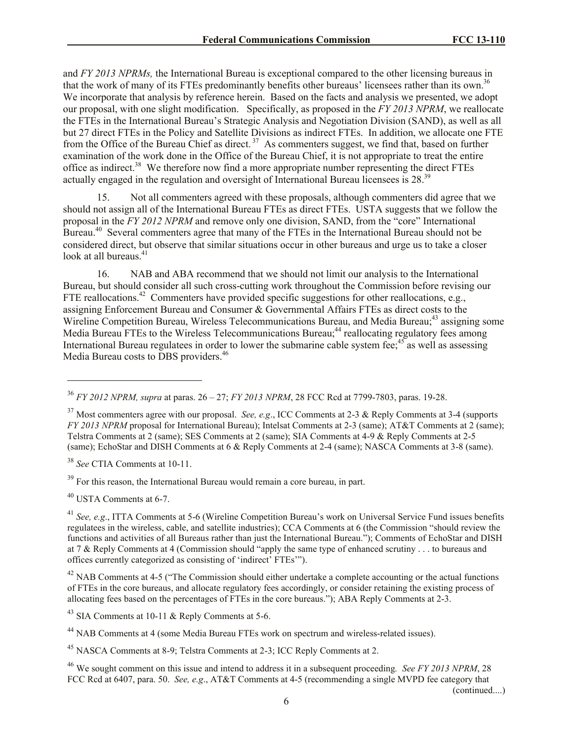and *FY 2013 NPRMs,* the International Bureau is exceptional compared to the other licensing bureaus in that the work of many of its FTEs predominantly benefits other bureaus' licensees rather than its own.[36] We incorporate that analysis by reference herein. Based on the facts and analysis we presented, we adopt our proposal, with one slight modification. Specifically, as proposed in the *FY 2013 NPRM*, we reallocate the FTEs in the International Bureau's Strategic Analysis and Negotiation Division (SAND), as well as all but 27 direct FTEs in the Policy and Satellite Divisions as indirect FTEs. In addition, we allocate one FTE from the Office of the Bureau Chief as direct.[37] As commenters suggest, we find that, based on further examination of the work done in the Office of the Bureau Chief, it is not appropriate to treat the entire office as indirect.[38] We therefore now find a more appropriate number representing the direct FTEs actually engaged in the regulation and oversight of International Bureau licensees is 28.[39]

15. Not all commenters agreed with these proposals, although commenters did agree that we should not assign all of the International Bureau FTEs as direct FTEs. USTA suggests that we follow the proposal in the *FY 2012 NPRM* and remove only one division, SAND, from the "core" International Bureau.[40] Several commenters agree that many of the FTEs in the International Bureau should not be considered direct, but observe that similar situations occur in other bureaus and urge us to take a closer look at all bureaus.[41]

16. NAB and ABA recommend that we should not limit our analysis to the International Bureau, but should consider all such cross-cutting work throughout the Commission before revising our FTE reallocations.[42] Commenters have provided specific suggestions for other reallocations, e.g., assigning Enforcement Bureau and Consumer & Governmental Affairs FTEs as direct costs to the Wireline Competition Bureau, Wireless Telecommunications Bureau, and Media Bureau;[43] assigning some Media Bureau FTEs to the Wireless Telecommunications Bureau;[44] reallocating regulatory fees among International Bureau regulatees in order to lower the submarine cable system fee;[45] as well as assessing Media Bureau costs to DBS providers.[46]

---

[36] *FY 2012 NPRM, supra* at paras. 26 – 27; *FY 2013 NPRM*, 28 FCC Rcd at 7799-7803, paras. 19-28.

[37] Most commenters agree with our proposal. *See, e.g*., ICC Comments at 2-3 & Reply Comments at 3-4 (supports *FY 2013 NPRM* proposal for International Bureau); Intelsat Comments at 2-3 (same); AT&T Comments at 2 (same); Telstra Comments at 2 (same); SES Comments at 2 (same); SIA Comments at 4-9 & Reply Comments at 2-5 (same); EchoStar and DISH Comments at 6 & Reply Comments at 2-4 (same); NASCA Comments at 3-8 (same).

[38] *See* CTIA Comments at 10-11.

[39] For this reason, the International Bureau would remain a core bureau, in part.

[40] USTA Comments at 6-7.

[41] *See, e.g*., ITTA Comments at 5-6 (Wireline Competition Bureau's work on Universal Service Fund issues benefits regulatees in the wireless, cable, and satellite industries); CCA Comments at 6 (the Commission "should review the functions and activities of all Bureaus rather than just the International Bureau."); Comments of EchoStar and DISH at 7 & Reply Comments at 4 (Commission should "apply the same type of enhanced scrutiny . . . to bureaus and offices currently categorized as consisting of 'indirect' FTEs'").

[42] NAB Comments at 4-5 ("The Commission should either undertake a complete accounting or the actual functions of FTEs in the core bureaus, and allocate regulatory fees accordingly, or consider retaining the existing process of allocating fees based on the percentages of FTEs in the core bureaus."); ABA Reply Comments at 2-3.

[43] SIA Comments at 10-11 & Reply Comments at 5-6.

[44] NAB Comments at 4 (some Media Bureau FTEs work on spectrum and wireless-related issues).

[45] NASCA Comments at 8-9; Telstra Comments at 2-3; ICC Reply Comments at 2.

[46] We sought comment on this issue and intend to address it in a subsequent proceeding. *See FY 2013 NPRM*, 28 FCC Rcd at 6407, para. 50. *See, e.g*., AT&T Comments at 4-5 (recommending a single MVPD fee category that

(continued....)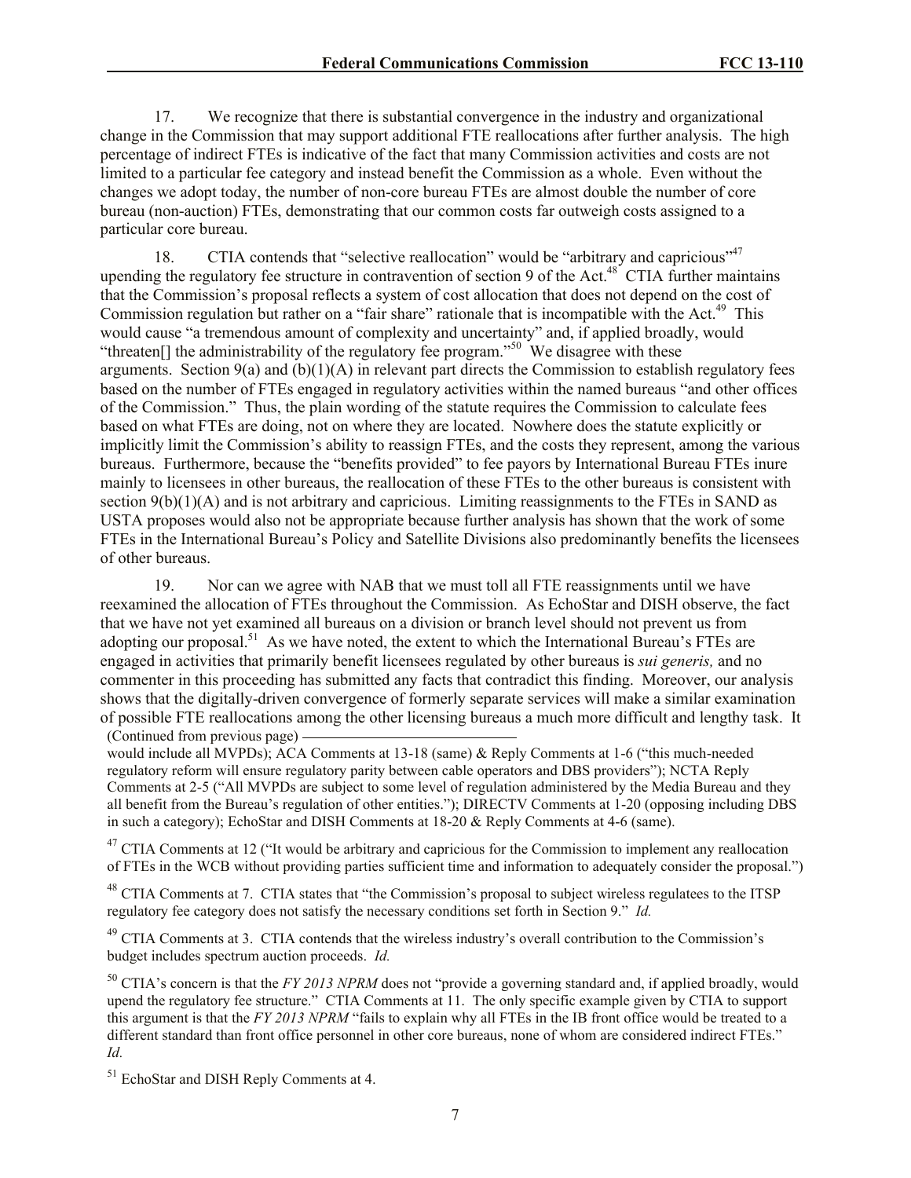17. We recognize that there is substantial convergence in the industry and organizational change in the Commission that may support additional FTE reallocations after further analysis. The high percentage of indirect FTEs is indicative of the fact that many Commission activities and costs are not limited to a particular fee category and instead benefit the Commission as a whole. Even without the changes we adopt today, the number of non-core bureau FTEs are almost double the number of core bureau (non-auction) FTEs, demonstrating that our common costs far outweigh costs assigned to a particular core bureau.

18. CTIA contends that "selective reallocation" would be "arbitrary and capricious"[47] upending the regulatory fee structure in contravention of section 9 of the Act.[48] CTIA further maintains that the Commission's proposal reflects a system of cost allocation that does not depend on the cost of Commission regulation but rather on a "fair share" rationale that is incompatible with the Act.[49] This would cause "a tremendous amount of complexity and uncertainty" and, if applied broadly, would "threaten[] the administrability of the regulatory fee program."[50] We disagree with these arguments. Section 9(a) and (b)(1)(A) in relevant part directs the Commission to establish regulatory fees based on the number of FTEs engaged in regulatory activities within the named bureaus "and other offices of the Commission." Thus, the plain wording of the statute requires the Commission to calculate fees based on what FTEs are doing, not on where they are located. Nowhere does the statute explicitly or implicitly limit the Commission's ability to reassign FTEs, and the costs they represent, among the various bureaus. Furthermore, because the "benefits provided" to fee payors by International Bureau FTEs inure mainly to licensees in other bureaus, the reallocation of these FTEs to the other bureaus is consistent with section 9(b)(1)(A) and is not arbitrary and capricious. Limiting reassignments to the FTEs in SAND as USTA proposes would also not be appropriate because further analysis has shown that the work of some FTEs in the International Bureau's Policy and Satellite Divisions also predominantly benefits the licensees of other bureaus.

19. Nor can we agree with NAB that we must toll all FTE reassignments until we have reexamined the allocation of FTEs throughout the Commission. As EchoStar and DISH observe, the fact that we have not yet examined all bureaus on a division or branch level should not prevent us from adopting our proposal.[51] As we have noted, the extent to which the International Bureau's FTEs are engaged in activities that primarily benefit licensees regulated by other bureaus is *sui generis,* and no commenter in this proceeding has submitted any facts that contradict this finding. Moreover, our analysis shows that the digitally-driven convergence of formerly separate services will make a similar examination of possible FTE reallocations among the other licensing bureaus a much more difficult and lengthy task. It

(Continued from previous page)

would include all MVPDs); ACA Comments at 13-18 (same) & Reply Comments at 1-6 ("this much-needed regulatory reform will ensure regulatory parity between cable operators and DBS providers"); NCTA Reply Comments at 2-5 ("All MVPDs are subject to some level of regulation administered by the Media Bureau and they all benefit from the Bureau's regulation of other entities."); DIRECTV Comments at 1-20 (opposing including DBS in such a category); EchoStar and DISH Comments at 18-20 & Reply Comments at 4-6 (same).

[47] CTIA Comments at 12 ("It would be arbitrary and capricious for the Commission to implement any reallocation of FTEs in the WCB without providing parties sufficient time and information to adequately consider the proposal.")

[48] CTIA Comments at 7. CTIA states that "the Commission's proposal to subject wireless regulatees to the ITSP regulatory fee category does not satisfy the necessary conditions set forth in Section 9." *Id.*

[49] CTIA Comments at 3. CTIA contends that the wireless industry's overall contribution to the Commission's budget includes spectrum auction proceeds. *Id.*

[50] CTIA's concern is that the *FY 2013 NPRM* does not "provide a governing standard and, if applied broadly, would upend the regulatory fee structure." CTIA Comments at 11. The only specific example given by CTIA to support this argument is that the *FY 2013 NPRM* "fails to explain why all FTEs in the IB front office would be treated to a different standard than front office personnel in other core bureaus, none of whom are considered indirect FTEs." *Id.*

[51] EchoStar and DISH Reply Comments at 4.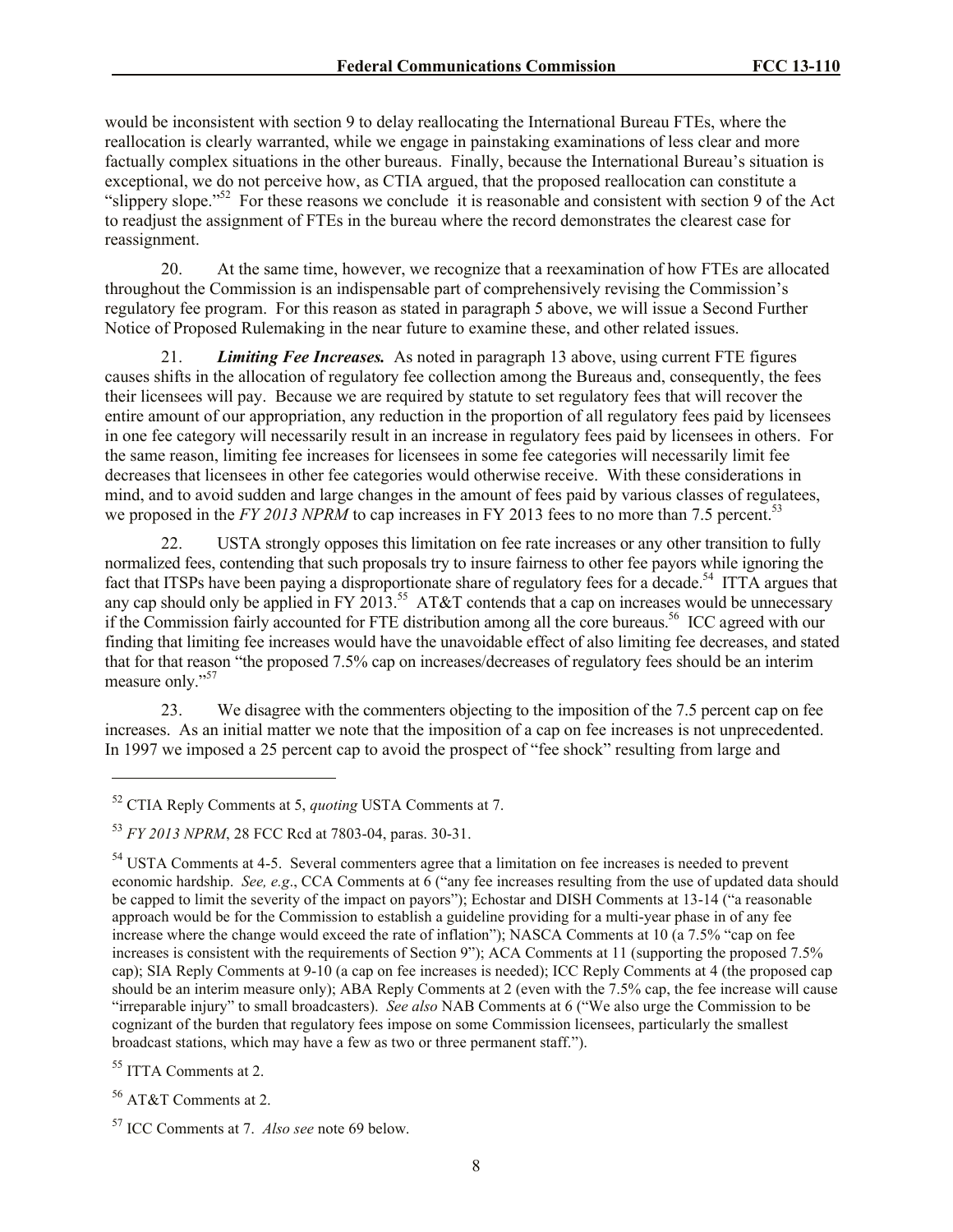would be inconsistent with section 9 to delay reallocating the International Bureau FTEs, where the reallocation is clearly warranted, while we engage in painstaking examinations of less clear and more factually complex situations in the other bureaus. Finally, because the International Bureau's situation is exceptional, we do not perceive how, as CTIA argued, that the proposed reallocation can constitute a "slippery slope."[52] For these reasons we conclude it is reasonable and consistent with section 9 of the Act to readjust the assignment of FTEs in the bureau where the record demonstrates the clearest case for reassignment.

20. At the same time, however, we recognize that a reexamination of how FTEs are allocated throughout the Commission is an indispensable part of comprehensively revising the Commission's regulatory fee program. For this reason as stated in paragraph 5 above, we will issue a Second Further Notice of Proposed Rulemaking in the near future to examine these, and other related issues.

21. ***Limiting Fee Increases.*** As noted in paragraph 13 above, using current FTE figures causes shifts in the allocation of regulatory fee collection among the Bureaus and, consequently, the fees their licensees will pay. Because we are required by statute to set regulatory fees that will recover the entire amount of our appropriation, any reduction in the proportion of all regulatory fees paid by licensees in one fee category will necessarily result in an increase in regulatory fees paid by licensees in others. For the same reason, limiting fee increases for licensees in some fee categories will necessarily limit fee decreases that licensees in other fee categories would otherwise receive. With these considerations in mind, and to avoid sudden and large changes in the amount of fees paid by various classes of regulatees, we proposed in the *FY 2013 NPRM* to cap increases in FY 2013 fees to no more than 7.5 percent.[53]

22. USTA strongly opposes this limitation on fee rate increases or any other transition to fully normalized fees, contending that such proposals try to insure fairness to other fee payors while ignoring the fact that ITSPs have been paying a disproportionate share of regulatory fees for a decade.[54] ITTA argues that any cap should only be applied in FY 2013.[55] AT&T contends that a cap on increases would be unnecessary if the Commission fairly accounted for FTE distribution among all the core bureaus.[56] ICC agreed with our finding that limiting fee increases would have the unavoidable effect of also limiting fee decreases, and stated that for that reason "the proposed 7.5% cap on increases/decreases of regulatory fees should be an interim measure only."[57]

23. We disagree with the commenters objecting to the imposition of the 7.5 percent cap on fee increases. As an initial matter we note that the imposition of a cap on fee increases is not unprecedented. In 1997 we imposed a 25 percent cap to avoid the prospect of "fee shock" resulting from large and

---

[52] CTIA Reply Comments at 5, *quoting* USTA Comments at 7.

[53] *FY 2013 NPRM*, 28 FCC Rcd at 7803-04, paras. 30-31.

[54] USTA Comments at 4-5. Several commenters agree that a limitation on fee increases is needed to prevent economic hardship. *See, e.g*., CCA Comments at 6 ("any fee increases resulting from the use of updated data should be capped to limit the severity of the impact on payors"); Echostar and DISH Comments at 13-14 ("a reasonable approach would be for the Commission to establish a guideline providing for a multi-year phase in of any fee increase where the change would exceed the rate of inflation"); NASCA Comments at 10 (a 7.5% "cap on fee increases is consistent with the requirements of Section 9"); ACA Comments at 11 (supporting the proposed 7.5% cap); SIA Reply Comments at 9-10 (a cap on fee increases is needed); ICC Reply Comments at 4 (the proposed cap should be an interim measure only); ABA Reply Comments at 2 (even with the 7.5% cap, the fee increase will cause "irreparable injury" to small broadcasters). *See also* NAB Comments at 6 ("We also urge the Commission to be cognizant of the burden that regulatory fees impose on some Commission licensees, particularly the smallest broadcast stations, which may have a few as two or three permanent staff.").

[55] ITTA Comments at 2.

[56] AT&T Comments at 2.

[57] ICC Comments at 7. *Also see* note 69 below.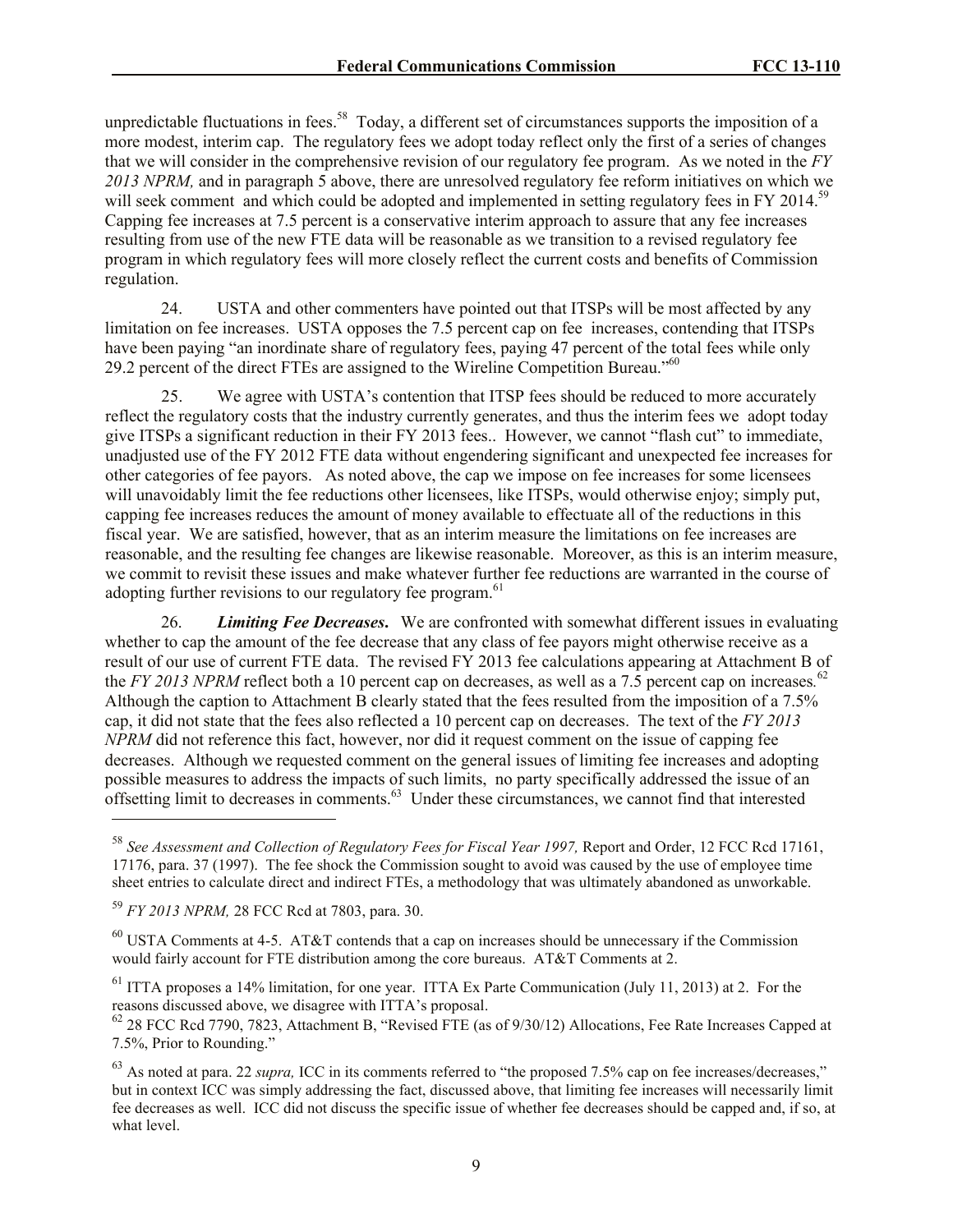unpredictable fluctuations in fees.[58] Today, a different set of circumstances supports the imposition of a more modest, interim cap. The regulatory fees we adopt today reflect only the first of a series of changes that we will consider in the comprehensive revision of our regulatory fee program. As we noted in the *FY 2013 NPRM,* and in paragraph 5 above, there are unresolved regulatory fee reform initiatives on which we will seek comment and which could be adopted and implemented in setting regulatory fees in FY 2014.[59] Capping fee increases at 7.5 percent is a conservative interim approach to assure that any fee increases resulting from use of the new FTE data will be reasonable as we transition to a revised regulatory fee program in which regulatory fees will more closely reflect the current costs and benefits of Commission regulation.

24. USTA and other commenters have pointed out that ITSPs will be most affected by any limitation on fee increases. USTA opposes the 7.5 percent cap on fee increases, contending that ITSPs have been paying "an inordinate share of regulatory fees, paying 47 percent of the total fees while only 29.2 percent of the direct FTEs are assigned to the Wireline Competition Bureau."[60]

25. We agree with USTA's contention that ITSP fees should be reduced to more accurately reflect the regulatory costs that the industry currently generates, and thus the interim fees we adopt today give ITSPs a significant reduction in their FY 2013 fees.. However, we cannot "flash cut" to immediate, unadjusted use of the FY 2012 FTE data without engendering significant and unexpected fee increases for other categories of fee payors. As noted above, the cap we impose on fee increases for some licensees will unavoidably limit the fee reductions other licensees, like ITSPs, would otherwise enjoy; simply put, capping fee increases reduces the amount of money available to effectuate all of the reductions in this fiscal year. We are satisfied, however, that as an interim measure the limitations on fee increases are reasonable, and the resulting fee changes are likewise reasonable. Moreover, as this is an interim measure, we commit to revisit these issues and make whatever further fee reductions are warranted in the course of adopting further revisions to our regulatory fee program.[61]

26. ***Limiting Fee Decreases***. We are confronted with somewhat different issues in evaluating whether to cap the amount of the fee decrease that any class of fee payors might otherwise receive as a result of our use of current FTE data. The revised FY 2013 fee calculations appearing at Attachment B of the *FY 2013 NPRM* reflect both a 10 percent cap on decreases, as well as a 7.5 percent cap on increases.[62] Although the caption to Attachment B clearly stated that the fees resulted from the imposition of a 7.5% cap, it did not state that the fees also reflected a 10 percent cap on decreases. The text of the *FY 2013 NPRM* did not reference this fact, however, nor did it request comment on the issue of capping fee decreases. Although we requested comment on the general issues of limiting fee increases and adopting possible measures to address the impacts of such limits, no party specifically addressed the issue of an offsetting limit to decreases in comments.[63] Under these circumstances, we cannot find that interested

---

[58] *See Assessment and Collection of Regulatory Fees for Fiscal Year 1997,* Report and Order, 12 FCC Rcd 17161, 17176, para. 37 (1997). The fee shock the Commission sought to avoid was caused by the use of employee time sheet entries to calculate direct and indirect FTEs, a methodology that was ultimately abandoned as unworkable.

[59] *FY 2013 NPRM,* 28 FCC Rcd at 7803, para. 30.

[60] USTA Comments at 4-5. AT&T contends that a cap on increases should be unnecessary if the Commission would fairly account for FTE distribution among the core bureaus. AT&T Comments at 2.

[61] ITTA proposes a 14% limitation, for one year. ITTA Ex Parte Communication (July 11, 2013) at 2. For the reasons discussed above, we disagree with ITTA's proposal.

[62] 28 FCC Rcd 7790, 7823, Attachment B, "Revised FTE (as of 9/30/12) Allocations, Fee Rate Increases Capped at 7.5%, Prior to Rounding."

[63] As noted at para. 22 *supra,* ICC in its comments referred to "the proposed 7.5% cap on fee increases/decreases," but in context ICC was simply addressing the fact, discussed above, that limiting fee increases will necessarily limit fee decreases as well. ICC did not discuss the specific issue of whether fee decreases should be capped and, if so, at what level.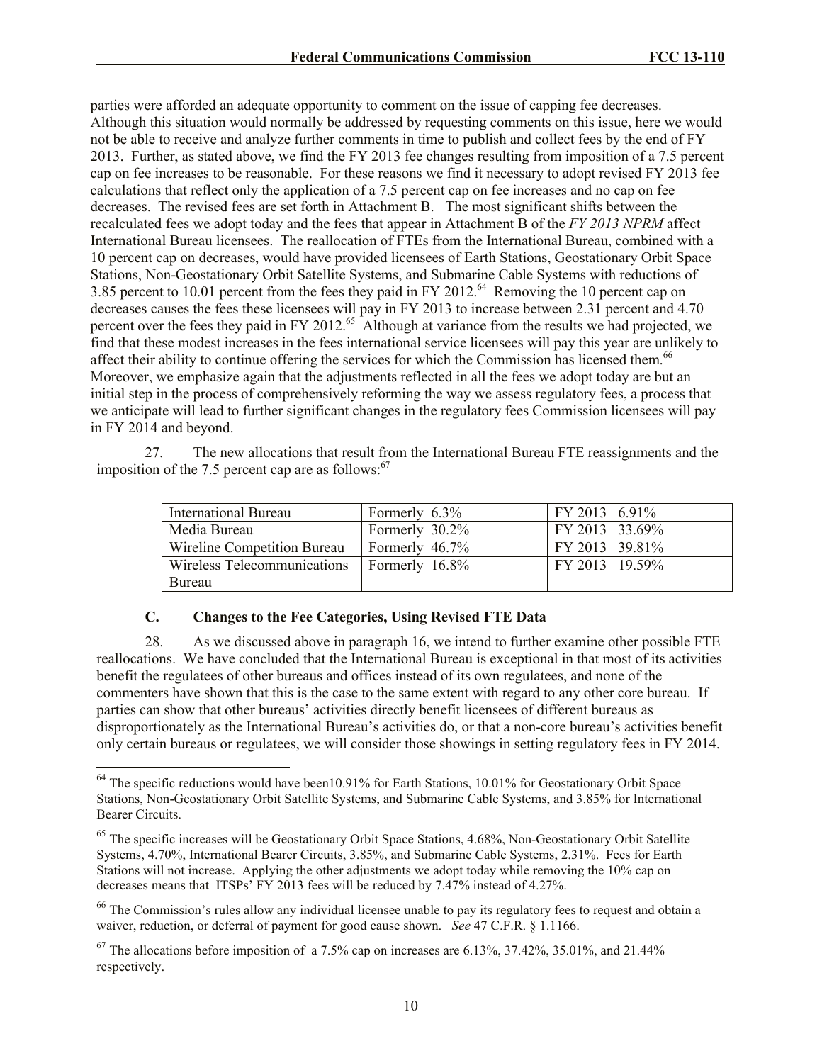parties were afforded an adequate opportunity to comment on the issue of capping fee decreases. Although this situation would normally be addressed by requesting comments on this issue, here we would not be able to receive and analyze further comments in time to publish and collect fees by the end of FY 2013. Further, as stated above, we find the FY 2013 fee changes resulting from imposition of a 7.5 percent cap on fee increases to be reasonable. For these reasons we find it necessary to adopt revised FY 2013 fee calculations that reflect only the application of a 7.5 percent cap on fee increases and no cap on fee decreases. The revised fees are set forth in Attachment B. The most significant shifts between the recalculated fees we adopt today and the fees that appear in Attachment B of the *FY 2013 NPRM* affect International Bureau licensees. The reallocation of FTEs from the International Bureau, combined with a 10 percent cap on decreases, would have provided licensees of Earth Stations, Geostationary Orbit Space Stations, Non-Geostationary Orbit Satellite Systems, and Submarine Cable Systems with reductions of 3.85 percent to 10.01 percent from the fees they paid in FY 2012.[64] Removing the 10 percent cap on decreases causes the fees these licensees will pay in FY 2013 to increase between 2.31 percent and 4.70 percent over the fees they paid in FY 2012.[65] Although at variance from the results we had projected, we find that these modest increases in the fees international service licensees will pay this year are unlikely to affect their ability to continue offering the services for which the Commission has licensed them.[66] Moreover, we emphasize again that the adjustments reflected in all the fees we adopt today are but an initial step in the process of comprehensively reforming the way we assess regulatory fees, a process that we anticipate will lead to further significant changes in the regulatory fees Commission licensees will pay in FY 2014 and beyond.

27. The new allocations that result from the International Bureau FTE reassignments and the imposition of the 7.5 percent cap are as follows:[67]

| | | |
|---|---|---|
| International Bureau | Formerly 6.3% | FY 2013 6.91% |
| Media Bureau | Formerly 30.2% | FY 2013 33.69% |
| Wireline Competition Bureau | Formerly 46.7% | FY 2013 39.81% |
| Wireless Telecommunications Bureau | Formerly 16.8% | FY 2013 19.59% |

### C. Changes to the Fee Categories, Using Revised FTE Data

28. As we discussed above in paragraph 16, we intend to further examine other possible FTE reallocations. We have concluded that the International Bureau is exceptional in that most of its activities benefit the regulatees of other bureaus and offices instead of its own regulatees, and none of the commenters have shown that this is the case to the same extent with regard to any other core bureau. If parties can show that other bureaus' activities directly benefit licensees of different bureaus as disproportionately as the International Bureau's activities do, or that a non-core bureau's activities benefit only certain bureaus or regulatees, we will consider those showings in setting regulatory fees in FY 2014.

---

[64] The specific reductions would have been10.91% for Earth Stations, 10.01% for Geostationary Orbit Space Stations, Non-Geostationary Orbit Satellite Systems, and Submarine Cable Systems, and 3.85% for International Bearer Circuits.

[65] The specific increases will be Geostationary Orbit Space Stations, 4.68%, Non-Geostationary Orbit Satellite Systems, 4.70%, International Bearer Circuits, 3.85%, and Submarine Cable Systems, 2.31%. Fees for Earth Stations will not increase. Applying the other adjustments we adopt today while removing the 10% cap on decreases means that ITSPs' FY 2013 fees will be reduced by 7.47% instead of 4.27%.

[66] The Commission's rules allow any individual licensee unable to pay its regulatory fees to request and obtain a waiver, reduction, or deferral of payment for good cause shown. *See* 47 C.F.R. § 1.1166.

[67] The allocations before imposition of a 7.5% cap on increases are 6.13%, 37.42%, 35.01%, and 21.44% respectively.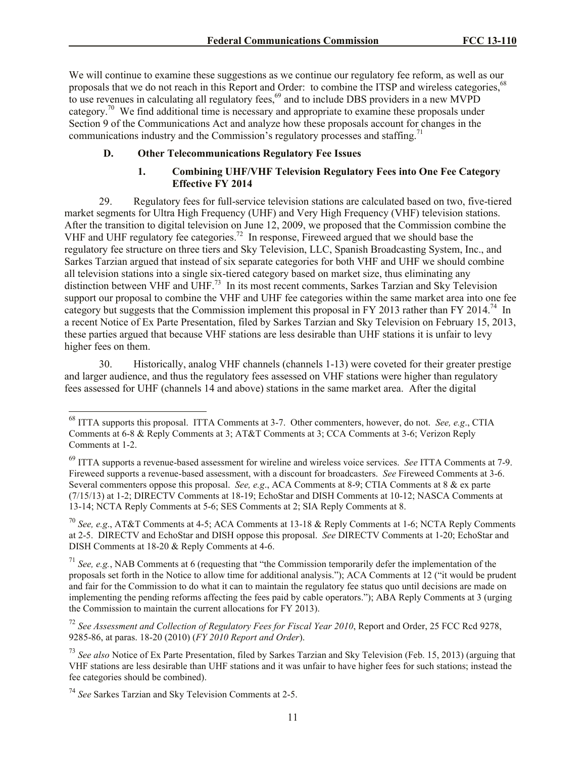We will continue to examine these suggestions as we continue our regulatory fee reform, as well as our proposals that we do not reach in this Report and Order: to combine the ITSP and wireless categories,[68] to use revenues in calculating all regulatory fees,[69] and to include DBS providers in a new MVPD category.[70] We find additional time is necessary and appropriate to examine these proposals under Section 9 of the Communications Act and analyze how these proposals account for changes in the communications industry and the Commission's regulatory processes and staffing.[71]

### D. Other Telecommunications Regulatory Fee Issues

#### 1. Combining UHF/VHF Television Regulatory Fees into One Fee Category Effective FY 2014

29. Regulatory fees for full-service television stations are calculated based on two, five-tiered market segments for Ultra High Frequency (UHF) and Very High Frequency (VHF) television stations. After the transition to digital television on June 12, 2009, we proposed that the Commission combine the VHF and UHF regulatory fee categories.[72] In response, Fireweed argued that we should base the regulatory fee structure on three tiers and Sky Television, LLC, Spanish Broadcasting System, Inc., and Sarkes Tarzian argued that instead of six separate categories for both VHF and UHF we should combine all television stations into a single six-tiered category based on market size, thus eliminating any distinction between VHF and UHF.[73] In its most recent comments, Sarkes Tarzian and Sky Television support our proposal to combine the VHF and UHF fee categories within the same market area into one fee category but suggests that the Commission implement this proposal in FY 2013 rather than FY 2014.[74] In a recent Notice of Ex Parte Presentation, filed by Sarkes Tarzian and Sky Television on February 15, 2013, these parties argued that because VHF stations are less desirable than UHF stations it is unfair to levy higher fees on them.

30. Historically, analog VHF channels (channels 1-13) were coveted for their greater prestige and larger audience, and thus the regulatory fees assessed on VHF stations were higher than regulatory fees assessed for UHF (channels 14 and above) stations in the same market area. After the digital

---

[68] ITTA supports this proposal. ITTA Comments at 3-7. Other commenters, however, do not. *See, e.g*., CTIA Comments at 6-8 & Reply Comments at 3; AT&T Comments at 3; CCA Comments at 3-6; Verizon Reply Comments at 1-2.

[69] ITTA supports a revenue-based assessment for wireline and wireless voice services. *See* ITTA Comments at 7-9. Fireweed supports a revenue-based assessment, with a discount for broadcasters. *See* Fireweed Comments at 3-6. Several commenters oppose this proposal. *See, e.g*., ACA Comments at 8-9; CTIA Comments at 8 & ex parte (7/15/13) at 1-2; DIRECTV Comments at 18-19; EchoStar and DISH Comments at 10-12; NASCA Comments at 13-14; NCTA Reply Comments at 5-6; SES Comments at 2; SIA Reply Comments at 8.

[70] *See, e.g*., AT&T Comments at 4-5; ACA Comments at 13-18 & Reply Comments at 1-6; NCTA Reply Comments at 2-5. DIRECTV and EchoStar and DISH oppose this proposal. *See* DIRECTV Comments at 1-20; EchoStar and DISH Comments at 18-20 & Reply Comments at 4-6.

[71] *See, e.g.*, NAB Comments at 6 (requesting that "the Commission temporarily defer the implementation of the proposals set forth in the Notice to allow time for additional analysis."); ACA Comments at 12 ("it would be prudent and fair for the Commission to do what it can to maintain the regulatory fee status quo until decisions are made on implementing the pending reforms affecting the fees paid by cable operators."); ABA Reply Comments at 3 (urging the Commission to maintain the current allocations for FY 2013).

[72] *See Assessment and Collection of Regulatory Fees for Fiscal Year 2010*, Report and Order, 25 FCC Rcd 9278, 9285-86, at paras. 18-20 (2010) (*FY 2010 Report and Order*).

[73] *See also* Notice of Ex Parte Presentation, filed by Sarkes Tarzian and Sky Television (Feb. 15, 2013) (arguing that VHF stations are less desirable than UHF stations and it was unfair to have higher fees for such stations; instead the fee categories should be combined).

[74] *See* Sarkes Tarzian and Sky Television Comments at 2-5.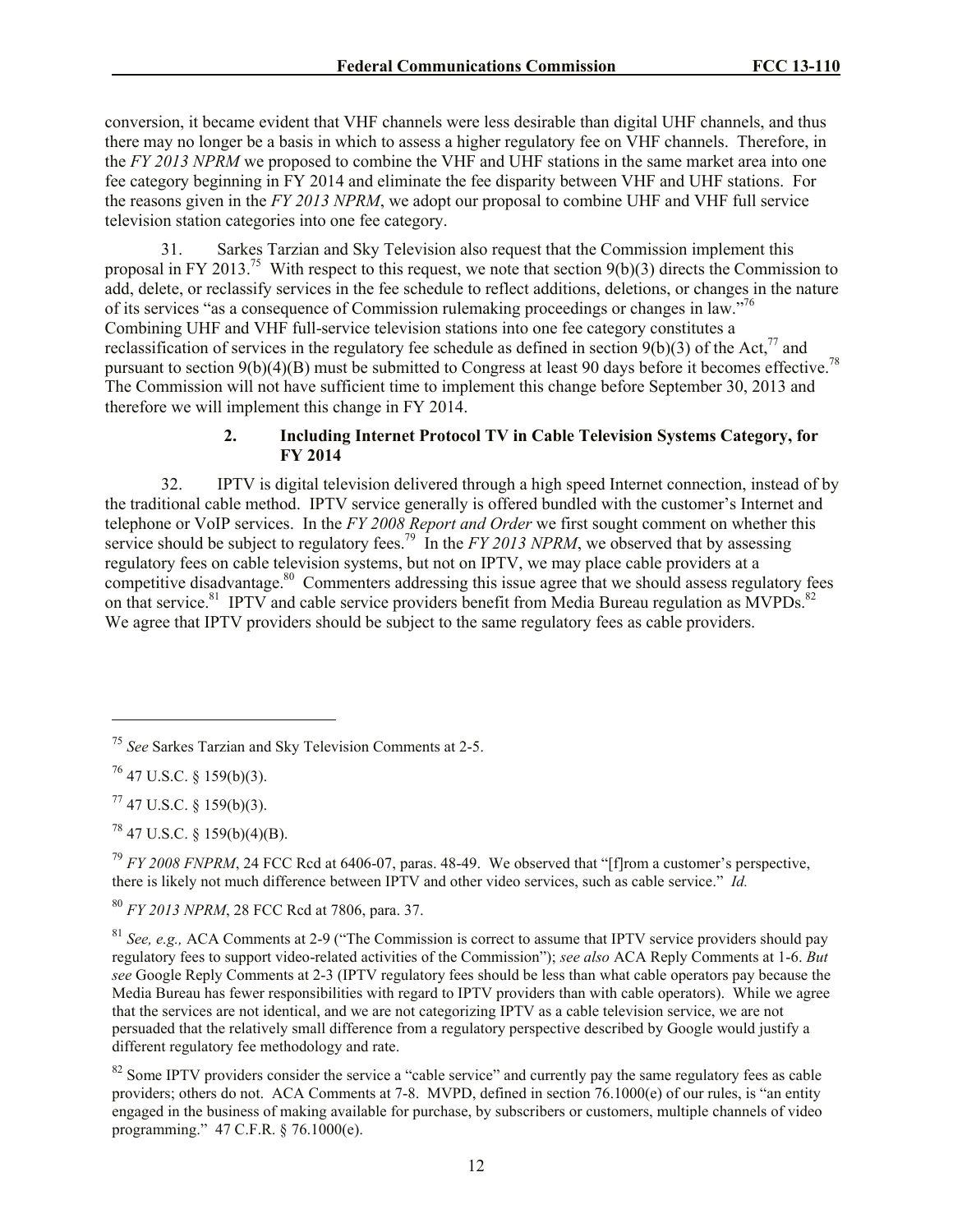conversion, it became evident that VHF channels were less desirable than digital UHF channels, and thus there may no longer be a basis in which to assess a higher regulatory fee on VHF channels. Therefore, in the *FY 2013 NPRM* we proposed to combine the VHF and UHF stations in the same market area into one fee category beginning in FY 2014 and eliminate the fee disparity between VHF and UHF stations. For the reasons given in the *FY 2013 NPRM*, we adopt our proposal to combine UHF and VHF full service television station categories into one fee category.

31. Sarkes Tarzian and Sky Television also request that the Commission implement this proposal in FY 2013.[75] With respect to this request, we note that section 9(b)(3) directs the Commission to add, delete, or reclassify services in the fee schedule to reflect additions, deletions, or changes in the nature of its services "as a consequence of Commission rulemaking proceedings or changes in law."[76] Combining UHF and VHF full-service television stations into one fee category constitutes a reclassification of services in the regulatory fee schedule as defined in section 9(b)(3) of the Act,[77] and pursuant to section 9(b)(4)(B) must be submitted to Congress at least 90 days before it becomes effective.[78] The Commission will not have sufficient time to implement this change before September 30, 2013 and therefore we will implement this change in FY 2014.

### 2. Including Internet Protocol TV in Cable Television Systems Category, for FY 2014

32. IPTV is digital television delivered through a high speed Internet connection, instead of by the traditional cable method. IPTV service generally is offered bundled with the customer's Internet and telephone or VoIP services. In the *FY 2008 Report and Order* we first sought comment on whether this service should be subject to regulatory fees.[79] In the *FY 2013 NPRM*, we observed that by assessing regulatory fees on cable television systems, but not on IPTV, we may place cable providers at a competitive disadvantage.[80] Commenters addressing this issue agree that we should assess regulatory fees on that service.[81] IPTV and cable service providers benefit from Media Bureau regulation as MVPDs.[82] We agree that IPTV providers should be subject to the same regulatory fees as cable providers.

---

[75] *See* Sarkes Tarzian and Sky Television Comments at 2-5.

[76] 47 U.S.C. § 159(b)(3).

[77] 47 U.S.C. § 159(b)(3).

[78] 47 U.S.C. § 159(b)(4)(B).

[79] *FY 2008 FNPRM*, 24 FCC Rcd at 6406-07, paras. 48-49. We observed that "[f]rom a customer's perspective, there is likely not much difference between IPTV and other video services, such as cable service." *Id.*

[80] *FY 2013 NPRM*, 28 FCC Rcd at 7806, para. 37.

[81] *See, e.g.,* ACA Comments at 2-9 ("The Commission is correct to assume that IPTV service providers should pay regulatory fees to support video-related activities of the Commission"); *see also* ACA Reply Comments at 1-6. *But see* Google Reply Comments at 2-3 (IPTV regulatory fees should be less than what cable operators pay because the Media Bureau has fewer responsibilities with regard to IPTV providers than with cable operators). While we agree that the services are not identical, and we are not categorizing IPTV as a cable television service, we are not persuaded that the relatively small difference from a regulatory perspective described by Google would justify a different regulatory fee methodology and rate.

[82] Some IPTV providers consider the service a "cable service" and currently pay the same regulatory fees as cable providers; others do not. ACA Comments at 7-8. MVPD, defined in section 76.1000(e) of our rules, is "an entity engaged in the business of making available for purchase, by subscribers or customers, multiple channels of video programming." 47 C.F.R. § 76.1000(e).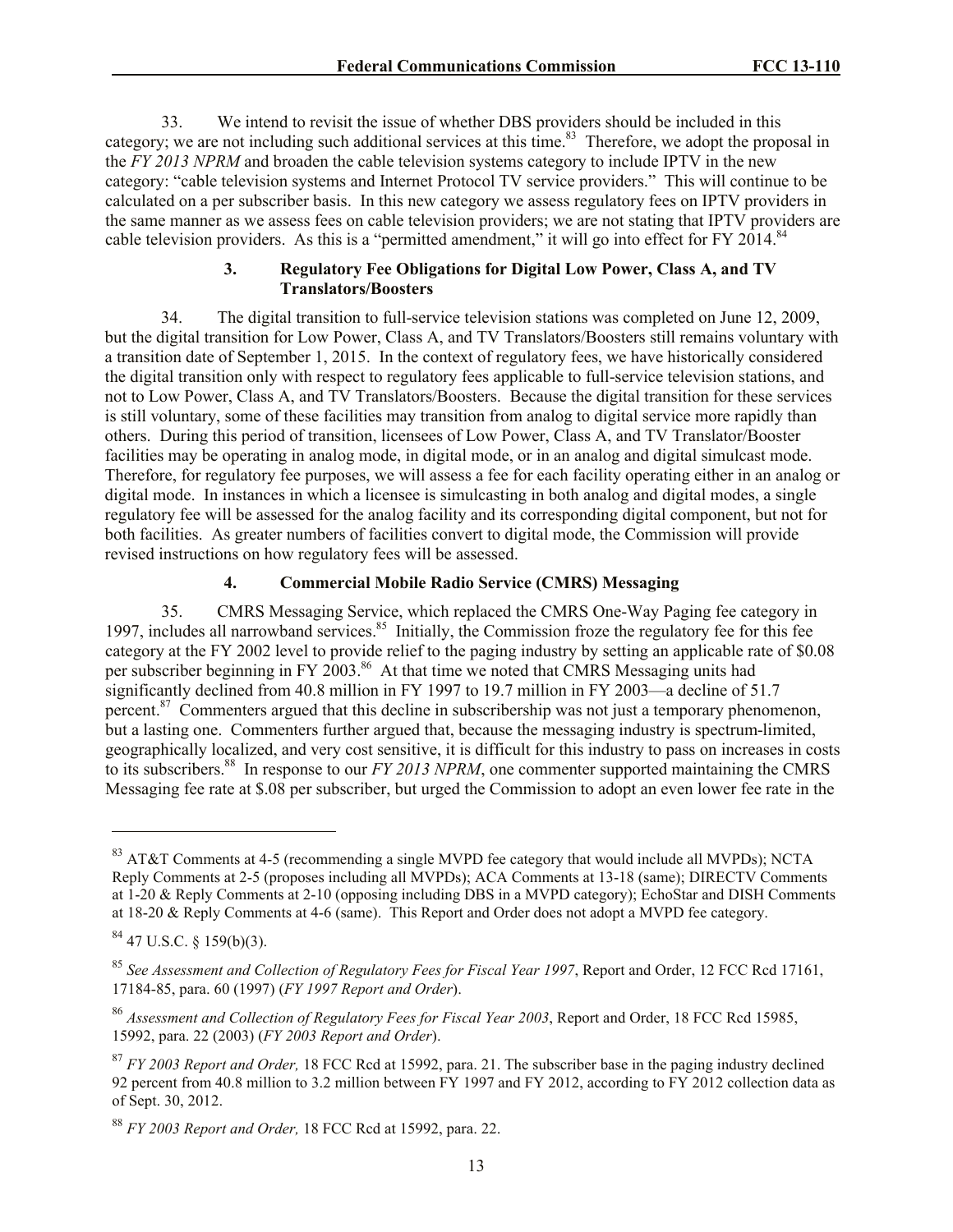33. We intend to revisit the issue of whether DBS providers should be included in this category; we are not including such additional services at this time.[83] Therefore, we adopt the proposal in the *FY 2013 NPRM* and broaden the cable television systems category to include IPTV in the new category: "cable television systems and Internet Protocol TV service providers." This will continue to be calculated on a per subscriber basis. In this new category we assess regulatory fees on IPTV providers in the same manner as we assess fees on cable television providers; we are not stating that IPTV providers are cable television providers. As this is a "permitted amendment," it will go into effect for FY 2014.[84]

### 3. Regulatory Fee Obligations for Digital Low Power, Class A, and TV Translators/Boosters

34. The digital transition to full-service television stations was completed on June 12, 2009, but the digital transition for Low Power, Class A, and TV Translators/Boosters still remains voluntary with a transition date of September 1, 2015. In the context of regulatory fees, we have historically considered the digital transition only with respect to regulatory fees applicable to full-service television stations, and not to Low Power, Class A, and TV Translators/Boosters. Because the digital transition for these services is still voluntary, some of these facilities may transition from analog to digital service more rapidly than others. During this period of transition, licensees of Low Power, Class A, and TV Translator/Booster facilities may be operating in analog mode, in digital mode, or in an analog and digital simulcast mode. Therefore, for regulatory fee purposes, we will assess a fee for each facility operating either in an analog or digital mode. In instances in which a licensee is simulcasting in both analog and digital modes, a single regulatory fee will be assessed for the analog facility and its corresponding digital component, but not for both facilities. As greater numbers of facilities convert to digital mode, the Commission will provide revised instructions on how regulatory fees will be assessed.

### 4. Commercial Mobile Radio Service (CMRS) Messaging

35. CMRS Messaging Service, which replaced the CMRS One-Way Paging fee category in 1997, includes all narrowband services.[85] Initially, the Commission froze the regulatory fee for this fee category at the FY 2002 level to provide relief to the paging industry by setting an applicable rate of $0.08 per subscriber beginning in FY 2003.[86] At that time we noted that CMRS Messaging units had significantly declined from 40.8 million in FY 1997 to 19.7 million in FY 2003—a decline of 51.7 percent.[87] Commenters argued that this decline in subscribership was not just a temporary phenomenon, but a lasting one. Commenters further argued that, because the messaging industry is spectrum-limited, geographically localized, and very cost sensitive, it is difficult for this industry to pass on increases in costs to its subscribers.[88] In response to our *FY 2013 NPRM*, one commenter supported maintaining the CMRS Messaging fee rate at $.08 per subscriber, but urged the Commission to adopt an even lower fee rate in the

---

[83] AT&T Comments at 4-5 (recommending a single MVPD fee category that would include all MVPDs); NCTA Reply Comments at 2-5 (proposes including all MVPDs); ACA Comments at 13-18 (same); DIRECTV Comments at 1-20 & Reply Comments at 2-10 (opposing including DBS in a MVPD category); EchoStar and DISH Comments at 18-20 & Reply Comments at 4-6 (same). This Report and Order does not adopt a MVPD fee category.

[84] 47 U.S.C. § 159(b)(3).

[85] *See Assessment and Collection of Regulatory Fees for Fiscal Year 1997*, Report and Order, 12 FCC Rcd 17161, 17184-85, para. 60 (1997) (*FY 1997 Report and Order*).

[86] *Assessment and Collection of Regulatory Fees for Fiscal Year 2003*, Report and Order, 18 FCC Rcd 15985, 15992, para. 22 (2003) (*FY 2003 Report and Order*).

[87] *FY 2003 Report and Order,* 18 FCC Rcd at 15992, para. 21. The subscriber base in the paging industry declined 92 percent from 40.8 million to 3.2 million between FY 1997 and FY 2012, according to FY 2012 collection data as of Sept. 30, 2012.

[88] *FY 2003 Report and Order,* 18 FCC Rcd at 15992, para. 22.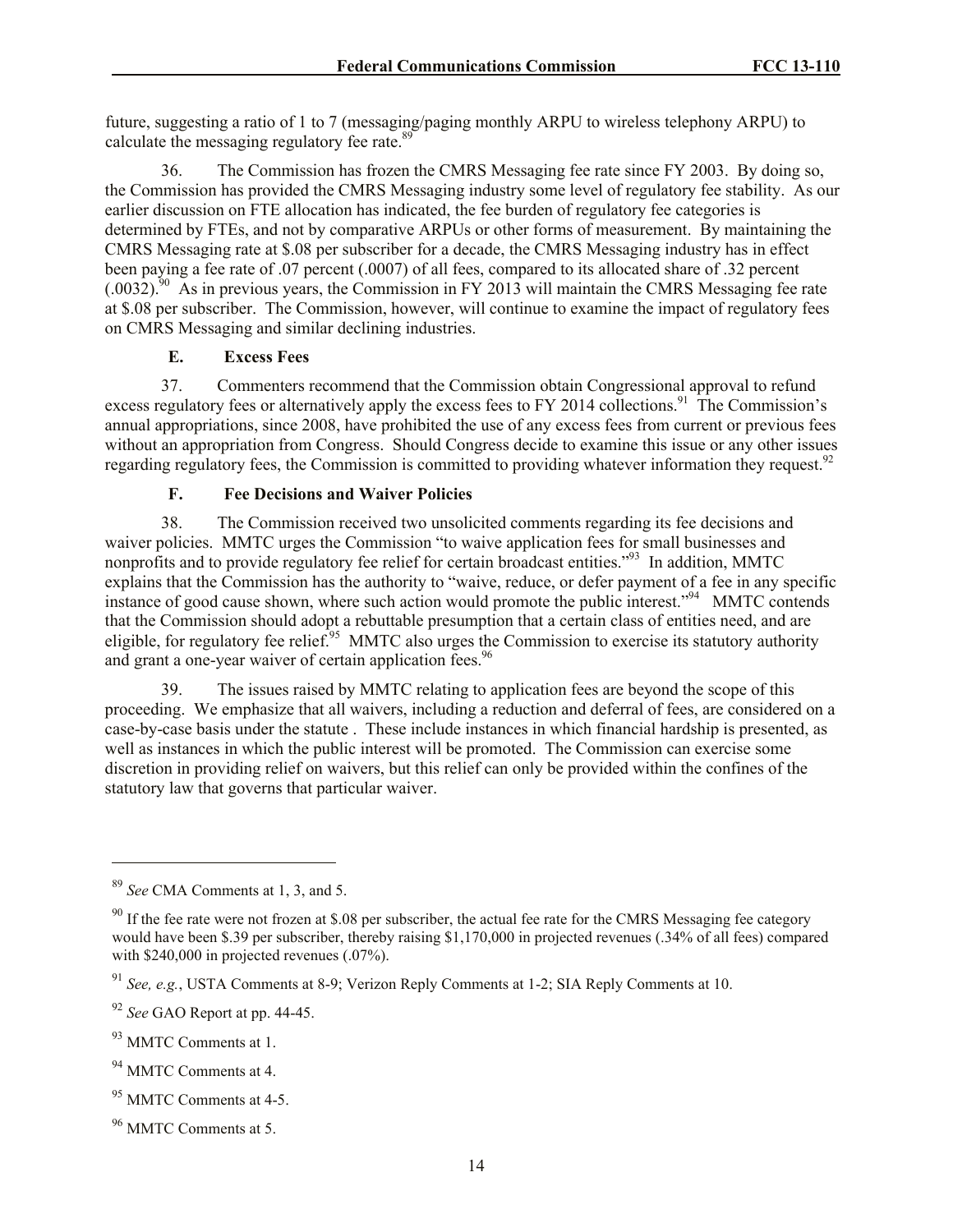future, suggesting a ratio of 1 to 7 (messaging/paging monthly ARPU to wireless telephony ARPU) to calculate the messaging regulatory fee rate.[89]

36. The Commission has frozen the CMRS Messaging fee rate since FY 2003. By doing so, the Commission has provided the CMRS Messaging industry some level of regulatory fee stability. As our earlier discussion on FTE allocation has indicated, the fee burden of regulatory fee categories is determined by FTEs, and not by comparative ARPUs or other forms of measurement. By maintaining the CMRS Messaging rate at $.08 per subscriber for a decade, the CMRS Messaging industry has in effect been paying a fee rate of .07 percent (.0007) of all fees, compared to its allocated share of .32 percent (.0032).[90] As in previous years, the Commission in FY 2013 will maintain the CMRS Messaging fee rate at $.08 per subscriber. The Commission, however, will continue to examine the impact of regulatory fees on CMRS Messaging and similar declining industries.

### E. Excess Fees

37. Commenters recommend that the Commission obtain Congressional approval to refund excess regulatory fees or alternatively apply the excess fees to FY 2014 collections.[91] The Commission's annual appropriations, since 2008, have prohibited the use of any excess fees from current or previous fees without an appropriation from Congress. Should Congress decide to examine this issue or any other issues regarding regulatory fees, the Commission is committed to providing whatever information they request.[92]

### F. Fee Decisions and Waiver Policies

38. The Commission received two unsolicited comments regarding its fee decisions and waiver policies. MMTC urges the Commission "to waive application fees for small businesses and nonprofits and to provide regulatory fee relief for certain broadcast entities."[93] In addition, MMTC explains that the Commission has the authority to "waive, reduce, or defer payment of a fee in any specific instance of good cause shown, where such action would promote the public interest."[94] MMTC contends that the Commission should adopt a rebuttable presumption that a certain class of entities need, and are eligible, for regulatory fee relief.[95] MMTC also urges the Commission to exercise its statutory authority and grant a one-year waiver of certain application fees.[96]

39. The issues raised by MMTC relating to application fees are beyond the scope of this proceeding. We emphasize that all waivers, including a reduction and deferral of fees, are considered on a case-by-case basis under the statute . These include instances in which financial hardship is presented, as well as instances in which the public interest will be promoted. The Commission can exercise some discretion in providing relief on waivers, but this relief can only be provided within the confines of the statutory law that governs that particular waiver.

---

[89] *See* CMA Comments at 1, 3, and 5.

[90] If the fee rate were not frozen at $.08 per subscriber, the actual fee rate for the CMRS Messaging fee category would have been $.39 per subscriber, thereby raising $1,170,000 in projected revenues (.34% of all fees) compared with $240,000 in projected revenues (.07%).

[91] *See, e.g.*, USTA Comments at 8-9; Verizon Reply Comments at 1-2; SIA Reply Comments at 10.

[92] *See* GAO Report at pp. 44-45.

[93] MMTC Comments at 1.

[94] MMTC Comments at 4.

[95] MMTC Comments at 4-5.

[96] MMTC Comments at 5.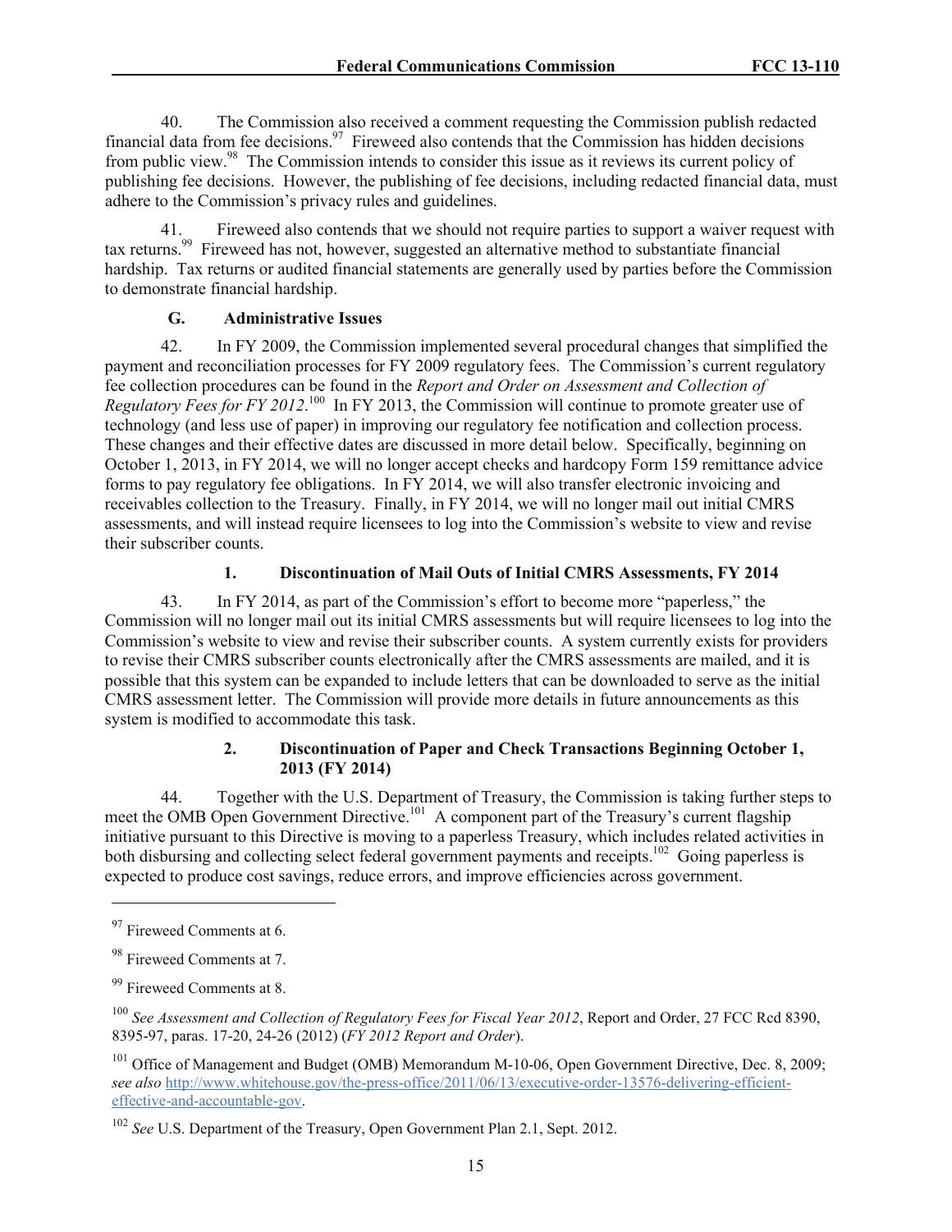40. The Commission also received a comment requesting the Commission publish redacted financial data from fee decisions.[97] Fireweed also contends that the Commission has hidden decisions from public view.[98] The Commission intends to consider this issue as it reviews its current policy of publishing fee decisions. However, the publishing of fee decisions, including redacted financial data, must adhere to the Commission's privacy rules and guidelines.

41. Fireweed also contends that we should not require parties to support a waiver request with tax returns.[99] Fireweed has not, however, suggested an alternative method to substantiate financial hardship. Tax returns or audited financial statements are generally used by parties before the Commission to demonstrate financial hardship.

### G. Administrative Issues

42. In FY 2009, the Commission implemented several procedural changes that simplified the payment and reconciliation processes for FY 2009 regulatory fees. The Commission's current regulatory fee collection procedures can be found in the *Report and Order on Assessment and Collection of Regulatory Fees for FY 2012*.[100] In FY 2013, the Commission will continue to promote greater use of technology (and less use of paper) in improving our regulatory fee notification and collection process. These changes and their effective dates are discussed in more detail below. Specifically, beginning on October 1, 2013, in FY 2014, we will no longer accept checks and hardcopy Form 159 remittance advice forms to pay regulatory fee obligations. In FY 2014, we will also transfer electronic invoicing and receivables collection to the Treasury. Finally, in FY 2014, we will no longer mail out initial CMRS assessments, and will instead require licensees to log into the Commission's website to view and revise their subscriber counts.

#### 1. Discontinuation of Mail Outs of Initial CMRS Assessments, FY 2014

43. In FY 2014, as part of the Commission's effort to become more "paperless," the Commission will no longer mail out its initial CMRS assessments but will require licensees to log into the Commission's website to view and revise their subscriber counts. A system currently exists for providers to revise their CMRS subscriber counts electronically after the CMRS assessments are mailed, and it is possible that this system can be expanded to include letters that can be downloaded to serve as the initial CMRS assessment letter. The Commission will provide more details in future announcements as this system is modified to accommodate this task.

#### 2. Discontinuation of Paper and Check Transactions Beginning October 1, 2013 (FY 2014)

44. Together with the U.S. Department of Treasury, the Commission is taking further steps to meet the OMB Open Government Directive.[101] A component part of the Treasury's current flagship initiative pursuant to this Directive is moving to a paperless Treasury, which includes related activities in both disbursing and collecting select federal government payments and receipts.[102] Going paperless is expected to produce cost savings, reduce errors, and improve efficiencies across government.

---

[97] Fireweed Comments at 6.

[98] Fireweed Comments at 7.

[99] Fireweed Comments at 8.

[100] *See Assessment and Collection of Regulatory Fees for Fiscal Year 2012*, Report and Order, 27 FCC Rcd 8390, 8395-97, paras. 17-20, 24-26 (2012) (*FY 2012 Report and Order*).

[101] Office of Management and Budget (OMB) Memorandum M-10-06, Open Government Directive, Dec. 8, 2009; *see also* http://www.whitehouse.gov/the-press-office/2011/06/13/executive-order-13576-delivering-efficient-effective-and-accountable-gov.

[102] *See* U.S. Department of the Treasury, Open Government Plan 2.1, Sept. 2012.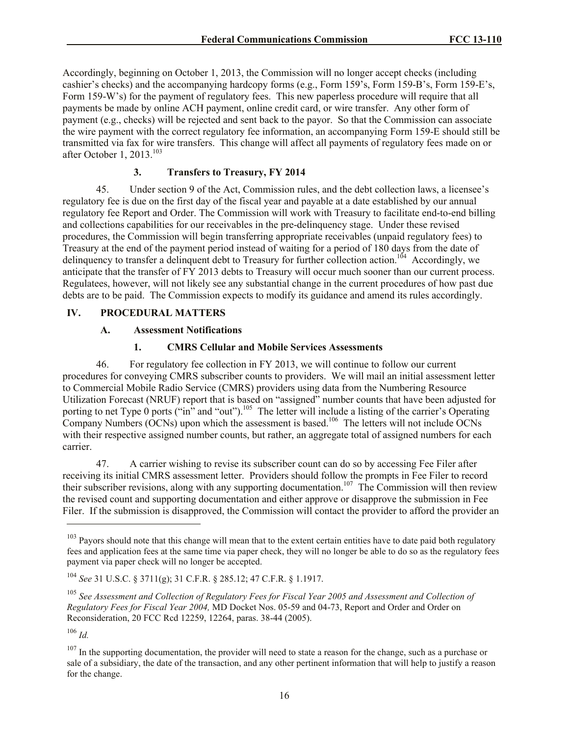Accordingly, beginning on October 1, 2013, the Commission will no longer accept checks (including cashier's checks) and the accompanying hardcopy forms (e.g., Form 159's, Form 159-B's, Form 159-E's, Form 159-W's) for the payment of regulatory fees. This new paperless procedure will require that all payments be made by online ACH payment, online credit card, or wire transfer. Any other form of payment (e.g., checks) will be rejected and sent back to the payor. So that the Commission can associate the wire payment with the correct regulatory fee information, an accompanying Form 159-E should still be transmitted via fax for wire transfers. This change will affect all payments of regulatory fees made on or after October 1, 2013.[103]

### 3. Transfers to Treasury, FY 2014

45. Under section 9 of the Act, Commission rules, and the debt collection laws, a licensee's regulatory fee is due on the first day of the fiscal year and payable at a date established by our annual regulatory fee Report and Order. The Commission will work with Treasury to facilitate end-to-end billing and collections capabilities for our receivables in the pre-delinquency stage. Under these revised procedures, the Commission will begin transferring appropriate receivables (unpaid regulatory fees) to Treasury at the end of the payment period instead of waiting for a period of 180 days from the date of delinquency to transfer a delinquent debt to Treasury for further collection action.[104] Accordingly, we anticipate that the transfer of FY 2013 debts to Treasury will occur much sooner than our current process. Regulatees, however, will not likely see any substantial change in the current procedures of how past due debts are to be paid. The Commission expects to modify its guidance and amend its rules accordingly.

## IV. PROCEDURAL MATTERS

### A. Assessment Notifications

#### 1. CMRS Cellular and Mobile Services Assessments

46. For regulatory fee collection in FY 2013, we will continue to follow our current procedures for conveying CMRS subscriber counts to providers. We will mail an initial assessment letter to Commercial Mobile Radio Service (CMRS) providers using data from the Numbering Resource Utilization Forecast (NRUF) report that is based on "assigned" number counts that have been adjusted for porting to net Type 0 ports ("in" and "out").[105] The letter will include a listing of the carrier's Operating Company Numbers (OCNs) upon which the assessment is based.[106] The letters will not include OCNs with their respective assigned number counts, but rather, an aggregate total of assigned numbers for each carrier.

47. A carrier wishing to revise its subscriber count can do so by accessing Fee Filer after receiving its initial CMRS assessment letter. Providers should follow the prompts in Fee Filer to record their subscriber revisions, along with any supporting documentation.[107] The Commission will then review the revised count and supporting documentation and either approve or disapprove the submission in Fee Filer. If the submission is disapproved, the Commission will contact the provider to afford the provider an

---

[103] Payors should note that this change will mean that to the extent certain entities have to date paid both regulatory fees and application fees at the same time via paper check, they will no longer be able to do so as the regulatory fees payment via paper check will no longer be accepted.

[104] *See* 31 U.S.C. § 3711(g); 31 C.F.R. § 285.12; 47 C.F.R. § 1.1917.

[105] *See Assessment and Collection of Regulatory Fees for Fiscal Year 2005 and Assessment and Collection of Regulatory Fees for Fiscal Year 2004,* MD Docket Nos. 05-59 and 04-73, Report and Order and Order on Reconsideration, 20 FCC Rcd 12259, 12264, paras. 38-44 (2005).

[106] *Id.*

[107] In the supporting documentation, the provider will need to state a reason for the change, such as a purchase or sale of a subsidiary, the date of the transaction, and any other pertinent information that will help to justify a reason for the change.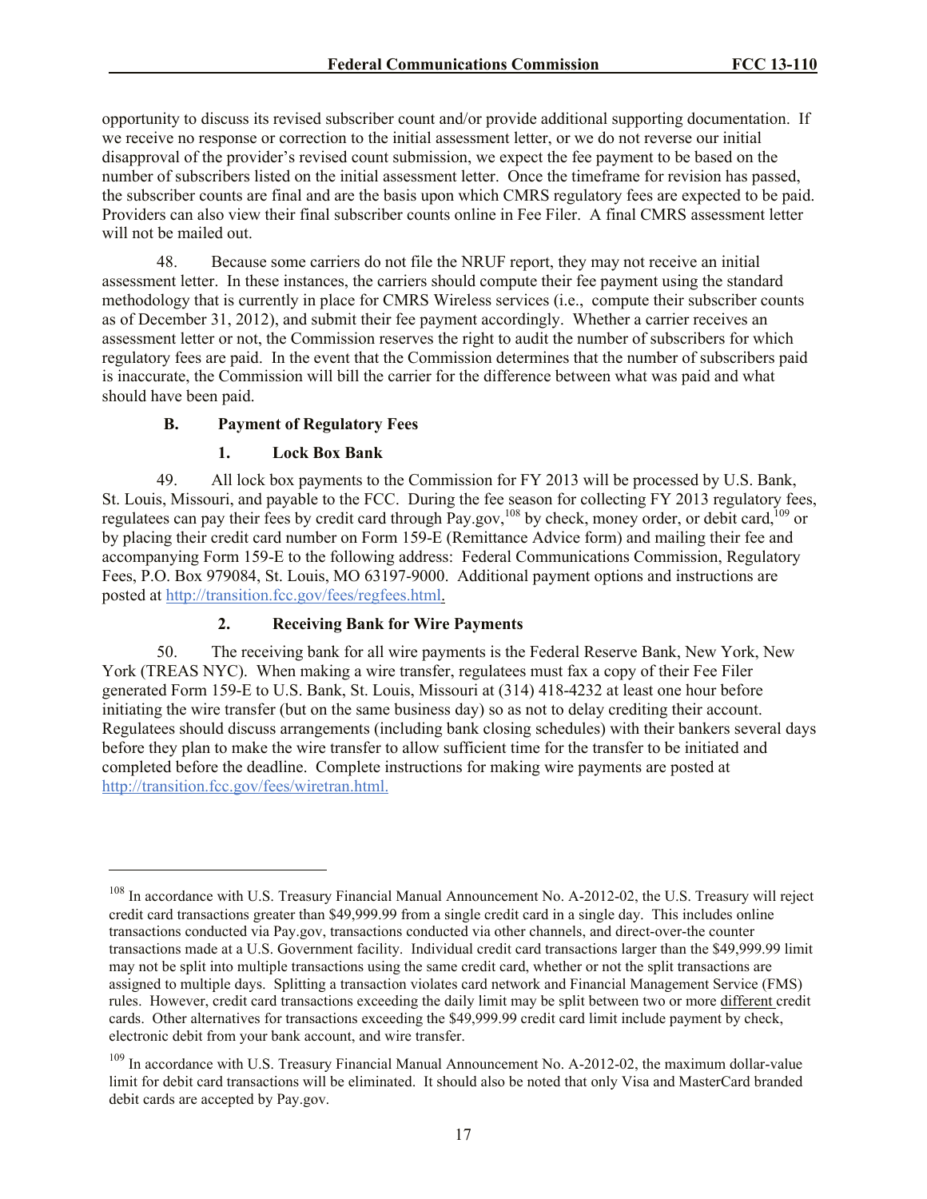opportunity to discuss its revised subscriber count and/or provide additional supporting documentation. If we receive no response or correction to the initial assessment letter, or we do not reverse our initial disapproval of the provider's revised count submission, we expect the fee payment to be based on the number of subscribers listed on the initial assessment letter. Once the timeframe for revision has passed, the subscriber counts are final and are the basis upon which CMRS regulatory fees are expected to be paid. Providers can also view their final subscriber counts online in Fee Filer. A final CMRS assessment letter will not be mailed out.

48. Because some carriers do not file the NRUF report, they may not receive an initial assessment letter. In these instances, the carriers should compute their fee payment using the standard methodology that is currently in place for CMRS Wireless services (i.e., compute their subscriber counts as of December 31, 2012), and submit their fee payment accordingly. Whether a carrier receives an assessment letter or not, the Commission reserves the right to audit the number of subscribers for which regulatory fees are paid. In the event that the Commission determines that the number of subscribers paid is inaccurate, the Commission will bill the carrier for the difference between what was paid and what should have been paid.

### B. Payment of Regulatory Fees

#### 1. Lock Box Bank

49. All lock box payments to the Commission for FY 2013 will be processed by U.S. Bank, St. Louis, Missouri, and payable to the FCC. During the fee season for collecting FY 2013 regulatory fees, regulatees can pay their fees by credit card through Pay.gov,[108] by check, money order, or debit card,[109] or by placing their credit card number on Form 159-E (Remittance Advice form) and mailing their fee and accompanying Form 159-E to the following address: Federal Communications Commission, Regulatory Fees, P.O. Box 979084, St. Louis, MO 63197-9000. Additional payment options and instructions are posted at http://transition.fcc.gov/fees/regfees.html.

#### 2. Receiving Bank for Wire Payments

50. The receiving bank for all wire payments is the Federal Reserve Bank, New York, New York (TREAS NYC). When making a wire transfer, regulatees must fax a copy of their Fee Filer generated Form 159-E to U.S. Bank, St. Louis, Missouri at (314) 418-4232 at least one hour before initiating the wire transfer (but on the same business day) so as not to delay crediting their account. Regulatees should discuss arrangements (including bank closing schedules) with their bankers several days before they plan to make the wire transfer to allow sufficient time for the transfer to be initiated and completed before the deadline. Complete instructions for making wire payments are posted at http://transition.fcc.gov/fees/wiretran.html.

---

[108] In accordance with U.S. Treasury Financial Manual Announcement No. A-2012-02, the U.S. Treasury will reject credit card transactions greater than $49,999.99 from a single credit card in a single day. This includes online transactions conducted via Pay.gov, transactions conducted via other channels, and direct-over-the counter transactions made at a U.S. Government facility. Individual credit card transactions larger than the $49,999.99 limit may not be split into multiple transactions using the same credit card, whether or not the split transactions are assigned to multiple days. Splitting a transaction violates card network and Financial Management Service (FMS) rules. However, credit card transactions exceeding the daily limit may be split between two or more different credit cards. Other alternatives for transactions exceeding the $49,999.99 credit card limit include payment by check, electronic debit from your bank account, and wire transfer.

[109] In accordance with U.S. Treasury Financial Manual Announcement No. A-2012-02, the maximum dollar-value limit for debit card transactions will be eliminated. It should also be noted that only Visa and MasterCard branded debit cards are accepted by Pay.gov.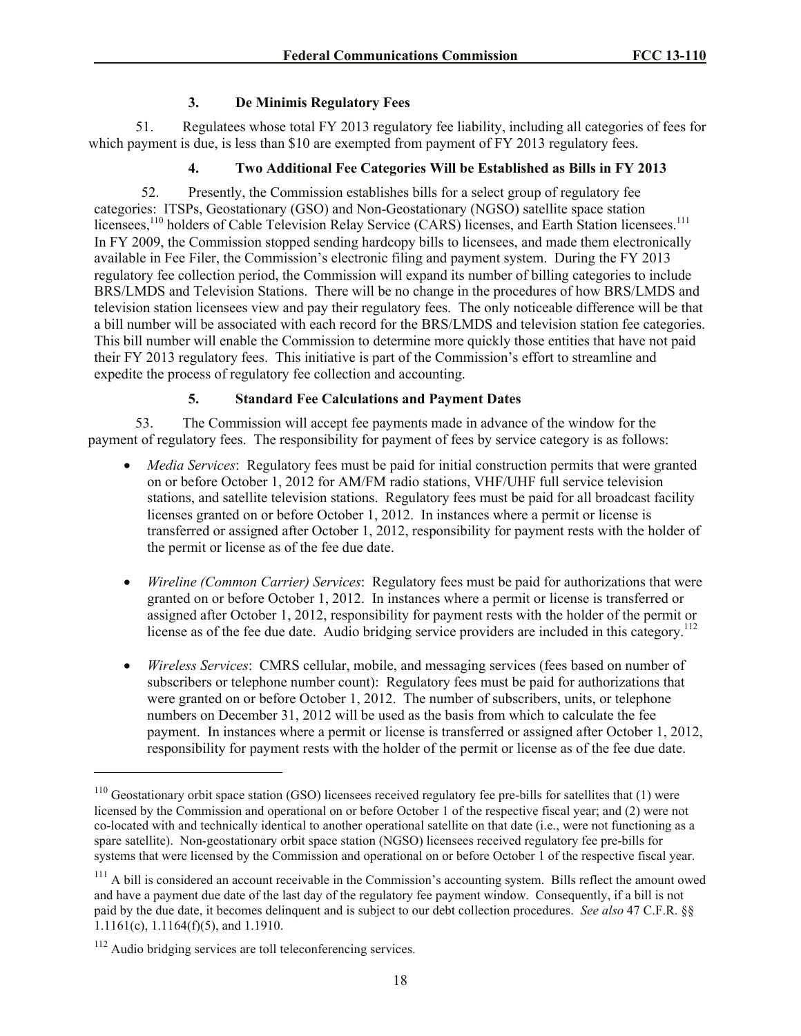### 3. De Minimis Regulatory Fees

51. Regulatees whose total FY 2013 regulatory fee liability, including all categories of fees for which payment is due, is less than $10 are exempted from payment of FY 2013 regulatory fees.

### 4. Two Additional Fee Categories Will be Established as Bills in FY 2013

52. Presently, the Commission establishes bills for a select group of regulatory fee categories: ITSPs, Geostationary (GSO) and Non-Geostationary (NGSO) satellite space station licensees,[110] holders of Cable Television Relay Service (CARS) licenses, and Earth Station licensees.[111] In FY 2009, the Commission stopped sending hardcopy bills to licensees, and made them electronically available in Fee Filer, the Commission's electronic filing and payment system. During the FY 2013 regulatory fee collection period, the Commission will expand its number of billing categories to include BRS/LMDS and Television Stations. There will be no change in the procedures of how BRS/LMDS and television station licensees view and pay their regulatory fees. The only noticeable difference will be that a bill number will be associated with each record for the BRS/LMDS and television station fee categories. This bill number will enable the Commission to determine more quickly those entities that have not paid their FY 2013 regulatory fees. This initiative is part of the Commission's effort to streamline and expedite the process of regulatory fee collection and accounting.

### 5. Standard Fee Calculations and Payment Dates

53. The Commission will accept fee payments made in advance of the window for the payment of regulatory fees. The responsibility for payment of fees by service category is as follows:

- *Media Services*: Regulatory fees must be paid for initial construction permits that were granted on or before October 1, 2012 for AM/FM radio stations, VHF/UHF full service television stations, and satellite television stations. Regulatory fees must be paid for all broadcast facility licenses granted on or before October 1, 2012. In instances where a permit or license is transferred or assigned after October 1, 2012, responsibility for payment rests with the holder of the permit or license as of the fee due date.

- *Wireline (Common Carrier) Services*: Regulatory fees must be paid for authorizations that were granted on or before October 1, 2012. In instances where a permit or license is transferred or assigned after October 1, 2012, responsibility for payment rests with the holder of the permit or license as of the fee due date. Audio bridging service providers are included in this category.[112]

- *Wireless Services*: CMRS cellular, mobile, and messaging services (fees based on number of subscribers or telephone number count): Regulatory fees must be paid for authorizations that were granted on or before October 1, 2012. The number of subscribers, units, or telephone numbers on December 31, 2012 will be used as the basis from which to calculate the fee payment. In instances where a permit or license is transferred or assigned after October 1, 2012, responsibility for payment rests with the holder of the permit or license as of the fee due date.

---

[110] Geostationary orbit space station (GSO) licensees received regulatory fee pre-bills for satellites that (1) were licensed by the Commission and operational on or before October 1 of the respective fiscal year; and (2) were not co-located with and technically identical to another operational satellite on that date (i.e., were not functioning as a spare satellite). Non-geostationary orbit space station (NGSO) licensees received regulatory fee pre-bills for systems that were licensed by the Commission and operational on or before October 1 of the respective fiscal year.

[111] A bill is considered an account receivable in the Commission's accounting system. Bills reflect the amount owed and have a payment due date of the last day of the regulatory fee payment window. Consequently, if a bill is not paid by the due date, it becomes delinquent and is subject to our debt collection procedures. *See also* 47 C.F.R. §§ 1.1161(c), 1.1164(f)(5), and 1.1910.

[112] Audio bridging services are toll teleconferencing services.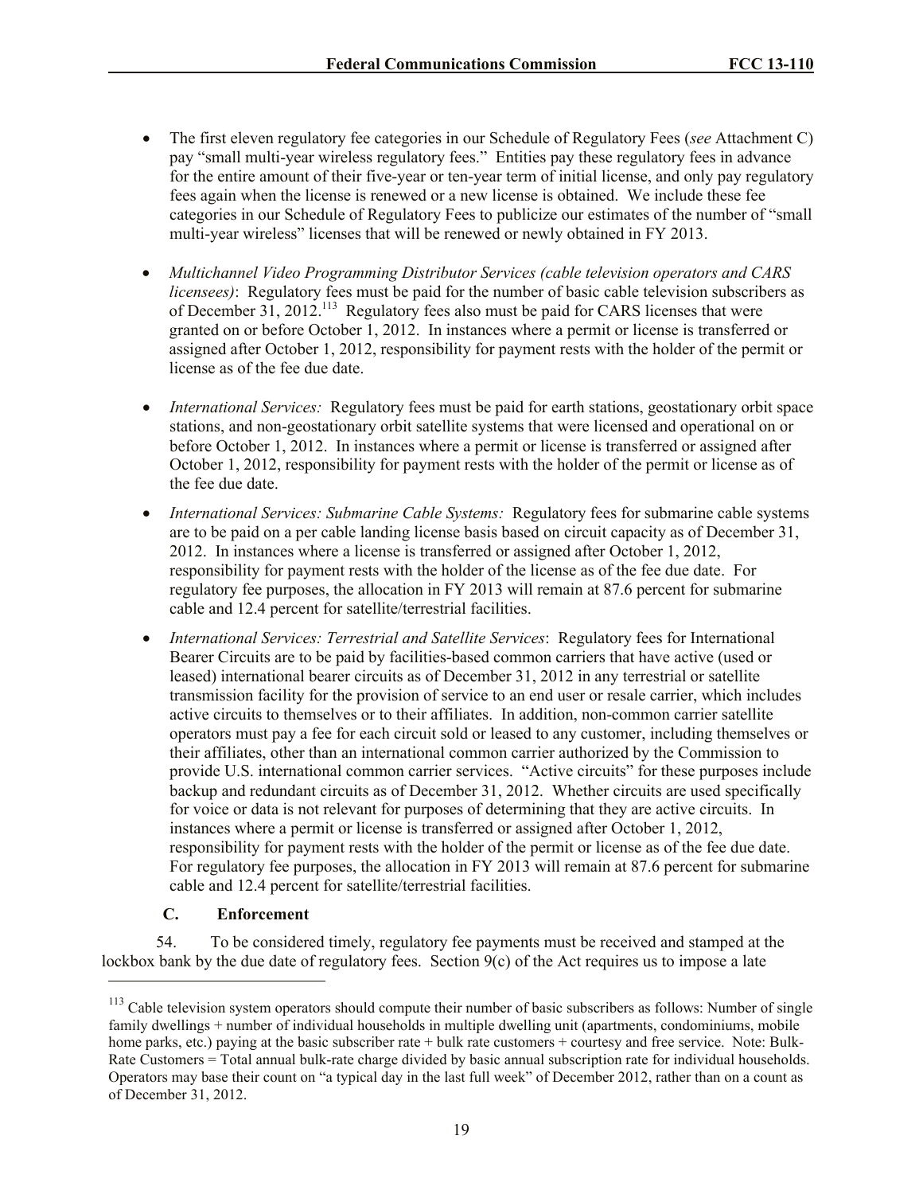- The first eleven regulatory fee categories in our Schedule of Regulatory Fees (*see* Attachment C) pay "small multi-year wireless regulatory fees." Entities pay these regulatory fees in advance for the entire amount of their five-year or ten-year term of initial license, and only pay regulatory fees again when the license is renewed or a new license is obtained. We include these fee categories in our Schedule of Regulatory Fees to publicize our estimates of the number of "small multi-year wireless" licenses that will be renewed or newly obtained in FY 2013.

- *Multichannel Video Programming Distributor Services (cable television operators and CARS licensees)*: Regulatory fees must be paid for the number of basic cable television subscribers as of December 31, 2012.[113] Regulatory fees also must be paid for CARS licenses that were granted on or before October 1, 2012. In instances where a permit or license is transferred or assigned after October 1, 2012, responsibility for payment rests with the holder of the permit or license as of the fee due date.

- *International Services:* Regulatory fees must be paid for earth stations, geostationary orbit space stations, and non-geostationary orbit satellite systems that were licensed and operational on or before October 1, 2012. In instances where a permit or license is transferred or assigned after October 1, 2012, responsibility for payment rests with the holder of the permit or license as of the fee due date.

- *International Services: Submarine Cable Systems:* Regulatory fees for submarine cable systems are to be paid on a per cable landing license basis based on circuit capacity as of December 31, 2012. In instances where a license is transferred or assigned after October 1, 2012, responsibility for payment rests with the holder of the license as of the fee due date. For regulatory fee purposes, the allocation in FY 2013 will remain at 87.6 percent for submarine cable and 12.4 percent for satellite/terrestrial facilities.

- *International Services: Terrestrial and Satellite Services*: Regulatory fees for International Bearer Circuits are to be paid by facilities-based common carriers that have active (used or leased) international bearer circuits as of December 31, 2012 in any terrestrial or satellite transmission facility for the provision of service to an end user or resale carrier, which includes active circuits to themselves or to their affiliates. In addition, non-common carrier satellite operators must pay a fee for each circuit sold or leased to any customer, including themselves or their affiliates, other than an international common carrier authorized by the Commission to provide U.S. international common carrier services. "Active circuits" for these purposes include backup and redundant circuits as of December 31, 2012. Whether circuits are used specifically for voice or data is not relevant for purposes of determining that they are active circuits. In instances where a permit or license is transferred or assigned after October 1, 2012, responsibility for payment rests with the holder of the permit or license as of the fee due date. For regulatory fee purposes, the allocation in FY 2013 will remain at 87.6 percent for submarine cable and 12.4 percent for satellite/terrestrial facilities.

### C. Enforcement

54. To be considered timely, regulatory fee payments must be received and stamped at the lockbox bank by the due date of regulatory fees. Section 9(c) of the Act requires us to impose a late

---

[113] Cable television system operators should compute their number of basic subscribers as follows: Number of single family dwellings + number of individual households in multiple dwelling unit (apartments, condominiums, mobile home parks, etc.) paying at the basic subscriber rate + bulk rate customers + courtesy and free service. Note: Bulk-Rate Customers = Total annual bulk-rate charge divided by basic annual subscription rate for individual households. Operators may base their count on "a typical day in the last full week" of December 2012, rather than on a count as of December 31, 2012.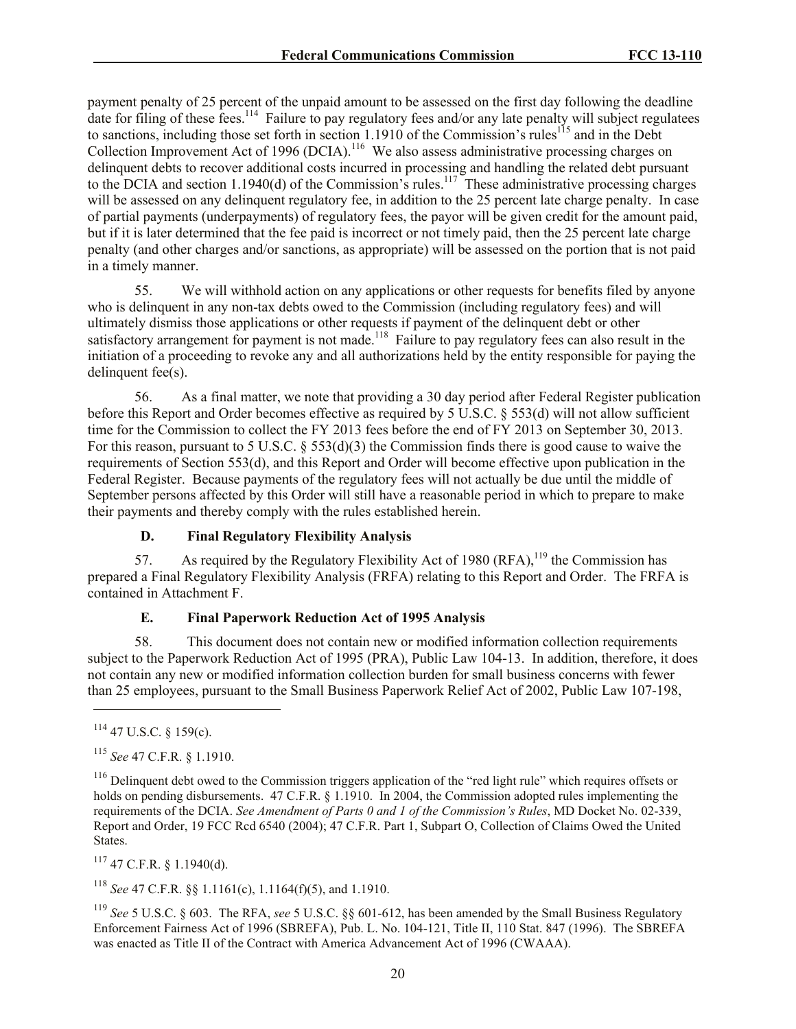payment penalty of 25 percent of the unpaid amount to be assessed on the first day following the deadline date for filing of these fees.[114] Failure to pay regulatory fees and/or any late penalty will subject regulatees to sanctions, including those set forth in section 1.1910 of the Commission's rules[115] and in the Debt Collection Improvement Act of 1996 (DCIA).[116] We also assess administrative processing charges on delinquent debts to recover additional costs incurred in processing and handling the related debt pursuant to the DCIA and section 1.1940(d) of the Commission's rules.[117] These administrative processing charges will be assessed on any delinquent regulatory fee, in addition to the 25 percent late charge penalty. In case of partial payments (underpayments) of regulatory fees, the payor will be given credit for the amount paid, but if it is later determined that the fee paid is incorrect or not timely paid, then the 25 percent late charge penalty (and other charges and/or sanctions, as appropriate) will be assessed on the portion that is not paid in a timely manner.

55. We will withhold action on any applications or other requests for benefits filed by anyone who is delinquent in any non-tax debts owed to the Commission (including regulatory fees) and will ultimately dismiss those applications or other requests if payment of the delinquent debt or other satisfactory arrangement for payment is not made.[118] Failure to pay regulatory fees can also result in the initiation of a proceeding to revoke any and all authorizations held by the entity responsible for paying the delinquent fee(s).

56. As a final matter, we note that providing a 30 day period after Federal Register publication before this Report and Order becomes effective as required by 5 U.S.C. § 553(d) will not allow sufficient time for the Commission to collect the FY 2013 fees before the end of FY 2013 on September 30, 2013. For this reason, pursuant to 5 U.S.C. § 553(d)(3) the Commission finds there is good cause to waive the requirements of Section 553(d), and this Report and Order will become effective upon publication in the Federal Register. Because payments of the regulatory fees will not actually be due until the middle of September persons affected by this Order will still have a reasonable period in which to prepare to make their payments and thereby comply with the rules established herein.

### D. Final Regulatory Flexibility Analysis

57. As required by the Regulatory Flexibility Act of 1980 (RFA),[119] the Commission has prepared a Final Regulatory Flexibility Analysis (FRFA) relating to this Report and Order. The FRFA is contained in Attachment F.

### E. Final Paperwork Reduction Act of 1995 Analysis

58. This document does not contain new or modified information collection requirements subject to the Paperwork Reduction Act of 1995 (PRA), Public Law 104-13. In addition, therefore, it does not contain any new or modified information collection burden for small business concerns with fewer than 25 employees, pursuant to the Small Business Paperwork Relief Act of 2002, Public Law 107-198,

---

[114] 47 U.S.C. § 159(c).

[115] *See* 47 C.F.R. § 1.1910.

[116] Delinquent debt owed to the Commission triggers application of the "red light rule" which requires offsets or holds on pending disbursements. 47 C.F.R. § 1.1910. In 2004, the Commission adopted rules implementing the requirements of the DCIA. *See Amendment of Parts 0 and 1 of the Commission's Rules*, MD Docket No. 02-339, Report and Order, 19 FCC Rcd 6540 (2004); 47 C.F.R. Part 1, Subpart O, Collection of Claims Owed the United States.

[117] 47 C.F.R. § 1.1940(d).

[118] *See* 47 C.F.R. §§ 1.1161(c), 1.1164(f)(5), and 1.1910.

[119] *See* 5 U.S.C. § 603. The RFA, *see* 5 U.S.C. §§ 601-612, has been amended by the Small Business Regulatory Enforcement Fairness Act of 1996 (SBREFA), Pub. L. No. 104-121, Title II, 110 Stat. 847 (1996). The SBREFA was enacted as Title II of the Contract with America Advancement Act of 1996 (CWAAA).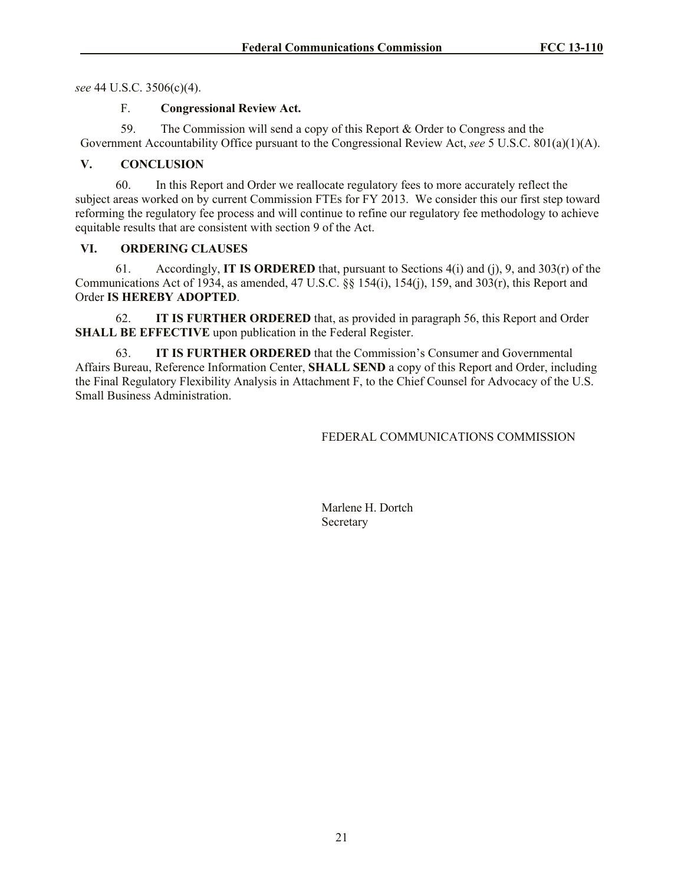*see* 44 U.S.C. 3506(c)(4).

### F. Congressional Review Act.

59. The Commission will send a copy of this Report & Order to Congress and the Government Accountability Office pursuant to the Congressional Review Act, *see* 5 U.S.C. 801(a)(1)(A).

## V. CONCLUSION

60. In this Report and Order we reallocate regulatory fees to more accurately reflect the subject areas worked on by current Commission FTEs for FY 2013. We consider this our first step toward reforming the regulatory fee process and will continue to refine our regulatory fee methodology to achieve equitable results that are consistent with section 9 of the Act.

## VI. ORDERING CLAUSES

61. Accordingly, **IT IS ORDERED** that, pursuant to Sections 4(i) and (j), 9, and 303(r) of the Communications Act of 1934, as amended, 47 U.S.C. §§ 154(i), 154(j), 159, and 303(r), this Report and Order **IS HEREBY ADOPTED**.

62. **IT IS FURTHER ORDERED** that, as provided in paragraph 56, this Report and Order **SHALL BE EFFECTIVE** upon publication in the Federal Register.

63. **IT IS FURTHER ORDERED** that the Commission's Consumer and Governmental Affairs Bureau, Reference Information Center, **SHALL SEND** a copy of this Report and Order, including the Final Regulatory Flexibility Analysis in Attachment F, to the Chief Counsel for Advocacy of the U.S. Small Business Administration.

FEDERAL COMMUNICATIONS COMMISSION

Marlene H. Dortch
Secretary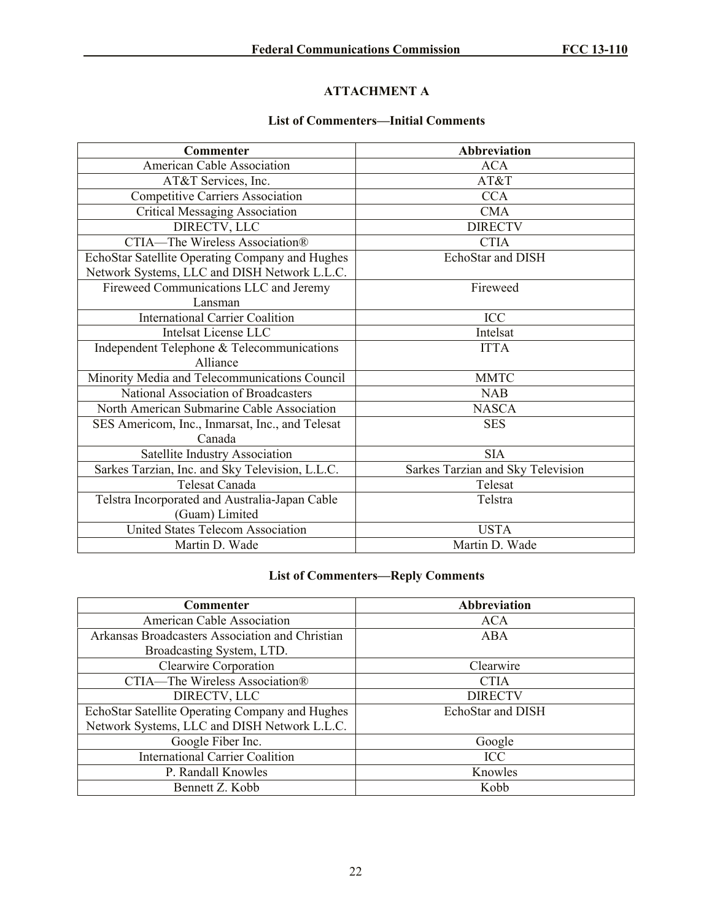## ATTACHMENT A

### List of Commenters—Initial Comments

| Commenter | Abbreviation |
|---|---|
| American Cable Association | ACA |
| AT&T Services, Inc. | AT&T |
| Competitive Carriers Association | CCA |
| Critical Messaging Association | CMA |
| DIRECTV, LLC | DIRECTV |
| CTIA—The Wireless Association® | CTIA |
| EchoStar Satellite Operating Company and Hughes Network Systems, LLC and DISH Network L.L.C. | EchoStar and DISH |
| Fireweed Communications LLC and Jeremy Lansman | Fireweed |
| International Carrier Coalition | ICC |
| Intelsat License LLC | Intelsat |
| Independent Telephone & Telecommunications Alliance | ITTA |
| Minority Media and Telecommunications Council | MMTC |
| National Association of Broadcasters | NAB |
| North American Submarine Cable Association | NASCA |
| SES Americom, Inc., Inmarsat, Inc., and Telesat Canada | SES |
| Satellite Industry Association | SIA |
| Sarkes Tarzian, Inc. and Sky Television, L.L.C. | Sarkes Tarzian and Sky Television |
| Telesat Canada | Telesat |
| Telstra Incorporated and Australia-Japan Cable (Guam) Limited | Telstra |
| United States Telecom Association | USTA |
| Martin D. Wade | Martin D. Wade |

### List of Commenters—Reply Comments

| Commenter | Abbreviation |
|---|---|
| American Cable Association | ACA |
| Arkansas Broadcasters Association and Christian Broadcasting System, LTD. | ABA |
| Clearwire Corporation | Clearwire |
| CTIA—The Wireless Association® | CTIA |
| DIRECTV, LLC | DIRECTV |
| EchoStar Satellite Operating Company and Hughes Network Systems, LLC and DISH Network L.L.C. | EchoStar and DISH |
| Google Fiber Inc. | Google |
| International Carrier Coalition | ICC |
| P. Randall Knowles | Knowles |
| Bennett Z. Kobb | Kobb |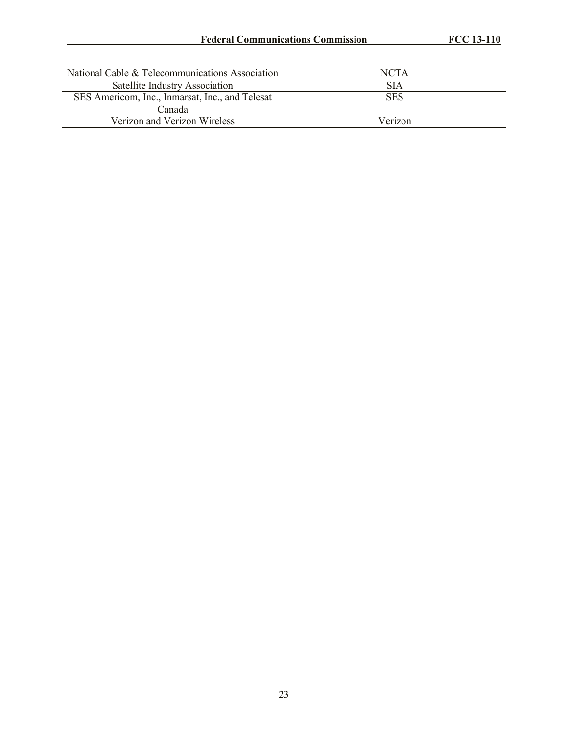| National Cable & Telecommunications Association | NCTA |
|---|---|
| Satellite Industry Association | SIA |
| SES Americom, Inc., Inmarsat, Inc., and Telesat Canada | SES |
| Verizon and Verizon Wireless | Verizon |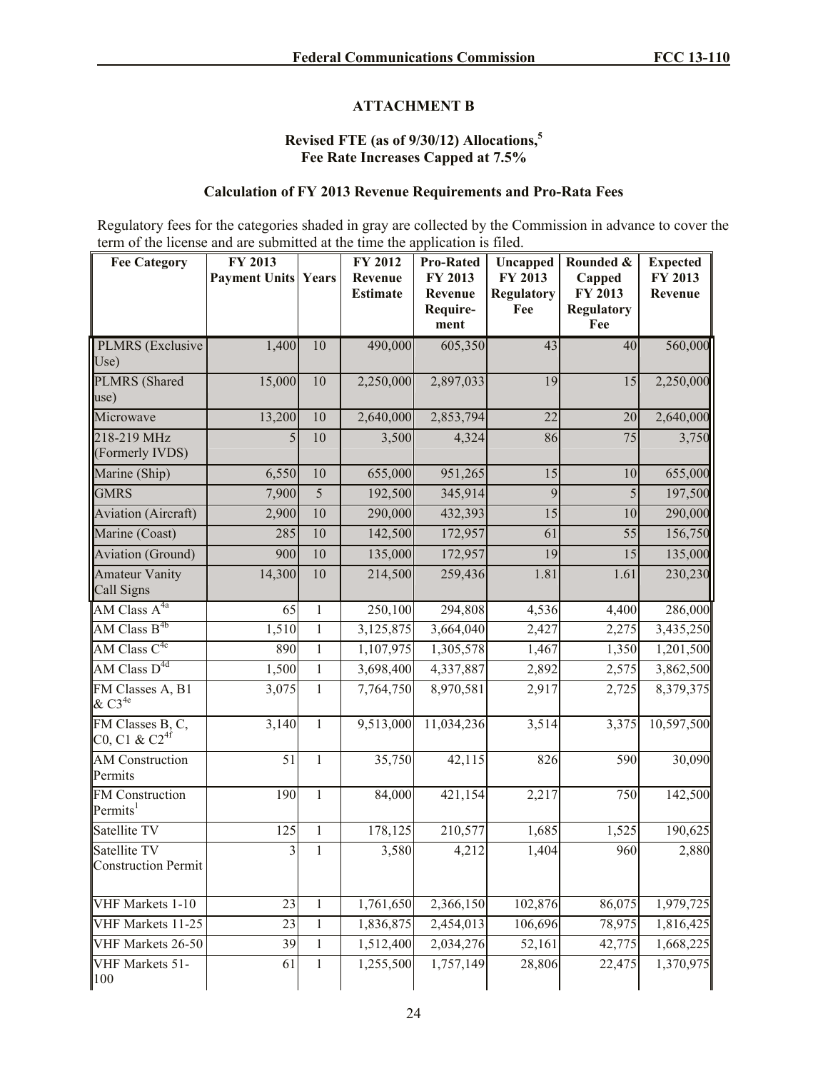## ATTACHMENT B

### Revised FTE (as of 9/30/12) Allocations,[5] Fee Rate Increases Capped at 7.5%

### Calculation of FY 2013 Revenue Requirements and Pro-Rata Fees

Regulatory fees for the categories shaded in gray are collected by the Commission in advance to cover the term of the license and are submitted at the time the application is filed.

| Fee Category | FY 2013 Payment Units | Years | FY 2012 Revenue Estimate | Pro-Rated FY 2013 Revenue Requirement | Uncapped FY 2013 Regulatory Fee | Rounded & Capped FY 2013 Regulatory Fee | Expected FY 2013 Revenue |
|---|---|---|---|---|---|---|---|
| PLMRS (Exclusive Use) | 1,400 | 10 | 490,000 | 605,350 | 43 | 40 | 560,000 |
| PLMRS (Shared use) | 15,000 | 10 | 2,250,000 | 2,897,033 | 19 | 15 | 2,250,000 |
| Microwave | 13,200 | 10 | 2,640,000 | 2,853,794 | 22 | 20 | 2,640,000 |
| 218-219 MHz (Formerly IVDS) | 5 | 10 | 3,500 | 4,324 | 86 | 75 | 3,750 |
| Marine (Ship) | 6,550 | 10 | 655,000 | 951,265 | 15 | 10 | 655,000 |
| GMRS | 7,900 | 5 | 192,500 | 345,914 | 9 | 5 | 197,500 |
| Aviation (Aircraft) | 2,900 | 10 | 290,000 | 432,393 | 15 | 10 | 290,000 |
| Marine (Coast) | 285 | 10 | 142,500 | 172,957 | 61 | 55 | 156,750 |
| Aviation (Ground) | 900 | 10 | 135,000 | 172,957 | 19 | 15 | 135,000 |
| Amateur Vanity Call Signs | 14,300 | 10 | 214,500 | 259,436 | 1.81 | 1.61 | 230,230 |
| AM Class A[4a] | 65 | 1 | 250,100 | 294,808 | 4,536 | 4,400 | 286,000 |
| AM Class B[4b] | 1,510 | 1 | 3,125,875 | 3,664,040 | 2,427 | 2,275 | 3,435,250 |
| AM Class C[4c] | 890 | 1 | 1,107,975 | 1,305,578 | 1,467 | 1,350 | 1,201,500 |
| AM Class D[4d] | 1,500 | 1 | 3,698,400 | 4,337,887 | 2,892 | 2,575 | 3,862,500 |
| FM Classes A, B1 & C3[4e] | 3,075 | 1 | 7,764,750 | 8,970,581 | 2,917 | 2,725 | 8,379,375 |
| FM Classes B, C, C0, C1 & C2[4f] | 3,140 | 1 | 9,513,000 | 11,034,236 | 3,514 | 3,375 | 10,597,500 |
| AM Construction Permits | 51 | 1 | 35,750 | 42,115 | 826 | 590 | 30,090 |
| FM Construction Permits[1] | 190 | 1 | 84,000 | 421,154 | 2,217 | 750 | 142,500 |
| Satellite TV | 125 | 1 | 178,125 | 210,577 | 1,685 | 1,525 | 190,625 |
| Satellite TV Construction Permit | 3 | 1 | 3,580 | 4,212 | 1,404 | 960 | 2,880 |
| VHF Markets 1-10 | 23 | 1 | 1,761,650 | 2,366,150 | 102,876 | 86,075 | 1,979,725 |
| VHF Markets 11-25 | 23 | 1 | 1,836,875 | 2,454,013 | 106,696 | 78,975 | 1,816,425 |
| VHF Markets 26-50 | 39 | 1 | 1,512,400 | 2,034,276 | 52,161 | 42,775 | 1,668,225 |
| VHF Markets 51-100 | 61 | 1 | 1,255,500 | 1,757,149 | 28,806 | 22,475 | 1,370,975 |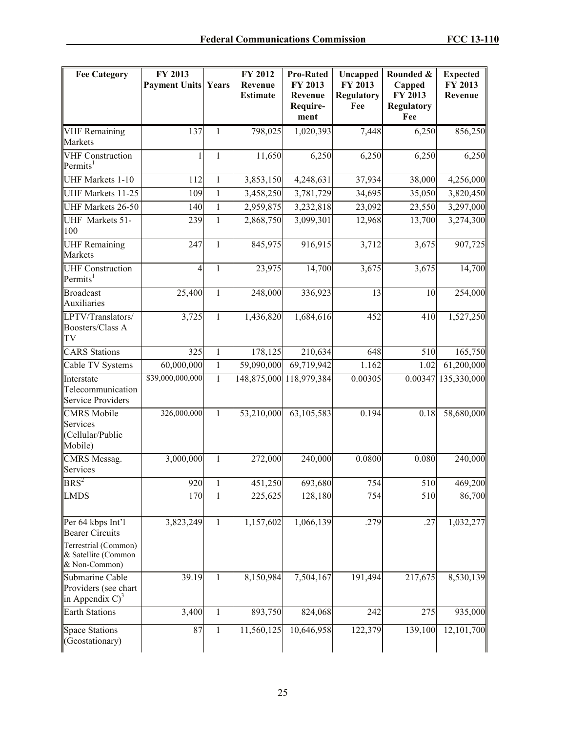| Fee Category | FY 2013 Payment Units | Years | FY 2012 Revenue Estimate | Pro-Rated FY 2013 Revenue Require-ment | Uncapped FY 2013 Regulatory Fee | Rounded & Capped FY 2013 Regulatory Fee | Expected FY 2013 Revenue |
|---|---|---|---|---|---|---|---|
| VHF Remaining Markets | 137 | 1 | 798,025 | 1,020,393 | 7,448 | 6,250 | 856,250 |
| VHF Construction Permits[1] | 1 | 1 | 11,650 | 6,250 | 6,250 | 6,250 | 6,250 |
| UHF Markets 1-10 | 112 | 1 | 3,853,150 | 4,248,631 | 37,934 | 38,000 | 4,256,000 |
| UHF Markets 11-25 | 109 | 1 | 3,458,250 | 3,781,729 | 34,695 | 35,050 | 3,820,450 |
| UHF Markets 26-50 | 140 | 1 | 2,959,875 | 3,232,818 | 23,092 | 23,550 | 3,297,000 |
| UHF Markets 51-100 | 239 | 1 | 2,868,750 | 3,099,301 | 12,968 | 13,700 | 3,274,300 |
| UHF Remaining Markets | 247 | 1 | 845,975 | 916,915 | 3,712 | 3,675 | 907,725 |
| UHF Construction Permits[1] | 4 | 1 | 23,975 | 14,700 | 3,675 | 3,675 | 14,700 |
| Broadcast Auxiliaries | 25,400 | 1 | 248,000 | 336,923 | 13 | 10 | 254,000 |
| LPTV/Translators/ Boosters/Class A TV | 3,725 | 1 | 1,436,820 | 1,684,616 | 452 | 410 | 1,527,250 |
| CARS Stations | 325 | 1 | 178,125 | 210,634 | 648 | 510 | 165,750 |
| Cable TV Systems | 60,000,000 | 1 | 59,090,000 | 69,719,942 | 1.162 | 1.02 | 61,200,000 |
| Interstate Telecommunication Service Providers | $39,000,000,000 | 1 | 148,875,000 | 118,979,384 | 0.00305 | 0.00347 | 135,330,000 |
| CMRS Mobile Services (Cellular/Public Mobile) | 326,000,000 | 1 | 53,210,000 | 63,105,583 | 0.194 | 0.18 | 58,680,000 |
| CMRS Messag. Services | 3,000,000 | 1 | 272,000 | 240,000 | 0.0800 | 0.080 | 240,000 |
| BRS[2] | 920 | 1 | 451,250 | 693,680 | 754 | 510 | 469,200 |
| LMDS | 170 | 1 | 225,625 | 128,180 | 754 | 510 | 86,700 |
| Per 64 kbps Int'l Bearer Circuits Terrestrial (Common) & Satellite (Common & Non-Common) | 3,823,249 | 1 | 1,157,602 | 1,066,139 | .279 | .27 | 1,032,277 |
| Submarine Cable Providers (see chart in Appendix C)[3] | 39.19 | 1 | 8,150,984 | 7,504,167 | 191,494 | 217,675 | 8,530,139 |
| Earth Stations | 3,400 | 1 | 893,750 | 824,068 | 242 | 275 | 935,000 |
| Space Stations (Geostationary) | 87 | 1 | 11,560,125 | 10,646,958 | 122,379 | 139,100 | 12,101,700 |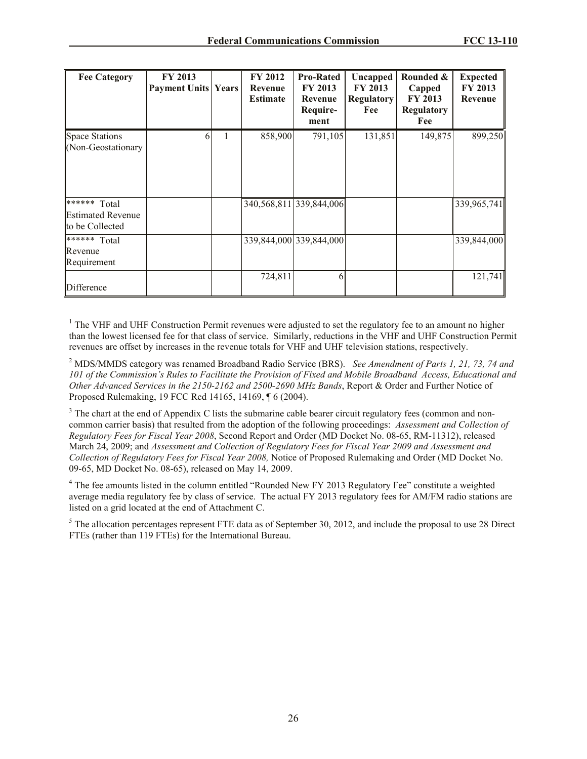| Fee Category | FY 2013 Payment Units | Years | FY 2012 Revenue Estimate | Pro-Rated FY 2013 Revenue Require-ment | Uncapped FY 2013 Regulatory Fee | Rounded & Capped FY 2013 Regulatory Fee | Expected FY 2013 Revenue |
|---|---|---|---|---|---|---|---|
| Space Stations (Non-Geostationary | 6 | 1 | 858,900 | 791,105 | 131,851 | 149,875 | 899,250 |
| ****** Total Estimated Revenue to be Collected | | | 340,568,811 | 339,844,006 | | | 339,965,741 |
| ****** Total Revenue Requirement | | | 339,844,000 | 339,844,000 | | | 339,844,000 |
| Difference | | | 724,811 | 6 | | | 121,741 |

[1] The VHF and UHF Construction Permit revenues were adjusted to set the regulatory fee to an amount no higher than the lowest licensed fee for that class of service. Similarly, reductions in the VHF and UHF Construction Permit revenues are offset by increases in the revenue totals for VHF and UHF television stations, respectively.

[2] MDS/MMDS category was renamed Broadband Radio Service (BRS). *See Amendment of Parts 1, 21, 73, 74 and 101 of the Commission's Rules to Facilitate the Provision of Fixed and Mobile Broadband Access, Educational and Other Advanced Services in the 2150-2162 and 2500-2690 MHz Bands*, Report & Order and Further Notice of Proposed Rulemaking, 19 FCC Rcd 14165, 14169, ¶ 6 (2004).

[3] The chart at the end of Appendix C lists the submarine cable bearer circuit regulatory fees (common and non-common carrier basis) that resulted from the adoption of the following proceedings: *Assessment and Collection of Regulatory Fees for Fiscal Year 2008*, Second Report and Order (MD Docket No. 08-65, RM-11312), released March 24, 2009; and *Assessment and Collection of Regulatory Fees for Fiscal Year 2009 and Assessment and Collection of Regulatory Fees for Fiscal Year 2008,* Notice of Proposed Rulemaking and Order (MD Docket No. 09-65, MD Docket No. 08-65), released on May 14, 2009.

[4] The fee amounts listed in the column entitled "Rounded New FY 2013 Regulatory Fee" constitute a weighted average media regulatory fee by class of service. The actual FY 2013 regulatory fees for AM/FM radio stations are listed on a grid located at the end of Attachment C.

[5] The allocation percentages represent FTE data as of September 30, 2012, and include the proposal to use 28 Direct FTEs (rather than 119 FTEs) for the International Bureau.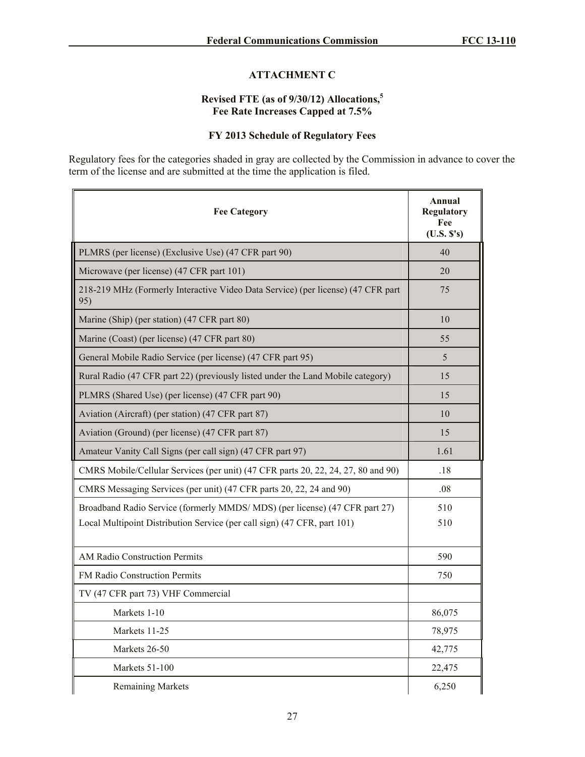## ATTACHMENT C

### Revised FTE (as of 9/30/12) Allocations,[5] Fee Rate Increases Capped at 7.5%

### FY 2013 Schedule of Regulatory Fees

Regulatory fees for the categories shaded in gray are collected by the Commission in advance to cover the term of the license and are submitted at the time the application is filed.

| Fee Category | Annual Regulatory Fee (U.S. $'s) |
|---|---|
| PLMRS (per license) (Exclusive Use) (47 CFR part 90) | 40 |
| Microwave (per license) (47 CFR part 101) | 20 |
| 218-219 MHz (Formerly Interactive Video Data Service) (per license) (47 CFR part 95) | 75 |
| Marine (Ship) (per station) (47 CFR part 80) | 10 |
| Marine (Coast) (per license) (47 CFR part 80) | 55 |
| General Mobile Radio Service (per license) (47 CFR part 95) | 5 |
| Rural Radio (47 CFR part 22) (previously listed under the Land Mobile category) | 15 |
| PLMRS (Shared Use) (per license) (47 CFR part 90) | 15 |
| Aviation (Aircraft) (per station) (47 CFR part 87) | 10 |
| Aviation (Ground) (per license) (47 CFR part 87) | 15 |
| Amateur Vanity Call Signs (per call sign) (47 CFR part 97) | 1.61 |
| CMRS Mobile/Cellular Services (per unit) (47 CFR parts 20, 22, 24, 27, 80 and 90) | .18 |
| CMRS Messaging Services (per unit) (47 CFR parts 20, 22, 24 and 90) | .08 |
| Broadband Radio Service (formerly MMDS/ MDS) (per license) (47 CFR part 27)<br>Local Multipoint Distribution Service (per call sign) (47 CFR, part 101) | 510<br>510 |
| AM Radio Construction Permits | 590 |
| FM Radio Construction Permits | 750 |
| TV (47 CFR part 73) VHF Commercial | |
| Markets 1-10 | 86,075 |
| Markets 11-25 | 78,975 |
| Markets 26-50 | 42,775 |
| Markets 51-100 | 22,475 |
| Remaining Markets | 6,250 |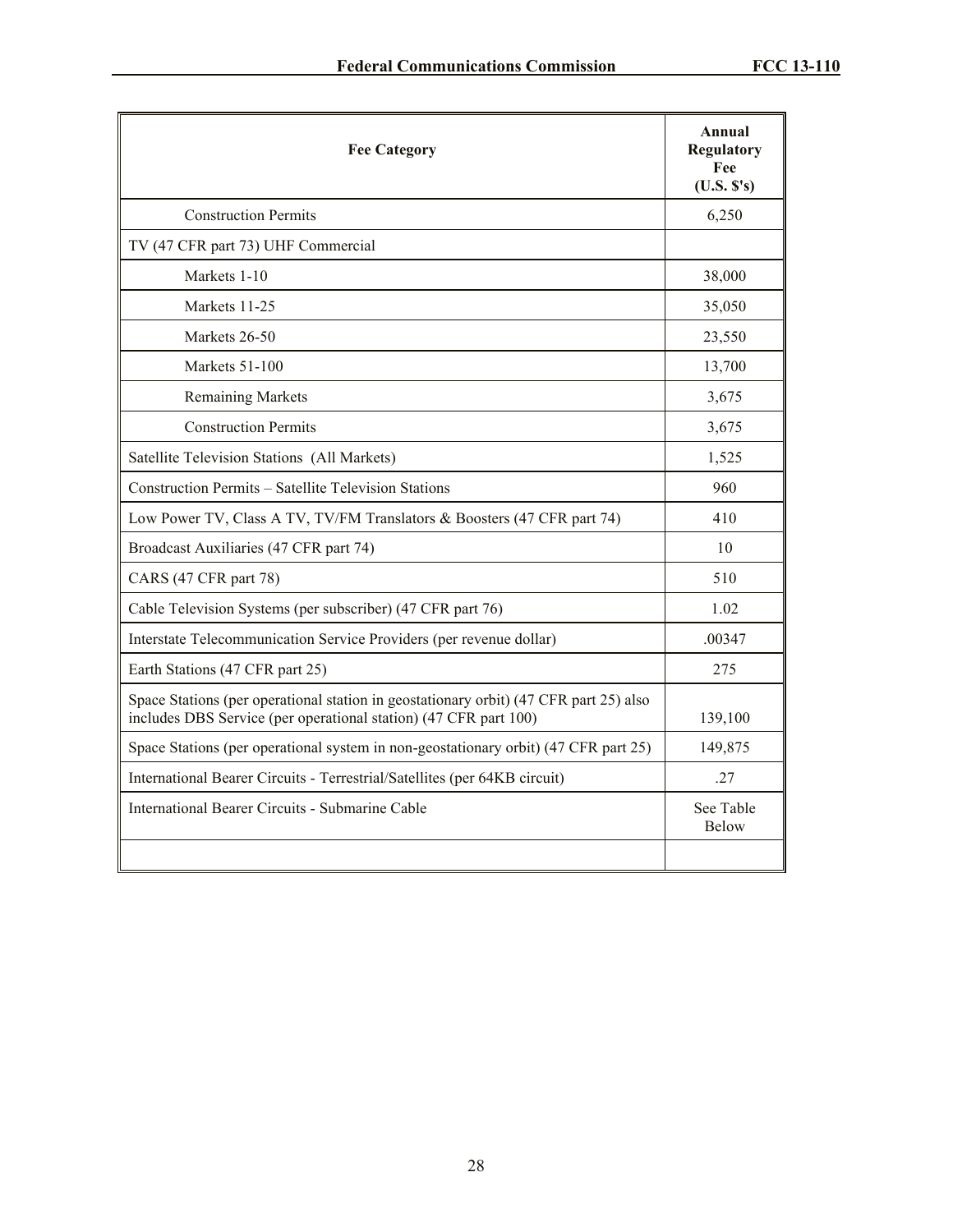| Fee Category | Annual Regulatory Fee (U.S. $'s) |
|---|---|
| Construction Permits | 6,250 |
| TV (47 CFR part 73) UHF Commercial | |
| Markets 1-10 | 38,000 |
| Markets 11-25 | 35,050 |
| Markets 26-50 | 23,550 |
| Markets 51-100 | 13,700 |
| Remaining Markets | 3,675 |
| Construction Permits | 3,675 |
| Satellite Television Stations (All Markets) | 1,525 |
| Construction Permits – Satellite Television Stations | 960 |
| Low Power TV, Class A TV, TV/FM Translators & Boosters (47 CFR part 74) | 410 |
| Broadcast Auxiliaries (47 CFR part 74) | 10 |
| CARS (47 CFR part 78) | 510 |
| Cable Television Systems (per subscriber) (47 CFR part 76) | 1.02 |
| Interstate Telecommunication Service Providers (per revenue dollar) | .00347 |
| Earth Stations (47 CFR part 25) | 275 |
| Space Stations (per operational station in geostationary orbit) (47 CFR part 25) also includes DBS Service (per operational station) (47 CFR part 100) | 139,100 |
| Space Stations (per operational system in non-geostationary orbit) (47 CFR part 25) | 149,875 |
| International Bearer Circuits - Terrestrial/Satellites (per 64KB circuit) | .27 |
| International Bearer Circuits - Submarine Cable | See Table Below |
| | |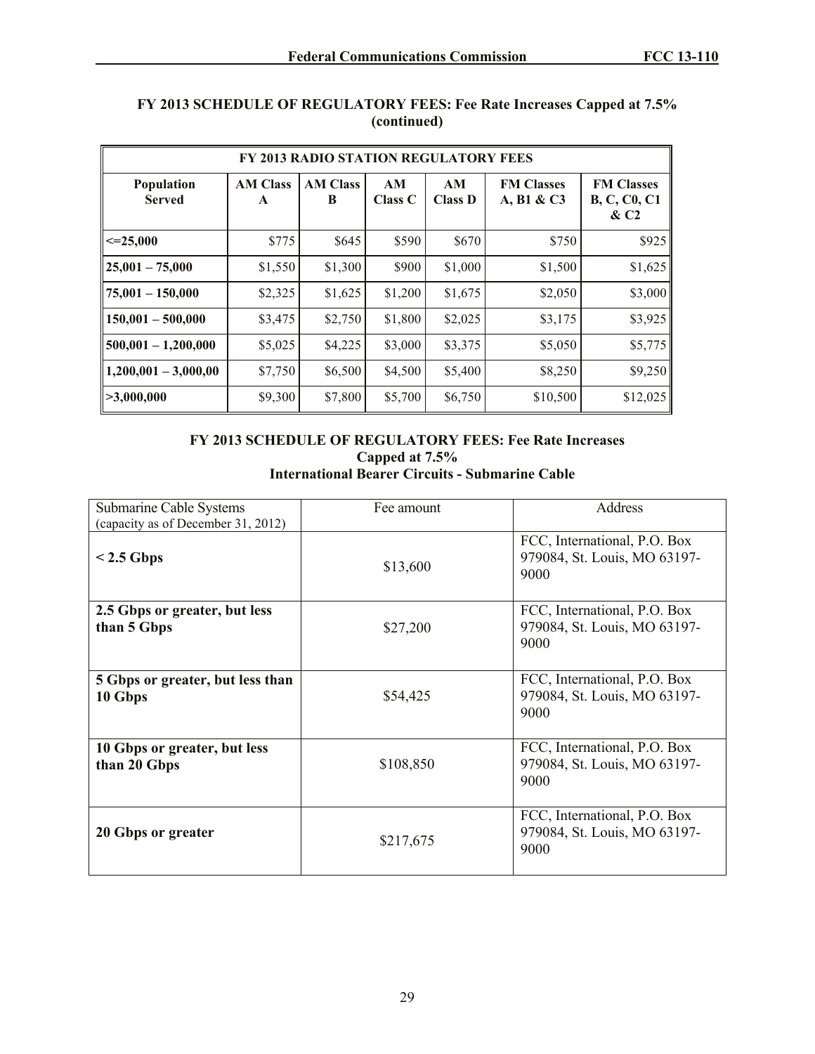**FY 2013 SCHEDULE OF REGULATORY FEES: Fee Rate Increases Capped at 7.5% (continued)**

| FY 2013 RADIO STATION REGULATORY FEES | | | | | | |
|---|---|---|---|---|---|---|
| **Population Served** | **AM Class A** | **AM Class B** | **AM Class C** | **AM Class D** | **FM Classes A, B1 & C3** | **FM Classes B, C, C0, C1 & C2** |
| **<=25,000** | $775 | $645 | $590 | $670 | $750 | $925 |
| **25,001 – 75,000** | $1,550 | $1,300 | $900 | $1,000 | $1,500 | $1,625 |
| **75,001 – 150,000** | $2,325 | $1,625 | $1,200 | $1,675 | $2,050 | $3,000 |
| **150,001 – 500,000** | $3,475 | $2,750 | $1,800 | $2,025 | $3,175 | $3,925 |
| **500,001 – 1,200,000** | $5,025 | $4,225 | $3,000 | $3,375 | $5,050 | $5,775 |
| **1,200,001 – 3,000,00** | $7,750 | $6,500 | $4,500 | $5,400 | $8,250 | $9,250 |
| **>3,000,000** | $9,300 | $7,800 | $5,700 | $6,750 | $10,500 | $12,025 |

**FY 2013 SCHEDULE OF REGULATORY FEES: Fee Rate Increases Capped at 7.5%**
**International Bearer Circuits - Submarine Cable**

| Submarine Cable Systems (capacity as of December 31, 2012) | Fee amount | Address |
|---|---|---|
| **< 2.5 Gbps** | $13,600 | FCC, International, P.O. Box 979084, St. Louis, MO 63197-9000 |
| **2.5 Gbps or greater, but less than 5 Gbps** | $27,200 | FCC, International, P.O. Box 979084, St. Louis, MO 63197-9000 |
| **5 Gbps or greater, but less than 10 Gbps** | $54,425 | FCC, International, P.O. Box 979084, St. Louis, MO 63197-9000 |
| **10 Gbps or greater, but less than 20 Gbps** | $108,850 | FCC, International, P.O. Box 979084, St. Louis, MO 63197-9000 |
| **20 Gbps or greater** | $217,675 | FCC, International, P.O. Box 979084, St. Louis, MO 63197-9000 |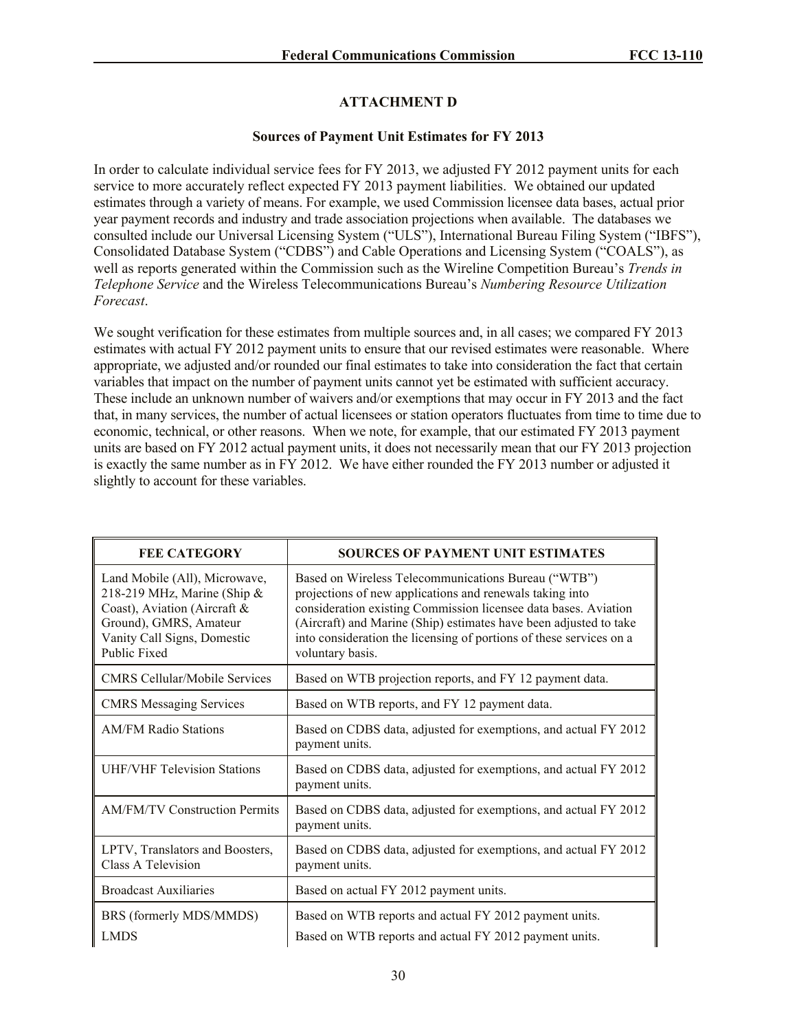## ATTACHMENT D

### Sources of Payment Unit Estimates for FY 2013

In order to calculate individual service fees for FY 2013, we adjusted FY 2012 payment units for each service to more accurately reflect expected FY 2013 payment liabilities. We obtained our updated estimates through a variety of means. For example, we used Commission licensee data bases, actual prior year payment records and industry and trade association projections when available. The databases we consulted include our Universal Licensing System ("ULS"), International Bureau Filing System ("IBFS"), Consolidated Database System ("CDBS") and Cable Operations and Licensing System ("COALS"), as well as reports generated within the Commission such as the Wireline Competition Bureau's *Trends in Telephone Service* and the Wireless Telecommunications Bureau's *Numbering Resource Utilization Forecast*.

We sought verification for these estimates from multiple sources and, in all cases; we compared FY 2013 estimates with actual FY 2012 payment units to ensure that our revised estimates were reasonable. Where appropriate, we adjusted and/or rounded our final estimates to take into consideration the fact that certain variables that impact on the number of payment units cannot yet be estimated with sufficient accuracy. These include an unknown number of waivers and/or exemptions that may occur in FY 2013 and the fact that, in many services, the number of actual licensees or station operators fluctuates from time to time due to economic, technical, or other reasons. When we note, for example, that our estimated FY 2013 payment units are based on FY 2012 actual payment units, it does not necessarily mean that our FY 2013 projection is exactly the same number as in FY 2012. We have either rounded the FY 2013 number or adjusted it slightly to account for these variables.

| FEE CATEGORY | SOURCES OF PAYMENT UNIT ESTIMATES |
|---|---|
| Land Mobile (All), Microwave, 218-219 MHz, Marine (Ship & Coast), Aviation (Aircraft & Ground), GMRS, Amateur Vanity Call Signs, Domestic Public Fixed | Based on Wireless Telecommunications Bureau ("WTB") projections of new applications and renewals taking into consideration existing Commission licensee data bases. Aviation (Aircraft) and Marine (Ship) estimates have been adjusted to take into consideration the licensing of portions of these services on a voluntary basis. |
| CMRS Cellular/Mobile Services | Based on WTB projection reports, and FY 12 payment data. |
| CMRS Messaging Services | Based on WTB reports, and FY 12 payment data. |
| AM/FM Radio Stations | Based on CDBS data, adjusted for exemptions, and actual FY 2012 payment units. |
| UHF/VHF Television Stations | Based on CDBS data, adjusted for exemptions, and actual FY 2012 payment units. |
| AM/FM/TV Construction Permits | Based on CDBS data, adjusted for exemptions, and actual FY 2012 payment units. |
| LPTV, Translators and Boosters, Class A Television | Based on CDBS data, adjusted for exemptions, and actual FY 2012 payment units. |
| Broadcast Auxiliaries | Based on actual FY 2012 payment units. |
| BRS (formerly MDS/MMDS) | Based on WTB reports and actual FY 2012 payment units. |
| LMDS | Based on WTB reports and actual FY 2012 payment units. |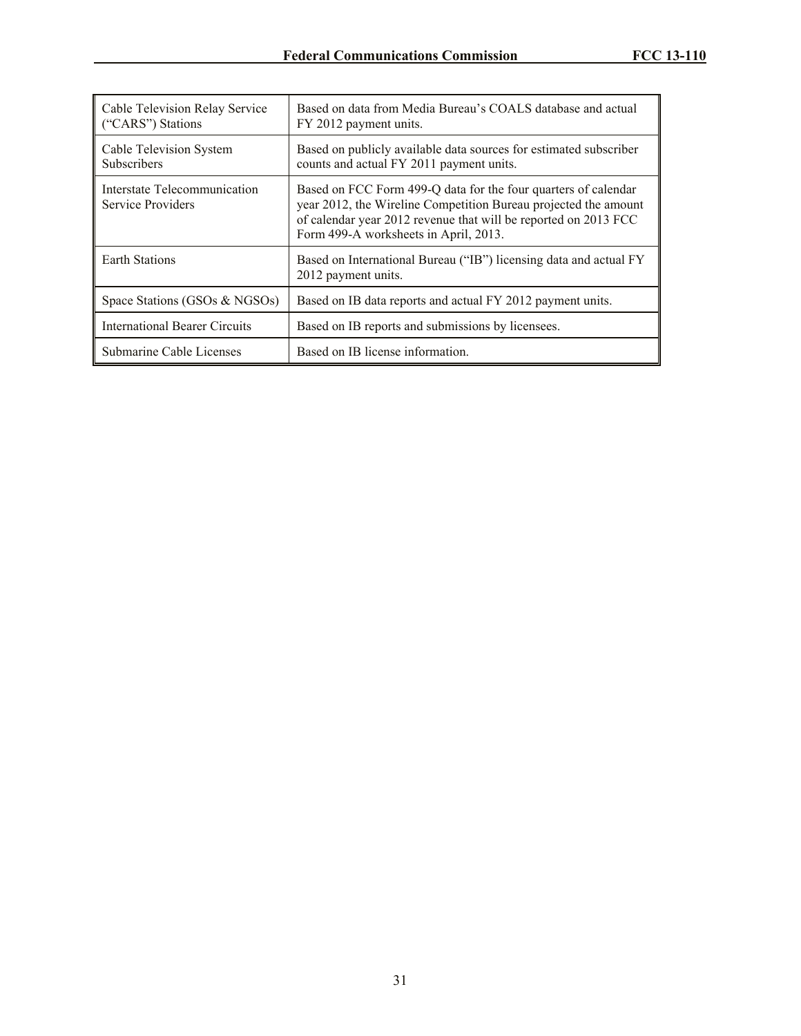| | |
|---|---|
| Cable Television Relay Service (“CARS”) Stations | Based on data from Media Bureau’s COALS database and actual FY 2012 payment units. |
| Cable Television System Subscribers | Based on publicly available data sources for estimated subscriber counts and actual FY 2011 payment units. |
| Interstate Telecommunication Service Providers | Based on FCC Form 499-Q data for the four quarters of calendar year 2012, the Wireline Competition Bureau projected the amount of calendar year 2012 revenue that will be reported on 2013 FCC Form 499-A worksheets in April, 2013. |
| Earth Stations | Based on International Bureau (“IB”) licensing data and actual FY 2012 payment units. |
| Space Stations (GSOs & NGSOs) | Based on IB data reports and actual FY 2012 payment units. |
| International Bearer Circuits | Based on IB reports and submissions by licensees. |
| Submarine Cable Licenses | Based on IB license information. |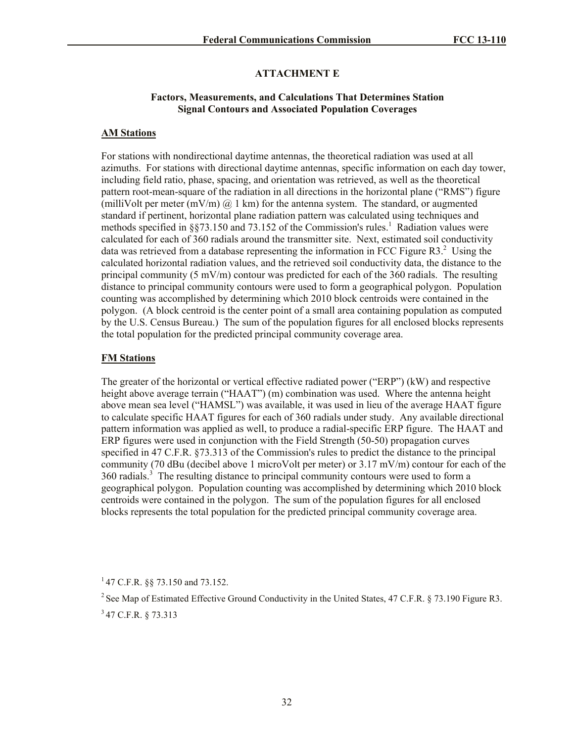## ATTACHMENT E

### Factors, Measurements, and Calculations That Determines Station Signal Contours and Associated Population Coverages

**AM Stations**

For stations with nondirectional daytime antennas, the theoretical radiation was used at all azimuths. For stations with directional daytime antennas, specific information on each day tower, including field ratio, phase, spacing, and orientation was retrieved, as well as the theoretical pattern root-mean-square of the radiation in all directions in the horizontal plane ("RMS") figure (milliVolt per meter (mV/m) @ 1 km) for the antenna system. The standard, or augmented standard if pertinent, horizontal plane radiation pattern was calculated using techniques and methods specified in §§73.150 and 73.152 of the Commission's rules.[1] Radiation values were calculated for each of 360 radials around the transmitter site. Next, estimated soil conductivity data was retrieved from a database representing the information in FCC Figure R3.[2] Using the calculated horizontal radiation values, and the retrieved soil conductivity data, the distance to the principal community (5 mV/m) contour was predicted for each of the 360 radials. The resulting distance to principal community contours were used to form a geographical polygon. Population counting was accomplished by determining which 2010 block centroids were contained in the polygon. (A block centroid is the center point of a small area containing population as computed by the U.S. Census Bureau.) The sum of the population figures for all enclosed blocks represents the total population for the predicted principal community coverage area.

**FM Stations**

The greater of the horizontal or vertical effective radiated power ("ERP") (kW) and respective height above average terrain ("HAAT") (m) combination was used. Where the antenna height above mean sea level ("HAMSL") was available, it was used in lieu of the average HAAT figure to calculate specific HAAT figures for each of 360 radials under study. Any available directional pattern information was applied as well, to produce a radial-specific ERP figure. The HAAT and ERP figures were used in conjunction with the Field Strength (50-50) propagation curves specified in 47 C.F.R. §73.313 of the Commission's rules to predict the distance to the principal community (70 dBu (decibel above 1 microVolt per meter) or 3.17 mV/m) contour for each of the 360 radials.[3] The resulting distance to principal community contours were used to form a geographical polygon. Population counting was accomplished by determining which 2010 block centroids were contained in the polygon. The sum of the population figures for all enclosed blocks represents the total population for the predicted principal community coverage area.

---

[1] 47 C.F.R. §§ 73.150 and 73.152.

[2] See Map of Estimated Effective Ground Conductivity in the United States, 47 C.F.R. § 73.190 Figure R3.

[3] 47 C.F.R. § 73.313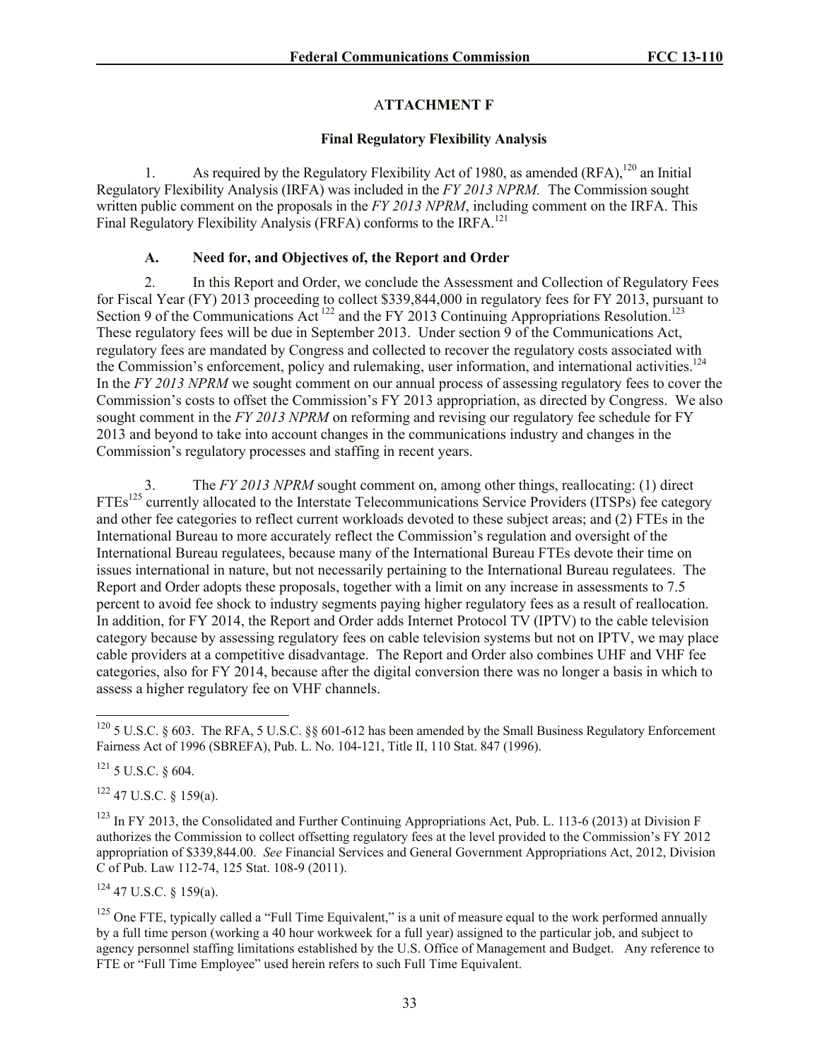## ATTACHMENT F

### Final Regulatory Flexibility Analysis

1. As required by the Regulatory Flexibility Act of 1980, as amended (RFA),[120] an Initial Regulatory Flexibility Analysis (IRFA) was included in the *FY 2013 NPRM.* The Commission sought written public comment on the proposals in the *FY 2013 NPRM*, including comment on the IRFA. This Final Regulatory Flexibility Analysis (FRFA) conforms to the IRFA.[121]

#### A. Need for, and Objectives of, the Report and Order

2. In this Report and Order, we conclude the Assessment and Collection of Regulatory Fees for Fiscal Year (FY) 2013 proceeding to collect \$339,844,000 in regulatory fees for FY 2013, pursuant to Section 9 of the Communications Act [122] and the FY 2013 Continuing Appropriations Resolution.[123] These regulatory fees will be due in September 2013. Under section 9 of the Communications Act, regulatory fees are mandated by Congress and collected to recover the regulatory costs associated with the Commission's enforcement, policy and rulemaking, user information, and international activities.[124] In the *FY 2013 NPRM* we sought comment on our annual process of assessing regulatory fees to cover the Commission's costs to offset the Commission's FY 2013 appropriation, as directed by Congress. We also sought comment in the *FY 2013 NPRM* on reforming and revising our regulatory fee schedule for FY 2013 and beyond to take into account changes in the communications industry and changes in the Commission's regulatory processes and staffing in recent years.

3. The *FY 2013 NPRM* sought comment on, among other things, reallocating: (1) direct FTEs[125] currently allocated to the Interstate Telecommunications Service Providers (ITSPs) fee category and other fee categories to reflect current workloads devoted to these subject areas; and (2) FTEs in the International Bureau to more accurately reflect the Commission's regulation and oversight of the International Bureau regulatees, because many of the International Bureau FTEs devote their time on issues international in nature, but not necessarily pertaining to the International Bureau regulatees. The Report and Order adopts these proposals, together with a limit on any increase in assessments to 7.5 percent to avoid fee shock to industry segments paying higher regulatory fees as a result of reallocation. In addition, for FY 2014, the Report and Order adds Internet Protocol TV (IPTV) to the cable television category because by assessing regulatory fees on cable television systems but not on IPTV, we may place cable providers at a competitive disadvantage. The Report and Order also combines UHF and VHF fee categories, also for FY 2014, because after the digital conversion there was no longer a basis in which to assess a higher regulatory fee on VHF channels.

---

[120] 5 U.S.C. § 603. The RFA, 5 U.S.C. §§ 601-612 has been amended by the Small Business Regulatory Enforcement Fairness Act of 1996 (SBREFA), Pub. L. No. 104-121, Title II, 110 Stat. 847 (1996).

[121] 5 U.S.C. § 604.

[122] 47 U.S.C. § 159(a).

[123] In FY 2013, the Consolidated and Further Continuing Appropriations Act, Pub. L. 113-6 (2013) at Division F authorizes the Commission to collect offsetting regulatory fees at the level provided to the Commission's FY 2012 appropriation of \$339,844.00. *See* Financial Services and General Government Appropriations Act, 2012, Division C of Pub. Law 112-74, 125 Stat. 108-9 (2011).

[124] 47 U.S.C. § 159(a).

[125] One FTE, typically called a "Full Time Equivalent," is a unit of measure equal to the work performed annually by a full time person (working a 40 hour workweek for a full year) assigned to the particular job, and subject to agency personnel staffing limitations established by the U.S. Office of Management and Budget. Any reference to FTE or "Full Time Employee" used herein refers to such Full Time Equivalent.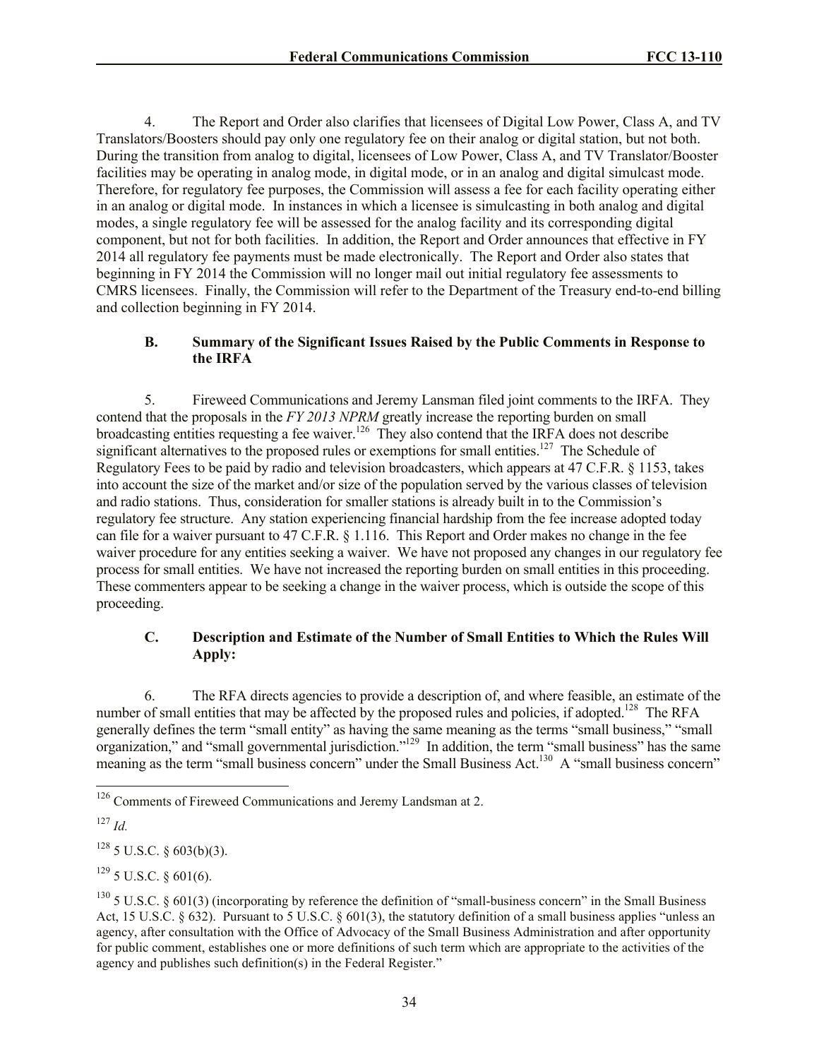4. The Report and Order also clarifies that licensees of Digital Low Power, Class A, and TV Translators/Boosters should pay only one regulatory fee on their analog or digital station, but not both. During the transition from analog to digital, licensees of Low Power, Class A, and TV Translator/Booster facilities may be operating in analog mode, in digital mode, or in an analog and digital simulcast mode. Therefore, for regulatory fee purposes, the Commission will assess a fee for each facility operating either in an analog or digital mode. In instances in which a licensee is simulcasting in both analog and digital modes, a single regulatory fee will be assessed for the analog facility and its corresponding digital component, but not for both facilities. In addition, the Report and Order announces that effective in FY 2014 all regulatory fee payments must be made electronically. The Report and Order also states that beginning in FY 2014 the Commission will no longer mail out initial regulatory fee assessments to CMRS licensees. Finally, the Commission will refer to the Department of the Treasury end-to-end billing and collection beginning in FY 2014.

### B. Summary of the Significant Issues Raised by the Public Comments in Response to the IRFA

5. Fireweed Communications and Jeremy Lansman filed joint comments to the IRFA. They contend that the proposals in the *FY 2013 NPRM* greatly increase the reporting burden on small broadcasting entities requesting a fee waiver.[126] They also contend that the IRFA does not describe significant alternatives to the proposed rules or exemptions for small entities.[127] The Schedule of Regulatory Fees to be paid by radio and television broadcasters, which appears at 47 C.F.R. § 1153, takes into account the size of the market and/or size of the population served by the various classes of television and radio stations. Thus, consideration for smaller stations is already built in to the Commission's regulatory fee structure. Any station experiencing financial hardship from the fee increase adopted today can file for a waiver pursuant to 47 C.F.R. § 1.116. This Report and Order makes no change in the fee waiver procedure for any entities seeking a waiver. We have not proposed any changes in our regulatory fee process for small entities. We have not increased the reporting burden on small entities in this proceeding. These commenters appear to be seeking a change in the waiver process, which is outside the scope of this proceeding.

### C. Description and Estimate of the Number of Small Entities to Which the Rules Will Apply:

6. The RFA directs agencies to provide a description of, and where feasible, an estimate of the number of small entities that may be affected by the proposed rules and policies, if adopted.[128] The RFA generally defines the term "small entity" as having the same meaning as the terms "small business," "small organization," and "small governmental jurisdiction."[129] In addition, the term "small business" has the same meaning as the term "small business concern" under the Small Business Act.[130] A "small business concern"

---

[126] Comments of Fireweed Communications and Jeremy Landsman at 2.

[127] *Id.*

[128] 5 U.S.C. § 603(b)(3).

[129] 5 U.S.C. § 601(6).

[130] 5 U.S.C. § 601(3) (incorporating by reference the definition of "small-business concern" in the Small Business Act, 15 U.S.C. § 632). Pursuant to 5 U.S.C. § 601(3), the statutory definition of a small business applies "unless an agency, after consultation with the Office of Advocacy of the Small Business Administration and after opportunity for public comment, establishes one or more definitions of such term which are appropriate to the activities of the agency and publishes such definition(s) in the Federal Register."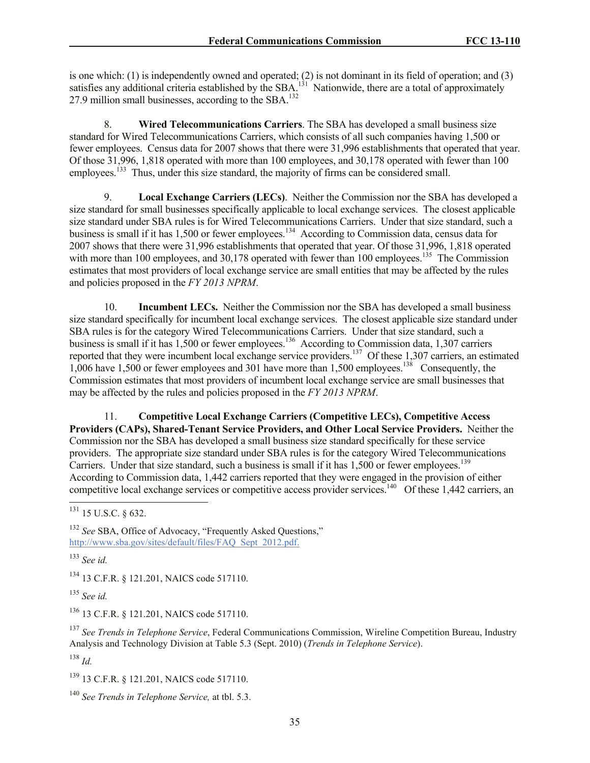is one which: (1) is independently owned and operated; (2) is not dominant in its field of operation; and (3) satisfies any additional criteria established by the SBA.[131] Nationwide, there are a total of approximately 27.9 million small businesses, according to the SBA.[132]

8. **Wired Telecommunications Carriers**. The SBA has developed a small business size standard for Wired Telecommunications Carriers, which consists of all such companies having 1,500 or fewer employees. Census data for 2007 shows that there were 31,996 establishments that operated that year. Of those 31,996, 1,818 operated with more than 100 employees, and 30,178 operated with fewer than 100 employees.[133] Thus, under this size standard, the majority of firms can be considered small.

9. **Local Exchange Carriers (LECs)**. Neither the Commission nor the SBA has developed a size standard for small businesses specifically applicable to local exchange services. The closest applicable size standard under SBA rules is for Wired Telecommunications Carriers. Under that size standard, such a business is small if it has 1,500 or fewer employees.[134] According to Commission data, census data for 2007 shows that there were 31,996 establishments that operated that year. Of those 31,996, 1,818 operated with more than 100 employees, and 30,178 operated with fewer than 100 employees.[135] The Commission estimates that most providers of local exchange service are small entities that may be affected by the rules and policies proposed in the *FY 2013 NPRM*.

10. **Incumbent LECs.** Neither the Commission nor the SBA has developed a small business size standard specifically for incumbent local exchange services. The closest applicable size standard under SBA rules is for the category Wired Telecommunications Carriers. Under that size standard, such a business is small if it has 1,500 or fewer employees.[136] According to Commission data, 1,307 carriers reported that they were incumbent local exchange service providers.[137] Of these 1,307 carriers, an estimated 1,006 have 1,500 or fewer employees and 301 have more than 1,500 employees.[138] Consequently, the Commission estimates that most providers of incumbent local exchange service are small businesses that may be affected by the rules and policies proposed in the *FY 2013 NPRM*.

11. **Competitive Local Exchange Carriers (Competitive LECs), Competitive Access Providers (CAPs), Shared-Tenant Service Providers, and Other Local Service Providers.** Neither the Commission nor the SBA has developed a small business size standard specifically for these service providers. The appropriate size standard under SBA rules is for the category Wired Telecommunications Carriers. Under that size standard, such a business is small if it has 1,500 or fewer employees.[139] According to Commission data, 1,442 carriers reported that they were engaged in the provision of either competitive local exchange services or competitive access provider services.[140] Of these 1,442 carriers, an

---

[131] 15 U.S.C. § 632.

[132] *See* SBA, Office of Advocacy, "Frequently Asked Questions," http://www.sba.gov/sites/default/files/FAQ_Sept_2012.pdf.

[133] *See id.*

[134] 13 C.F.R. § 121.201, NAICS code 517110.

[135] *See id.*

[136] 13 C.F.R. § 121.201, NAICS code 517110.

[137] *See Trends in Telephone Service*, Federal Communications Commission, Wireline Competition Bureau, Industry Analysis and Technology Division at Table 5.3 (Sept. 2010) (*Trends in Telephone Service*).

[138] *Id.*

[139] 13 C.F.R. § 121.201, NAICS code 517110.

[140] *See Trends in Telephone Service,* at tbl. 5.3.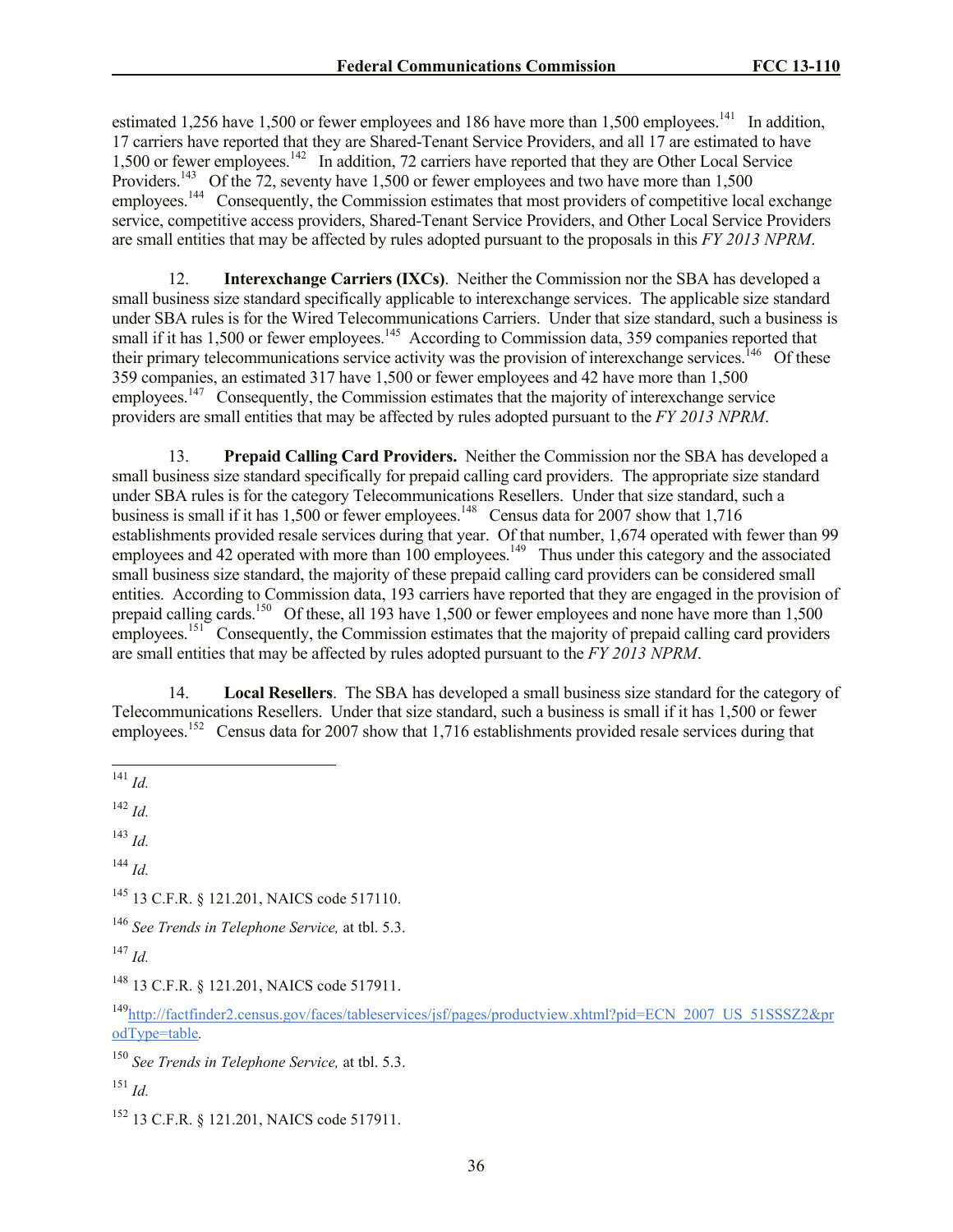estimated 1,256 have 1,500 or fewer employees and 186 have more than 1,500 employees.[141] In addition, 17 carriers have reported that they are Shared-Tenant Service Providers, and all 17 are estimated to have 1,500 or fewer employees.[142] In addition, 72 carriers have reported that they are Other Local Service Providers.[143] Of the 72, seventy have 1,500 or fewer employees and two have more than 1,500 employees.[144] Consequently, the Commission estimates that most providers of competitive local exchange service, competitive access providers, Shared-Tenant Service Providers, and Other Local Service Providers are small entities that may be affected by rules adopted pursuant to the proposals in this *FY 2013 NPRM*.

12. **Interexchange Carriers (IXCs)**. Neither the Commission nor the SBA has developed a small business size standard specifically applicable to interexchange services. The applicable size standard under SBA rules is for the Wired Telecommunications Carriers. Under that size standard, such a business is small if it has 1,500 or fewer employees.[145] According to Commission data, 359 companies reported that their primary telecommunications service activity was the provision of interexchange services.[146] Of these 359 companies, an estimated 317 have 1,500 or fewer employees and 42 have more than 1,500 employees.[147] Consequently, the Commission estimates that the majority of interexchange service providers are small entities that may be affected by rules adopted pursuant to the *FY 2013 NPRM*.

13. **Prepaid Calling Card Providers.** Neither the Commission nor the SBA has developed a small business size standard specifically for prepaid calling card providers. The appropriate size standard under SBA rules is for the category Telecommunications Resellers. Under that size standard, such a business is small if it has 1,500 or fewer employees.[148] Census data for 2007 show that 1,716 establishments provided resale services during that year. Of that number, 1,674 operated with fewer than 99 employees and 42 operated with more than 100 employees.[149] Thus under this category and the associated small business size standard, the majority of these prepaid calling card providers can be considered small entities. According to Commission data, 193 carriers have reported that they are engaged in the provision of prepaid calling cards.[150] Of these, all 193 have 1,500 or fewer employees and none have more than 1,500 employees.[151] Consequently, the Commission estimates that the majority of prepaid calling card providers are small entities that may be affected by rules adopted pursuant to the *FY 2013 NPRM*.

14. **Local Resellers**. The SBA has developed a small business size standard for the category of Telecommunications Resellers. Under that size standard, such a business is small if it has 1,500 or fewer employees.[152] Census data for 2007 show that 1,716 establishments provided resale services during that

---

[141] *Id.*

[142] *Id.*

[143] *Id.*

[144] *Id.*

[145] 13 C.F.R. § 121.201, NAICS code 517110.

[146] *See Trends in Telephone Service,* at tbl. 5.3.

[147] *Id.*

[148] 13 C.F.R. § 121.201, NAICS code 517911.

[149] http://factfinder2.census.gov/faces/tableservices/jsf/pages/productview.xhtml?pid=ECN_2007_US_51SSSZ2&prodType=table.

[150] *See Trends in Telephone Service,* at tbl. 5.3.

[151] *Id.*

[152] 13 C.F.R. § 121.201, NAICS code 517911.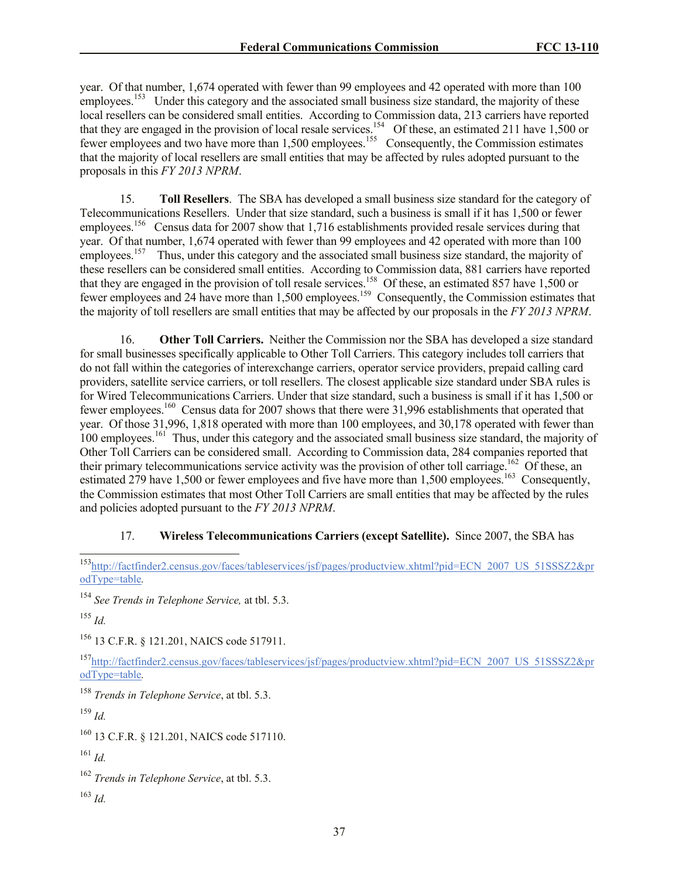year. Of that number, 1,674 operated with fewer than 99 employees and 42 operated with more than 100 employees.[153] Under this category and the associated small business size standard, the majority of these local resellers can be considered small entities. According to Commission data, 213 carriers have reported that they are engaged in the provision of local resale services.[154] Of these, an estimated 211 have 1,500 or fewer employees and two have more than 1,500 employees.[155] Consequently, the Commission estimates that the majority of local resellers are small entities that may be affected by rules adopted pursuant to the proposals in this *FY 2013 NPRM*.

15. **Toll Resellers**. The SBA has developed a small business size standard for the category of Telecommunications Resellers. Under that size standard, such a business is small if it has 1,500 or fewer employees.[156] Census data for 2007 show that 1,716 establishments provided resale services during that year. Of that number, 1,674 operated with fewer than 99 employees and 42 operated with more than 100 employees.[157] Thus, under this category and the associated small business size standard, the majority of these resellers can be considered small entities. According to Commission data, 881 carriers have reported that they are engaged in the provision of toll resale services.[158] Of these, an estimated 857 have 1,500 or fewer employees and 24 have more than 1,500 employees.[159] Consequently, the Commission estimates that the majority of toll resellers are small entities that may be affected by our proposals in the *FY 2013 NPRM*.

16. **Other Toll Carriers.** Neither the Commission nor the SBA has developed a size standard for small businesses specifically applicable to Other Toll Carriers. This category includes toll carriers that do not fall within the categories of interexchange carriers, operator service providers, prepaid calling card providers, satellite service carriers, or toll resellers. The closest applicable size standard under SBA rules is for Wired Telecommunications Carriers. Under that size standard, such a business is small if it has 1,500 or fewer employees.[160] Census data for 2007 shows that there were 31,996 establishments that operated that year. Of those 31,996, 1,818 operated with more than 100 employees, and 30,178 operated with fewer than 100 employees.[161] Thus, under this category and the associated small business size standard, the majority of Other Toll Carriers can be considered small. According to Commission data, 284 companies reported that their primary telecommunications service activity was the provision of other toll carriage.[162] Of these, an estimated 279 have 1,500 or fewer employees and five have more than 1,500 employees.[163] Consequently, the Commission estimates that most Other Toll Carriers are small entities that may be affected by the rules and policies adopted pursuant to the *FY 2013 NPRM*.

17. **Wireless Telecommunications Carriers (except Satellite).** Since 2007, the SBA has

---

[153] http://factfinder2.census.gov/faces/tableservices/jsf/pages/productview.xhtml?pid=ECN_2007_US_51SSSZ2&prodType=table.

[154] *See Trends in Telephone Service,* at tbl. 5.3.

[155] *Id.*

[156] 13 C.F.R. § 121.201, NAICS code 517911.

[157] http://factfinder2.census.gov/faces/tableservices/jsf/pages/productview.xhtml?pid=ECN_2007_US_51SSSZ2&prodType=table.

[158] *Trends in Telephone Service*, at tbl. 5.3.

[159] *Id.*

[160] 13 C.F.R. § 121.201, NAICS code 517110.

[161] *Id.*

[162] *Trends in Telephone Service*, at tbl. 5.3.

[163] *Id.*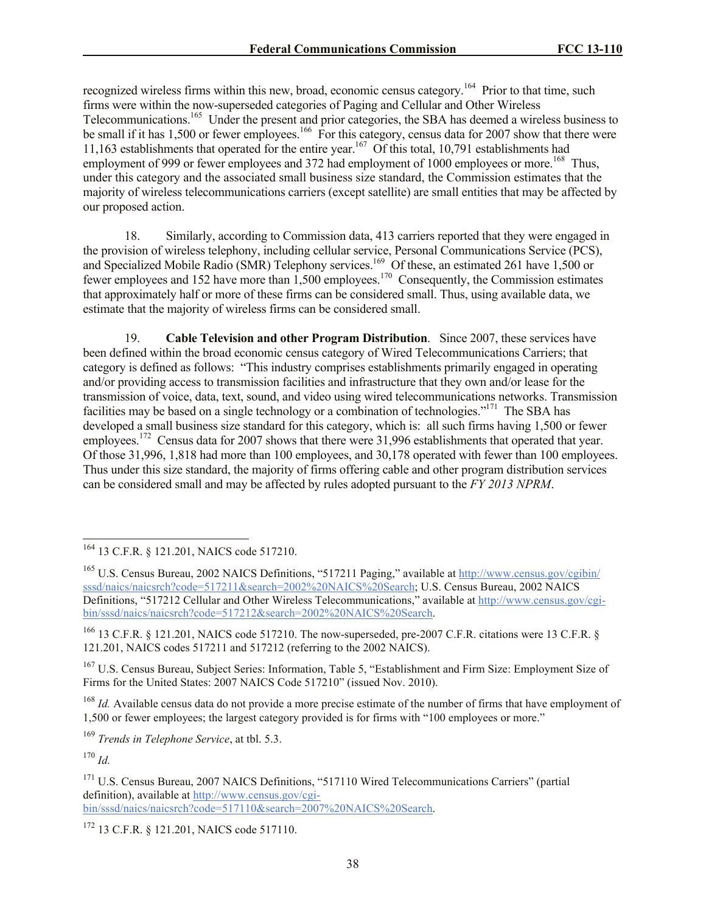recognized wireless firms within this new, broad, economic census category.[164] Prior to that time, such firms were within the now-superseded categories of Paging and Cellular and Other Wireless Telecommunications.[165] Under the present and prior categories, the SBA has deemed a wireless business to be small if it has 1,500 or fewer employees.[166] For this category, census data for 2007 show that there were 11,163 establishments that operated for the entire year.[167] Of this total, 10,791 establishments had employment of 999 or fewer employees and 372 had employment of 1000 employees or more.[168] Thus, under this category and the associated small business size standard, the Commission estimates that the majority of wireless telecommunications carriers (except satellite) are small entities that may be affected by our proposed action.

18. Similarly, according to Commission data, 413 carriers reported that they were engaged in the provision of wireless telephony, including cellular service, Personal Communications Service (PCS), and Specialized Mobile Radio (SMR) Telephony services.[169] Of these, an estimated 261 have 1,500 or fewer employees and 152 have more than 1,500 employees.[170] Consequently, the Commission estimates that approximately half or more of these firms can be considered small. Thus, using available data, we estimate that the majority of wireless firms can be considered small.

19. **Cable Television and other Program Distribution**. Since 2007, these services have been defined within the broad economic census category of Wired Telecommunications Carriers; that category is defined as follows: "This industry comprises establishments primarily engaged in operating and/or providing access to transmission facilities and infrastructure that they own and/or lease for the transmission of voice, data, text, sound, and video using wired telecommunications networks. Transmission facilities may be based on a single technology or a combination of technologies."[171] The SBA has developed a small business size standard for this category, which is: all such firms having 1,500 or fewer employees.[172] Census data for 2007 shows that there were 31,996 establishments that operated that year. Of those 31,996, 1,818 had more than 100 employees, and 30,178 operated with fewer than 100 employees. Thus under this size standard, the majority of firms offering cable and other program distribution services can be considered small and may be affected by rules adopted pursuant to the *FY 2013 NPRM*.

---

[164] 13 C.F.R. § 121.201, NAICS code 517210.

[165] U.S. Census Bureau, 2002 NAICS Definitions, "517211 Paging," available at http://www.census.gov/cgibin/sssd/naics/naicsrch?code=517211&search=2002%20NAICS%20Search; U.S. Census Bureau, 2002 NAICS Definitions, "517212 Cellular and Other Wireless Telecommunications," available at http://www.census.gov/cgi-bin/sssd/naics/naicsrch?code=517212&search=2002%20NAICS%20Search.

[166] 13 C.F.R. § 121.201, NAICS code 517210. The now-superseded, pre-2007 C.F.R. citations were 13 C.F.R. § 121.201, NAICS codes 517211 and 517212 (referring to the 2002 NAICS).

[167] U.S. Census Bureau, Subject Series: Information, Table 5, "Establishment and Firm Size: Employment Size of Firms for the United States: 2007 NAICS Code 517210" (issued Nov. 2010).

[168] *Id.* Available census data do not provide a more precise estimate of the number of firms that have employment of 1,500 or fewer employees; the largest category provided is for firms with "100 employees or more."

[169] *Trends in Telephone Service*, at tbl. 5.3.

[170] *Id.*

[171] U.S. Census Bureau, 2007 NAICS Definitions, "517110 Wired Telecommunications Carriers" (partial definition), available at http://www.census.gov/cgi-bin/sssd/naics/naicsrch?code=517110&search=2007%20NAICS%20Search.

[172] 13 C.F.R. § 121.201, NAICS code 517110.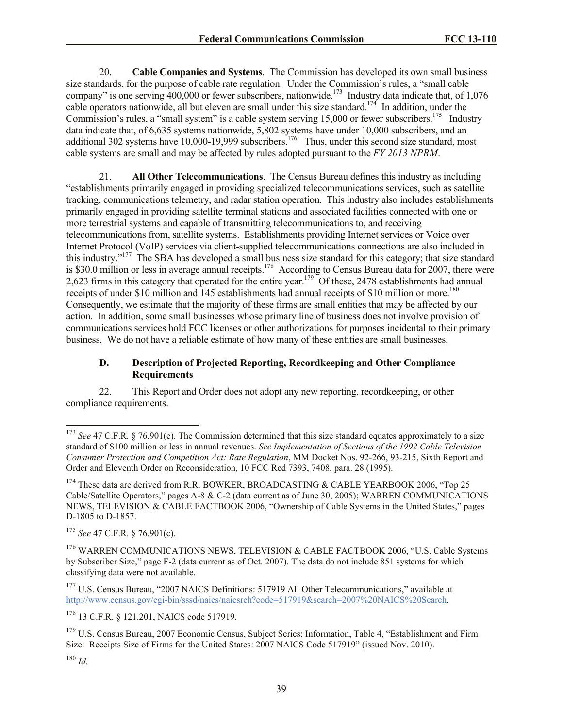20. **Cable Companies and Systems**. The Commission has developed its own small business size standards, for the purpose of cable rate regulation. Under the Commission's rules, a "small cable company" is one serving 400,000 or fewer subscribers, nationwide.[173] Industry data indicate that, of 1,076 cable operators nationwide, all but eleven are small under this size standard.[174] In addition, under the Commission's rules, a "small system" is a cable system serving 15,000 or fewer subscribers.[175] Industry data indicate that, of 6,635 systems nationwide, 5,802 systems have under 10,000 subscribers, and an additional 302 systems have 10,000-19,999 subscribers.[176] Thus, under this second size standard, most cable systems are small and may be affected by rules adopted pursuant to the *FY 2013 NPRM*.

21. **All Other Telecommunications**. The Census Bureau defines this industry as including "establishments primarily engaged in providing specialized telecommunications services, such as satellite tracking, communications telemetry, and radar station operation. This industry also includes establishments primarily engaged in providing satellite terminal stations and associated facilities connected with one or more terrestrial systems and capable of transmitting telecommunications to, and receiving telecommunications from, satellite systems. Establishments providing Internet services or Voice over Internet Protocol (VoIP) services via client-supplied telecommunications connections are also included in this industry."[177] The SBA has developed a small business size standard for this category; that size standard is $30.0 million or less in average annual receipts.[178] According to Census Bureau data for 2007, there were 2,623 firms in this category that operated for the entire year.[179] Of these, 2478 establishments had annual receipts of under $10 million and 145 establishments had annual receipts of $10 million or more.[180] Consequently, we estimate that the majority of these firms are small entities that may be affected by our action. In addition, some small businesses whose primary line of business does not involve provision of communications services hold FCC licenses or other authorizations for purposes incidental to their primary business. We do not have a reliable estimate of how many of these entities are small businesses.

### D. Description of Projected Reporting, Recordkeeping and Other Compliance Requirements

22. This Report and Order does not adopt any new reporting, recordkeeping, or other compliance requirements.

---

[173] *See* 47 C.F.R. § 76.901(e). The Commission determined that this size standard equates approximately to a size standard of $100 million or less in annual revenues. *See Implementation of Sections of the 1992 Cable Television Consumer Protection and Competition Act: Rate Regulation*, MM Docket Nos. 92-266, 93-215, Sixth Report and Order and Eleventh Order on Reconsideration, 10 FCC Rcd 7393, 7408, para. 28 (1995).

[174] These data are derived from R.R. BOWKER, BROADCASTING & CABLE YEARBOOK 2006, "Top 25 Cable/Satellite Operators," pages A-8 & C-2 (data current as of June 30, 2005); WARREN COMMUNICATIONS NEWS, TELEVISION & CABLE FACTBOOK 2006, "Ownership of Cable Systems in the United States," pages D-1805 to D-1857.

[175] *See* 47 C.F.R. § 76.901(c).

[176] WARREN COMMUNICATIONS NEWS, TELEVISION & CABLE FACTBOOK 2006, "U.S. Cable Systems by Subscriber Size," page F-2 (data current as of Oct. 2007). The data do not include 851 systems for which classifying data were not available.

[177] U.S. Census Bureau, "2007 NAICS Definitions: 517919 All Other Telecommunications," available at http://www.census.gov/cgi-bin/sssd/naics/naicsrch?code=517919&search=2007%20NAICS%20Search.

[178] 13 C.F.R. § 121.201, NAICS code 517919.

[179] U.S. Census Bureau, 2007 Economic Census, Subject Series: Information, Table 4, "Establishment and Firm Size: Receipts Size of Firms for the United States: 2007 NAICS Code 517919" (issued Nov. 2010).

[180] *Id.*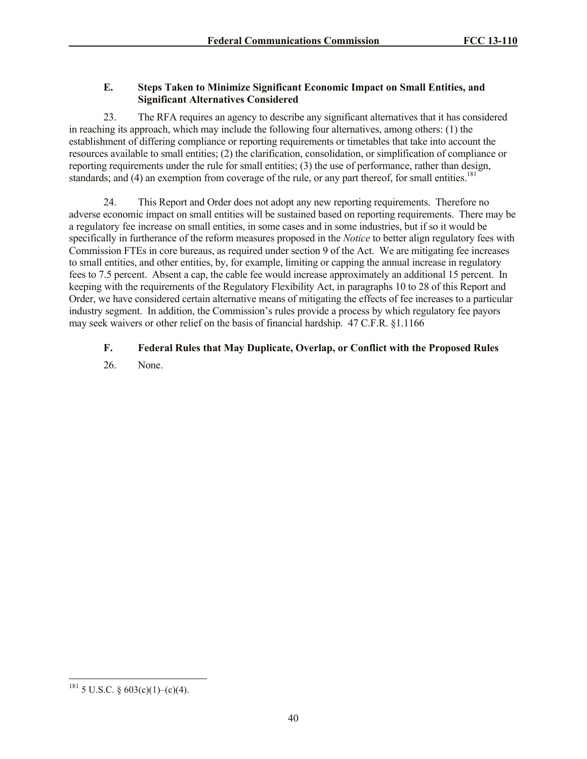### E. Steps Taken to Minimize Significant Economic Impact on Small Entities, and Significant Alternatives Considered

23. The RFA requires an agency to describe any significant alternatives that it has considered in reaching its approach, which may include the following four alternatives, among others: (1) the establishment of differing compliance or reporting requirements or timetables that take into account the resources available to small entities; (2) the clarification, consolidation, or simplification of compliance or reporting requirements under the rule for small entities; (3) the use of performance, rather than design, standards; and (4) an exemption from coverage of the rule, or any part thereof, for small entities.[181]

24. This Report and Order does not adopt any new reporting requirements. Therefore no adverse economic impact on small entities will be sustained based on reporting requirements. There may be a regulatory fee increase on small entities, in some cases and in some industries, but if so it would be specifically in furtherance of the reform measures proposed in the *Notice* to better align regulatory fees with Commission FTEs in core bureaus, as required under section 9 of the Act. We are mitigating fee increases to small entities, and other entities, by, for example, limiting or capping the annual increase in regulatory fees to 7.5 percent. Absent a cap, the cable fee would increase approximately an additional 15 percent. In keeping with the requirements of the Regulatory Flexibility Act, in paragraphs 10 to 28 of this Report and Order, we have considered certain alternative means of mitigating the effects of fee increases to a particular industry segment. In addition, the Commission's rules provide a process by which regulatory fee payors may seek waivers or other relief on the basis of financial hardship. 47 C.F.R. §1.1166

### F. Federal Rules that May Duplicate, Overlap, or Conflict with the Proposed Rules

26. None.

---

[181] 5 U.S.C. § 603(c)(1)–(c)(4).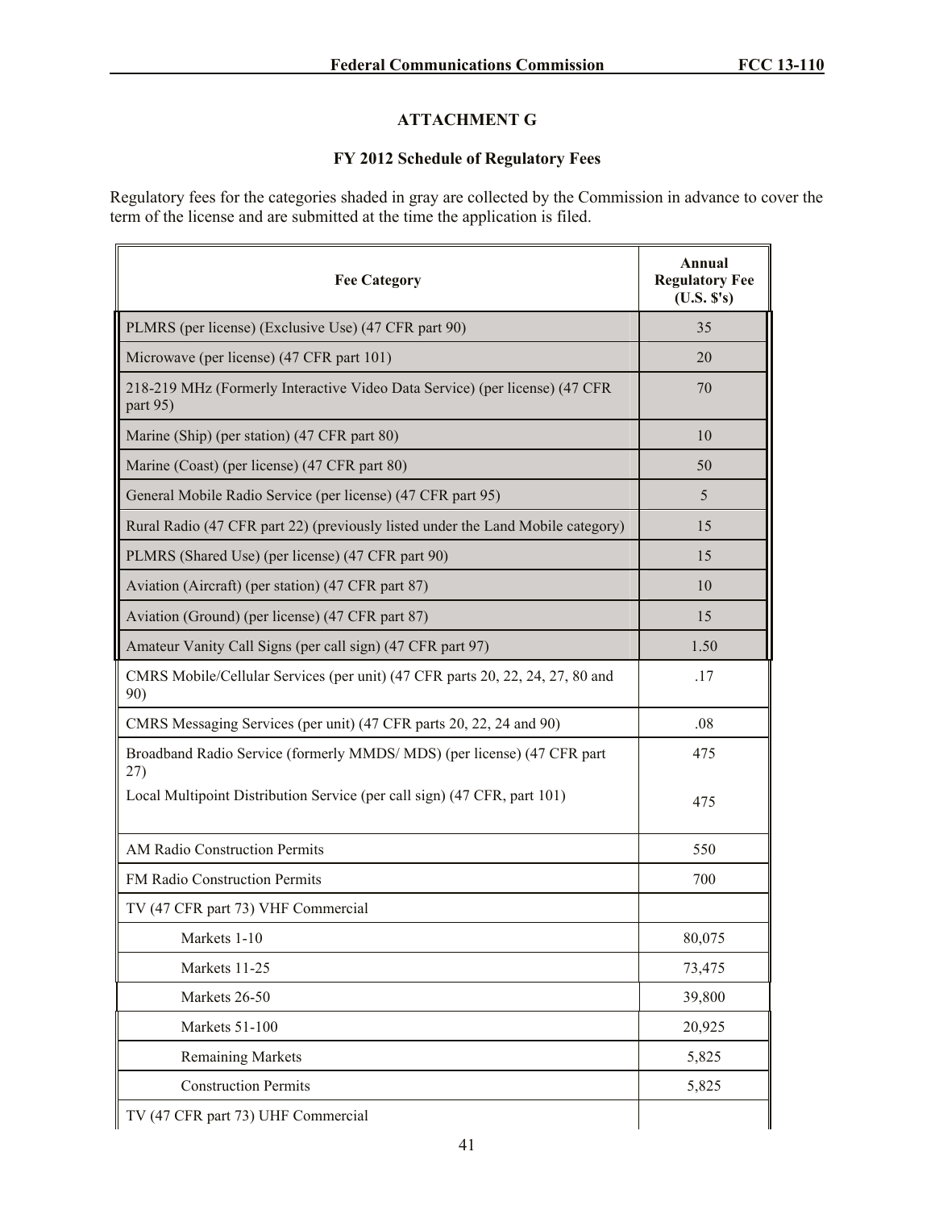## ATTACHMENT G

### FY 2012 Schedule of Regulatory Fees

Regulatory fees for the categories shaded in gray are collected by the Commission in advance to cover the term of the license and are submitted at the time the application is filed.

| Fee Category | Annual Regulatory Fee (U.S. $'s) |
|---|---|
| PLMRS (per license) (Exclusive Use) (47 CFR part 90) | 35 |
| Microwave (per license) (47 CFR part 101) | 20 |
| 218-219 MHz (Formerly Interactive Video Data Service) (per license) (47 CFR part 95) | 70 |
| Marine (Ship) (per station) (47 CFR part 80) | 10 |
| Marine (Coast) (per license) (47 CFR part 80) | 50 |
| General Mobile Radio Service (per license) (47 CFR part 95) | 5 |
| Rural Radio (47 CFR part 22) (previously listed under the Land Mobile category) | 15 |
| PLMRS (Shared Use) (per license) (47 CFR part 90) | 15 |
| Aviation (Aircraft) (per station) (47 CFR part 87) | 10 |
| Aviation (Ground) (per license) (47 CFR part 87) | 15 |
| Amateur Vanity Call Signs (per call sign) (47 CFR part 97) | 1.50 |
| CMRS Mobile/Cellular Services (per unit) (47 CFR parts 20, 22, 24, 27, 80 and 90) | .17 |
| CMRS Messaging Services (per unit) (47 CFR parts 20, 22, 24 and 90) | .08 |
| Broadband Radio Service (formerly MMDS/ MDS) (per license) (47 CFR part 27)<br>Local Multipoint Distribution Service (per call sign) (47 CFR, part 101) | 475<br>475 |
| AM Radio Construction Permits | 550 |
| FM Radio Construction Permits | 700 |
| TV (47 CFR part 73) VHF Commercial | |
| Markets 1-10 | 80,075 |
| Markets 11-25 | 73,475 |
| Markets 26-50 | 39,800 |
| Markets 51-100 | 20,925 |
| Remaining Markets | 5,825 |
| Construction Permits | 5,825 |
| TV (47 CFR part 73) UHF Commercial | |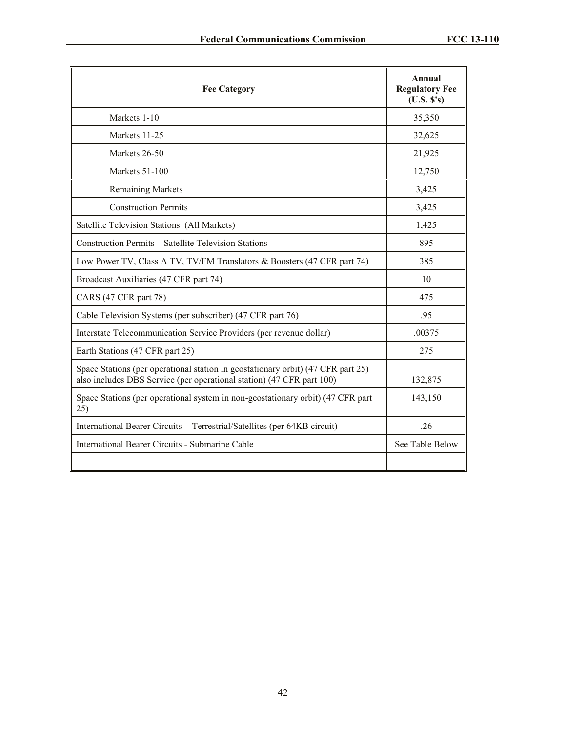| Fee Category | Annual Regulatory Fee (U.S. $'s) |
|---|---|
| Markets 1-10 | 35,350 |
| Markets 11-25 | 32,625 |
| Markets 26-50 | 21,925 |
| Markets 51-100 | 12,750 |
| Remaining Markets | 3,425 |
| Construction Permits | 3,425 |
| Satellite Television Stations (All Markets) | 1,425 |
| Construction Permits – Satellite Television Stations | 895 |
| Low Power TV, Class A TV, TV/FM Translators & Boosters (47 CFR part 74) | 385 |
| Broadcast Auxiliaries (47 CFR part 74) | 10 |
| CARS (47 CFR part 78) | 475 |
| Cable Television Systems (per subscriber) (47 CFR part 76) | .95 |
| Interstate Telecommunication Service Providers (per revenue dollar) | .00375 |
| Earth Stations (47 CFR part 25) | 275 |
| Space Stations (per operational station in geostationary orbit) (47 CFR part 25) also includes DBS Service (per operational station) (47 CFR part 100) | 132,875 |
| Space Stations (per operational system in non-geostationary orbit) (47 CFR part 25) | 143,150 |
| International Bearer Circuits - Terrestrial/Satellites (per 64KB circuit) | .26 |
| International Bearer Circuits - Submarine Cable | See Table Below |
| | |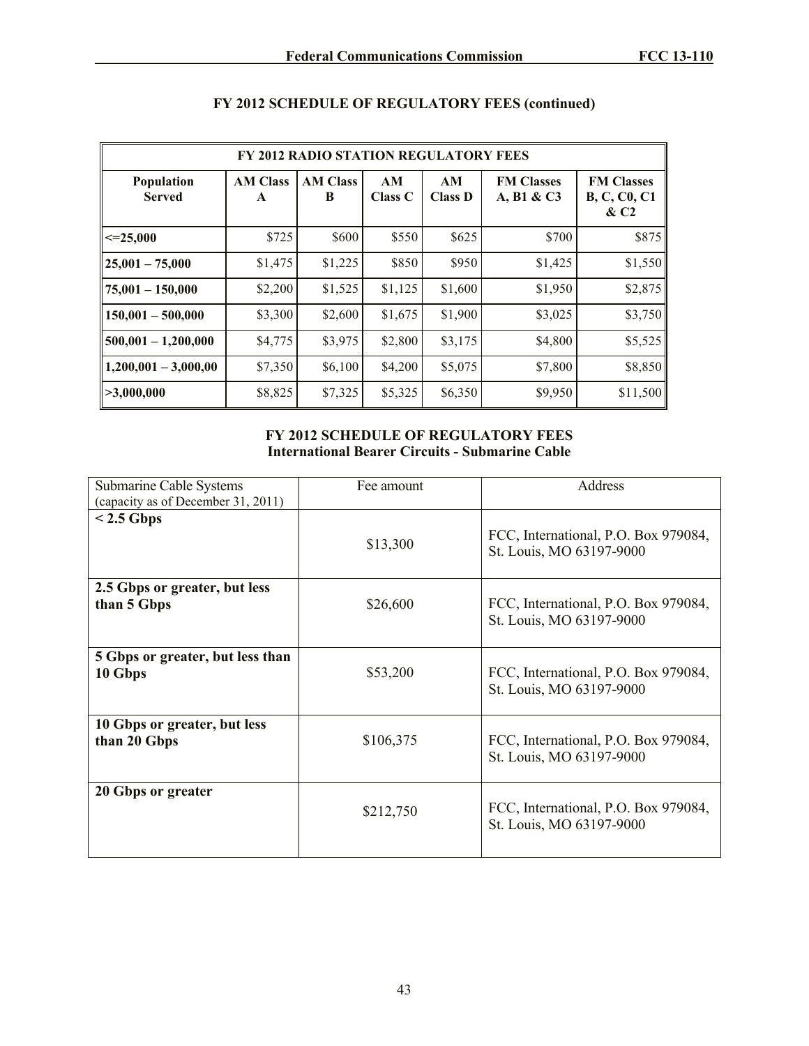## FY 2012 SCHEDULE OF REGULATORY FEES (continued)

| FY 2012 RADIO STATION REGULATORY FEES | | | | | | |
|---|---|---|---|---|---|---|
| **Population Served** | **AM Class A** | **AM Class B** | **AM Class C** | **AM Class D** | **FM Classes A, B1 & C3** | **FM Classes B, C, C0, C1 & C2** |
| **<=25,000** | $725 | $600 | $550 | $625 | $700 | $875 |
| **25,001 – 75,000** | $1,475 | $1,225 | $850 | $950 | $1,425 | $1,550 |
| **75,001 – 150,000** | $2,200 | $1,525 | $1,125 | $1,600 | $1,950 | $2,875 |
| **150,001 – 500,000** | $3,300 | $2,600 | $1,675 | $1,900 | $3,025 | $3,750 |
| **500,001 – 1,200,000** | $4,775 | $3,975 | $2,800 | $3,175 | $4,800 | $5,525 |
| **1,200,001 – 3,000,00** | $7,350 | $6,100 | $4,200 | $5,075 | $7,800 | $8,850 |
| **>3,000,000** | $8,825 | $7,325 | $5,325 | $6,350 | $9,950 | $11,500 |

## FY 2012 SCHEDULE OF REGULATORY FEES
### International Bearer Circuits - Submarine Cable

| Submarine Cable Systems (capacity as of December 31, 2011) | Fee amount | Address |
|---|---|---|
| **< 2.5 Gbps** | $13,300 | FCC, International, P.O. Box 979084, St. Louis, MO 63197-9000 |
| **2.5 Gbps or greater, but less than 5 Gbps** | $26,600 | FCC, International, P.O. Box 979084, St. Louis, MO 63197-9000 |
| **5 Gbps or greater, but less than 10 Gbps** | $53,200 | FCC, International, P.O. Box 979084, St. Louis, MO 63197-9000 |
| **10 Gbps or greater, but less than 20 Gbps** | $106,375 | FCC, International, P.O. Box 979084, St. Louis, MO 63197-9000 |
| **20 Gbps or greater** | $212,750 | FCC, International, P.O. Box 979084, St. Louis, MO 63197-9000 |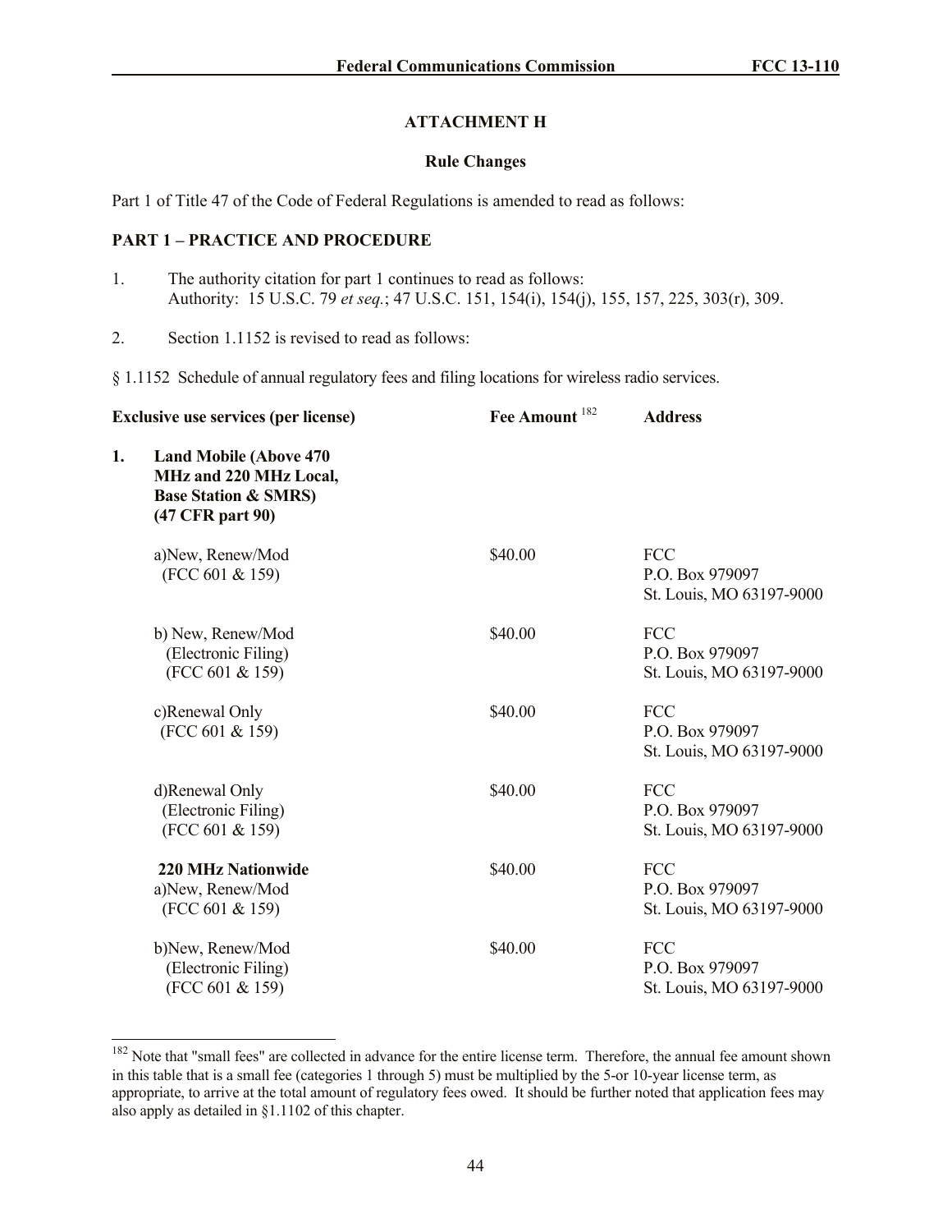## ATTACHMENT H

### Rule Changes

Part 1 of Title 47 of the Code of Federal Regulations is amended to read as follows:

**PART 1 – PRACTICE AND PROCEDURE**

1. The authority citation for part 1 continues to read as follows:
   Authority: 15 U.S.C. 79 *et seq.*; 47 U.S.C. 151, 154(i), 154(j), 155, 157, 225, 303(r), 309.

2. Section 1.1152 is revised to read as follows:

§ 1.1152 Schedule of annual regulatory fees and filing locations for wireless radio services.

| Exclusive use services (per license) | Fee Amount [182] | Address |
|---|---|---|
| **1. Land Mobile (Above 470 MHz and 220 MHz Local, Base Station & SMRS) (47 CFR part 90)** | | |
| a)New, Renew/Mod (FCC 601 & 159) | \$40.00 | FCC P.O. Box 979097 St. Louis, MO 63197-9000 |
| b) New, Renew/Mod (Electronic Filing) (FCC 601 & 159) | \$40.00 | FCC P.O. Box 979097 St. Louis, MO 63197-9000 |
| c)Renewal Only (FCC 601 & 159) | \$40.00 | FCC P.O. Box 979097 St. Louis, MO 63197-9000 |
| d)Renewal Only (Electronic Filing) (FCC 601 & 159) | \$40.00 | FCC P.O. Box 979097 St. Louis, MO 63197-9000 |
| **220 MHz Nationwide** a)New, Renew/Mod (FCC 601 & 159) | \$40.00 | FCC P.O. Box 979097 St. Louis, MO 63197-9000 |
| b)New, Renew/Mod (Electronic Filing) (FCC 601 & 159) | \$40.00 | FCC P.O. Box 979097 St. Louis, MO 63197-9000 |

[182] Note that "small fees" are collected in advance for the entire license term. Therefore, the annual fee amount shown in this table that is a small fee (categories 1 through 5) must be multiplied by the 5-or 10-year license term, as appropriate, to arrive at the total amount of regulatory fees owed. It should be further noted that application fees may also apply as detailed in §1.1102 of this chapter.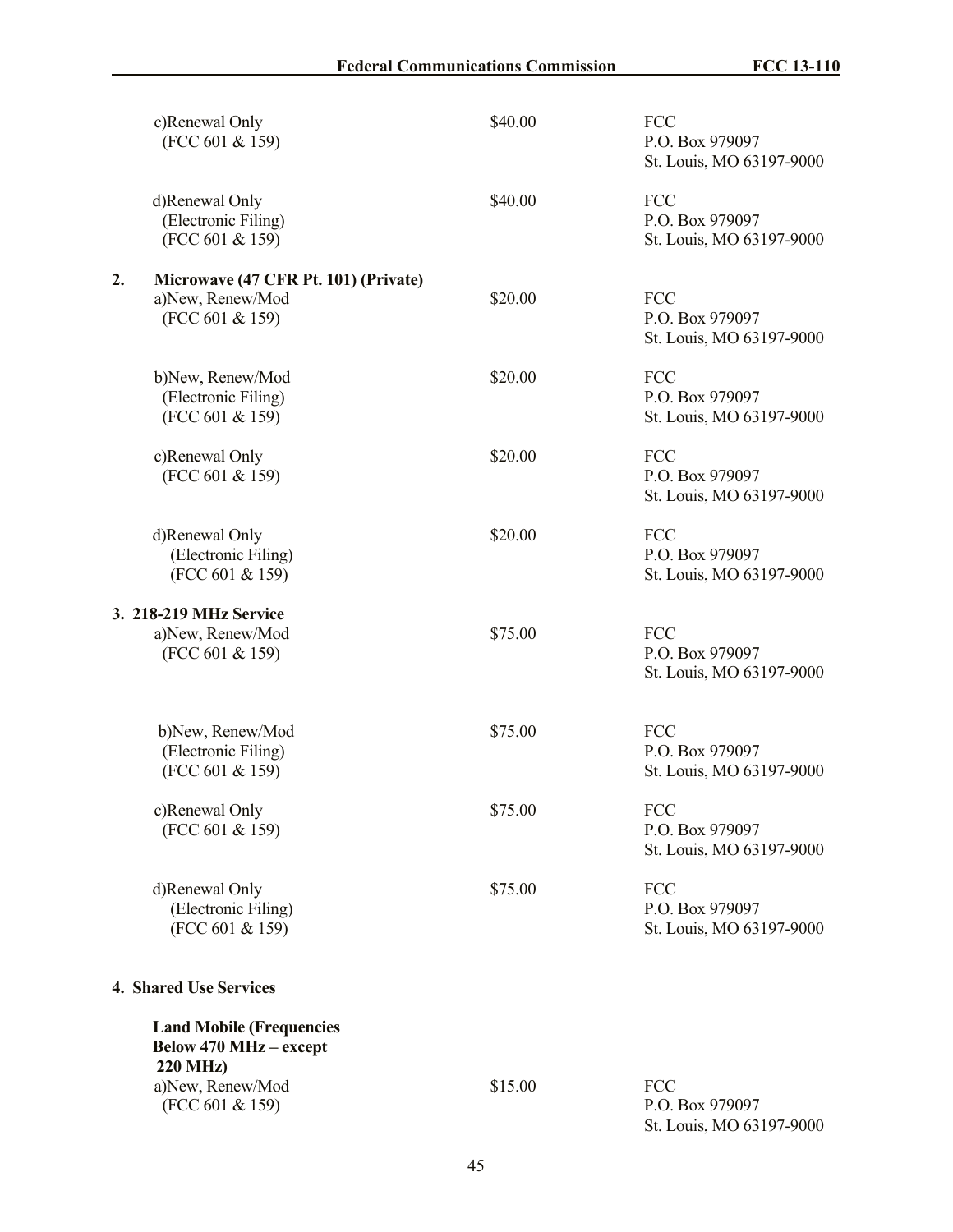| | | |
|---|---|---|
| c)Renewal Only (FCC 601 & 159) | \$40.00 | FCC P.O. Box 979097 St. Louis, MO 63197-9000 |
| d)Renewal Only (Electronic Filing) (FCC 601 & 159) | \$40.00 | FCC P.O. Box 979097 St. Louis, MO 63197-9000 |
| **2. Microwave (47 CFR Pt. 101) (Private)** | | |
| a)New, Renew/Mod (FCC 601 & 159) | \$20.00 | FCC P.O. Box 979097 St. Louis, MO 63197-9000 |
| b)New, Renew/Mod (Electronic Filing) (FCC 601 & 159) | \$20.00 | FCC P.O. Box 979097 St. Louis, MO 63197-9000 |
| c)Renewal Only (FCC 601 & 159) | \$20.00 | FCC P.O. Box 979097 St. Louis, MO 63197-9000 |
| d)Renewal Only (Electronic Filing) (FCC 601 & 159) | \$20.00 | FCC P.O. Box 979097 St. Louis, MO 63197-9000 |
| **3. 218-219 MHz Service** | | |
| a)New, Renew/Mod (FCC 601 & 159) | \$75.00 | FCC P.O. Box 979097 St. Louis, MO 63197-9000 |
| b)New, Renew/Mod (Electronic Filing) (FCC 601 & 159) | \$75.00 | FCC P.O. Box 979097 St. Louis, MO 63197-9000 |
| c)Renewal Only (FCC 601 & 159) | \$75.00 | FCC P.O. Box 979097 St. Louis, MO 63197-9000 |
| d)Renewal Only (Electronic Filing) (FCC 601 & 159) | \$75.00 | FCC P.O. Box 979097 St. Louis, MO 63197-9000 |
| **4. Shared Use Services** | | |
| **Land Mobile (Frequencies Below 470 MHz – except 220 MHz)** | | |
| a)New, Renew/Mod (FCC 601 & 159) | \$15.00 | FCC P.O. Box 979097 St. Louis, MO 63197-9000 |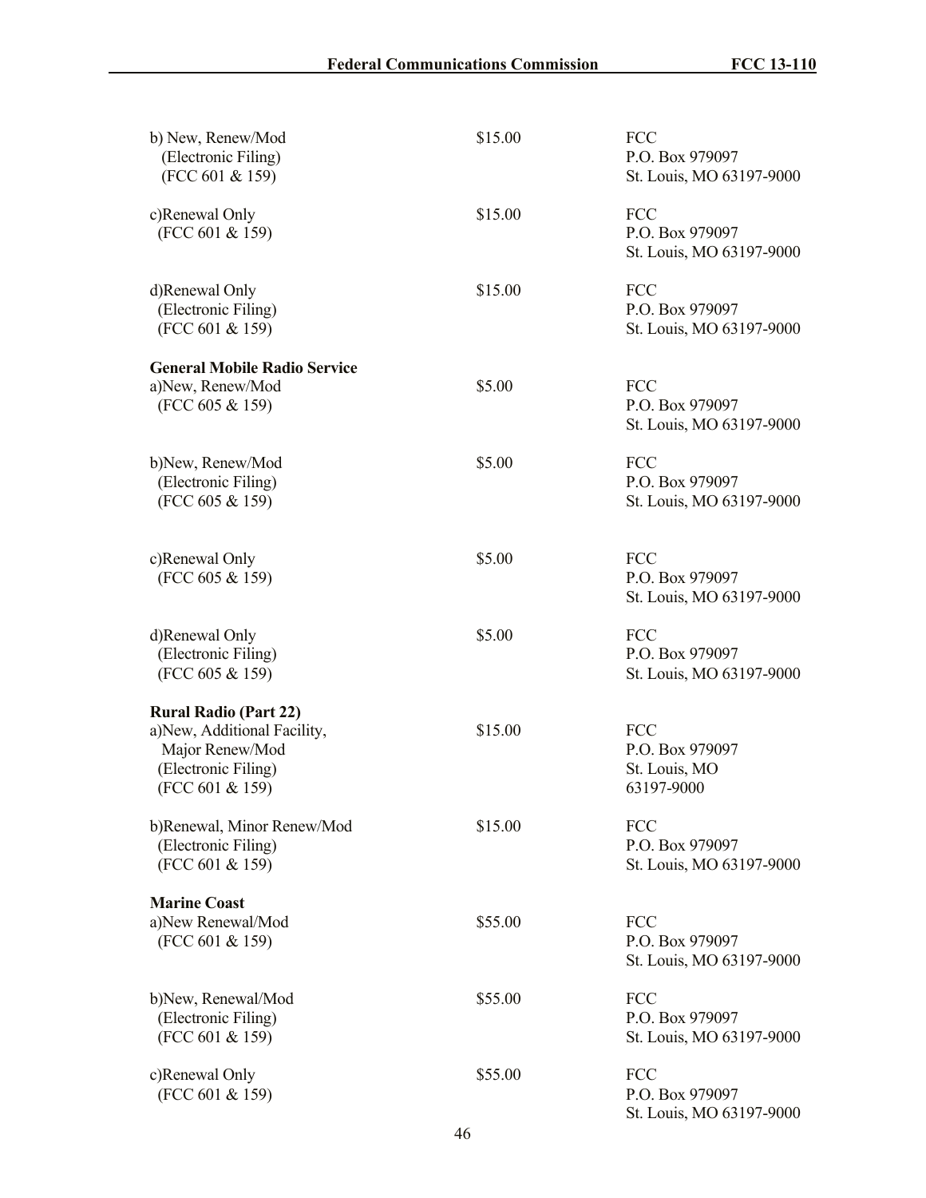| | | |
|---|---|---|
| b) New, Renew/Mod (Electronic Filing) (FCC 601 & 159) | \$15.00 | FCC P.O. Box 979097 St. Louis, MO 63197-9000 |
| c)Renewal Only (FCC 601 & 159) | \$15.00 | FCC P.O. Box 979097 St. Louis, MO 63197-9000 |
| d)Renewal Only (Electronic Filing) (FCC 601 & 159) | \$15.00 | FCC P.O. Box 979097 St. Louis, MO 63197-9000 |
| **General Mobile Radio Service** | | |
| a)New, Renew/Mod (FCC 605 & 159) | \$5.00 | FCC P.O. Box 979097 St. Louis, MO 63197-9000 |
| b)New, Renew/Mod (Electronic Filing) (FCC 605 & 159) | \$5.00 | FCC P.O. Box 979097 St. Louis, MO 63197-9000 |
| c)Renewal Only (FCC 605 & 159) | \$5.00 | FCC P.O. Box 979097 St. Louis, MO 63197-9000 |
| d)Renewal Only (Electronic Filing) (FCC 605 & 159) | \$5.00 | FCC P.O. Box 979097 St. Louis, MO 63197-9000 |
| **Rural Radio (Part 22)** | | |
| a)New, Additional Facility, Major Renew/Mod (Electronic Filing) (FCC 601 & 159) | \$15.00 | FCC P.O. Box 979097 St. Louis, MO 63197-9000 |
| b)Renewal, Minor Renew/Mod (Electronic Filing) (FCC 601 & 159) | \$15.00 | FCC P.O. Box 979097 St. Louis, MO 63197-9000 |
| **Marine Coast** | | |
| a)New Renewal/Mod (FCC 601 & 159) | \$55.00 | FCC P.O. Box 979097 St. Louis, MO 63197-9000 |
| b)New, Renewal/Mod (Electronic Filing) (FCC 601 & 159) | \$55.00 | FCC P.O. Box 979097 St. Louis, MO 63197-9000 |
| c)Renewal Only (FCC 601 & 159) | \$55.00 | FCC P.O. Box 979097 St. Louis, MO 63197-9000 |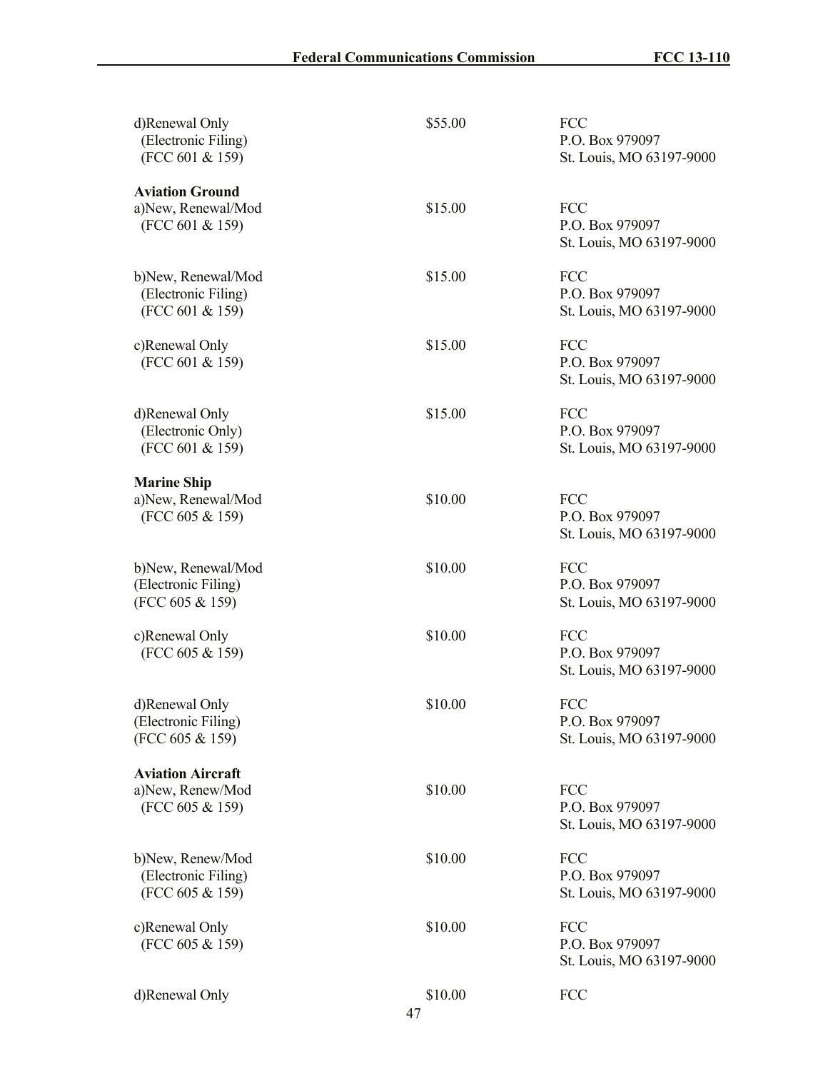| | | |
|---|---|---|
| d)Renewal Only<br>(Electronic Filing)<br>(FCC 601 & 159) | \$55.00 | FCC<br>P.O. Box 979097<br>St. Louis, MO 63197-9000 |
| **Aviation Ground** | | |
| a)New, Renewal/Mod<br>(FCC 601 & 159) | \$15.00 | FCC<br>P.O. Box 979097<br>St. Louis, MO 63197-9000 |
| b)New, Renewal/Mod<br>(Electronic Filing)<br>(FCC 601 & 159) | \$15.00 | FCC<br>P.O. Box 979097<br>St. Louis, MO 63197-9000 |
| c)Renewal Only<br>(FCC 601 & 159) | \$15.00 | FCC<br>P.O. Box 979097<br>St. Louis, MO 63197-9000 |
| d)Renewal Only<br>(Electronic Only)<br>(FCC 601 & 159) | \$15.00 | FCC<br>P.O. Box 979097<br>St. Louis, MO 63197-9000 |
| **Marine Ship** | | |
| a)New, Renewal/Mod<br>(FCC 605 & 159) | \$10.00 | FCC<br>P.O. Box 979097<br>St. Louis, MO 63197-9000 |
| b)New, Renewal/Mod<br>(Electronic Filing)<br>(FCC 605 & 159) | \$10.00 | FCC<br>P.O. Box 979097<br>St. Louis, MO 63197-9000 |
| c)Renewal Only<br>(FCC 605 & 159) | \$10.00 | FCC<br>P.O. Box 979097<br>St. Louis, MO 63197-9000 |
| d)Renewal Only<br>(Electronic Filing)<br>(FCC 605 & 159) | \$10.00 | FCC<br>P.O. Box 979097<br>St. Louis, MO 63197-9000 |
| **Aviation Aircraft** | | |
| a)New, Renew/Mod<br>(FCC 605 & 159) | \$10.00 | FCC<br>P.O. Box 979097<br>St. Louis, MO 63197-9000 |
| b)New, Renew/Mod<br>(Electronic Filing)<br>(FCC 605 & 159) | \$10.00 | FCC<br>P.O. Box 979097<br>St. Louis, MO 63197-9000 |
| c)Renewal Only<br>(FCC 605 & 159) | \$10.00 | FCC<br>P.O. Box 979097<br>St. Louis, MO 63197-9000 |
| d)Renewal Only | \$10.00 | FCC |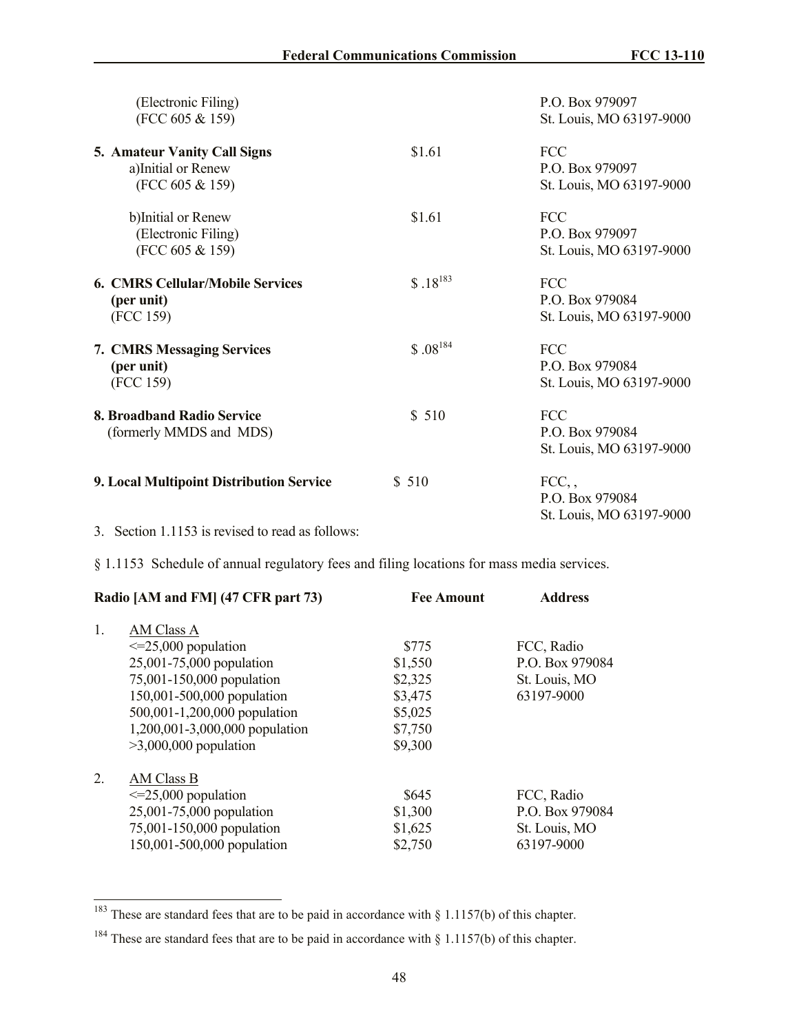| | | |
|---|---|---|
| (Electronic Filing)<br>(FCC 605 & 159) | | P.O. Box 979097<br>St. Louis, MO 63197-9000 |
| **5. Amateur Vanity Call Signs**<br>a)Initial or Renew<br>(FCC 605 & 159) | $1.61 | FCC<br>P.O. Box 979097<br>St. Louis, MO 63197-9000 |
| b)Initial or Renew<br>(Electronic Filing)<br>(FCC 605 & 159) | $1.61 | FCC<br>P.O. Box 979097<br>St. Louis, MO 63197-9000 |
| **6. CMRS Cellular/Mobile Services**<br>**(per unit)**<br>(FCC 159) | $ .18[183] | FCC<br>P.O. Box 979084<br>St. Louis, MO 63197-9000 |
| **7. CMRS Messaging Services**<br>**(per unit)**<br>(FCC 159) | $ .08[184] | FCC<br>P.O. Box 979084<br>St. Louis, MO 63197-9000 |
| **8. Broadband Radio Service**<br>(formerly MMDS and MDS) | $ 510 | FCC<br>P.O. Box 979084<br>St. Louis, MO 63197-9000 |
| **9. Local Multipoint Distribution Service** | $ 510 | FCC, ,<br>P.O. Box 979084<br>St. Louis, MO 63197-9000 |

3. Section 1.1153 is revised to read as follows:

§ 1.1153 Schedule of annual regulatory fees and filing locations for mass media services.

| **Radio [AM and FM] (47 CFR part 73)** | **Fee Amount** | **Address** |
|---|---|---|
| 1. AM Class A | | |
| <=25,000 population | $775 | FCC, Radio |
| 25,001-75,000 population | $1,550 | P.O. Box 979084 |
| 75,001-150,000 population | $2,325 | St. Louis, MO |
| 150,001-500,000 population | $3,475 | 63197-9000 |
| 500,001-1,200,000 population | $5,025 | |
| 1,200,001-3,000,000 population | $7,750 | |
| >3,000,000 population | $9,300 | |
| 2. AM Class B | | |
| <=25,000 population | $645 | FCC, Radio |
| 25,001-75,000 population | $1,300 | P.O. Box 979084 |
| 75,001-150,000 population | $1,625 | St. Louis, MO |
| 150,001-500,000 population | $2,750 | 63197-9000 |

[183] These are standard fees that are to be paid in accordance with § 1.1157(b) of this chapter.

[184] These are standard fees that are to be paid in accordance with § 1.1157(b) of this chapter.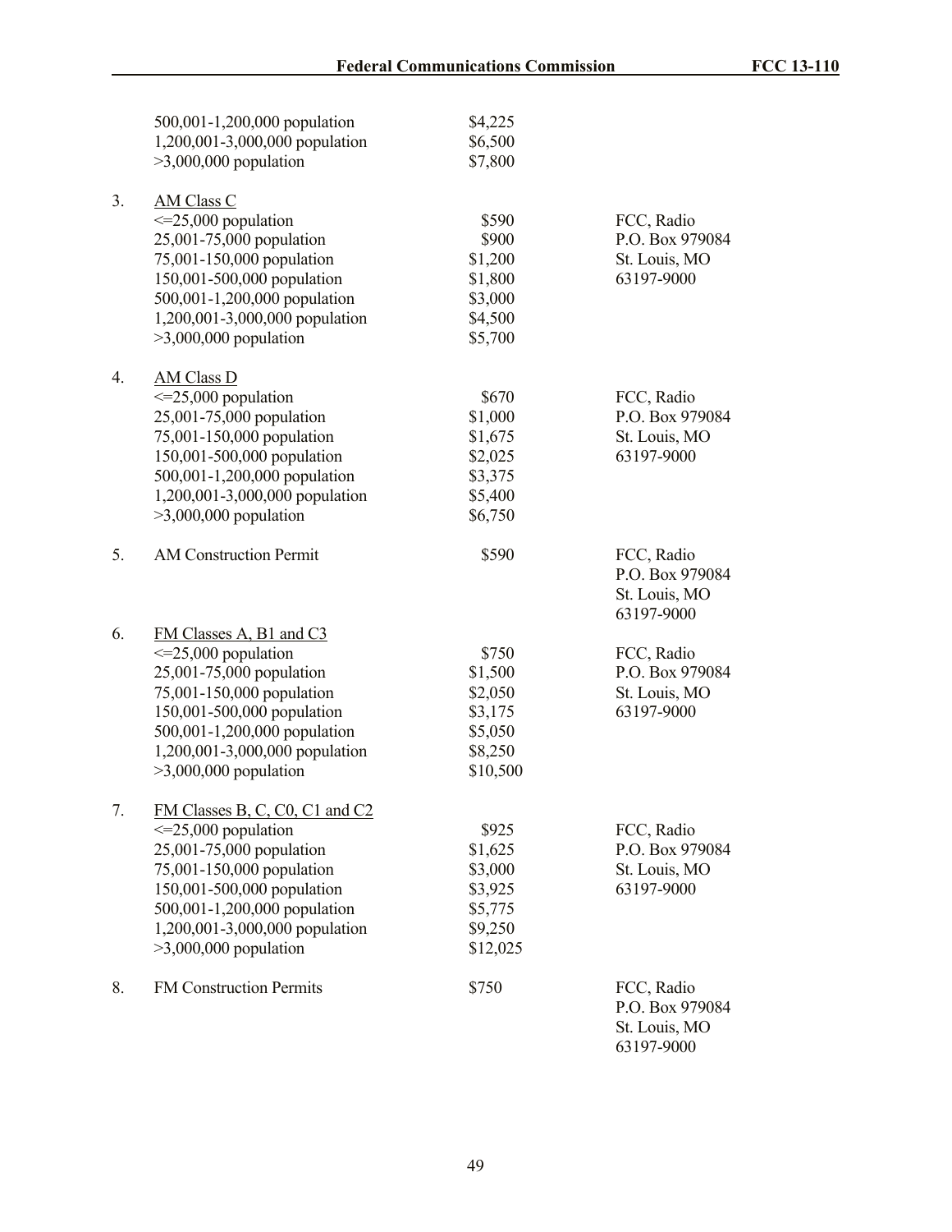| | | | |
|---|---|---|---|
| | 500,001-1,200,000 population | $4,225 | |
| | 1,200,001-3,000,000 population | $6,500 | |
| | >3,000,000 population | $7,800 | |
| 3. | AM Class C | | |
| | <=25,000 population | $590 | FCC, Radio |
| | 25,001-75,000 population | $900 | P.O. Box 979084 |
| | 75,001-150,000 population | $1,200 | St. Louis, MO |
| | 150,001-500,000 population | $1,800 | 63197-9000 |
| | 500,001-1,200,000 population | $3,000 | |
| | 1,200,001-3,000,000 population | $4,500 | |
| | >3,000,000 population | $5,700 | |
| 4. | AM Class D | | |
| | <=25,000 population | $670 | FCC, Radio |
| | 25,001-75,000 population | $1,000 | P.O. Box 979084 |
| | 75,001-150,000 population | $1,675 | St. Louis, MO |
| | 150,001-500,000 population | $2,025 | 63197-9000 |
| | 500,001-1,200,000 population | $3,375 | |
| | 1,200,001-3,000,000 population | $5,400 | |
| | >3,000,000 population | $6,750 | |
| 5. | AM Construction Permit | $590 | FCC, Radio P.O. Box 979084 St. Louis, MO 63197-9000 |
| 6. | FM Classes A, B1 and C3 | | |
| | <=25,000 population | $750 | FCC, Radio |
| | 25,001-75,000 population | $1,500 | P.O. Box 979084 |
| | 75,001-150,000 population | $2,050 | St. Louis, MO |
| | 150,001-500,000 population | $3,175 | 63197-9000 |
| | 500,001-1,200,000 population | $5,050 | |
| | 1,200,001-3,000,000 population | $8,250 | |
| | >3,000,000 population | $10,500 | |
| 7. | FM Classes B, C, C0, C1 and C2 | | |
| | <=25,000 population | $925 | FCC, Radio |
| | 25,001-75,000 population | $1,625 | P.O. Box 979084 |
| | 75,001-150,000 population | $3,000 | St. Louis, MO |
| | 150,001-500,000 population | $3,925 | 63197-9000 |
| | 500,001-1,200,000 population | $5,775 | |
| | 1,200,001-3,000,000 population | $9,250 | |
| | >3,000,000 population | $12,025 | |
| 8. | FM Construction Permits | $750 | FCC, Radio P.O. Box 979084 St. Louis, MO 63197-9000 |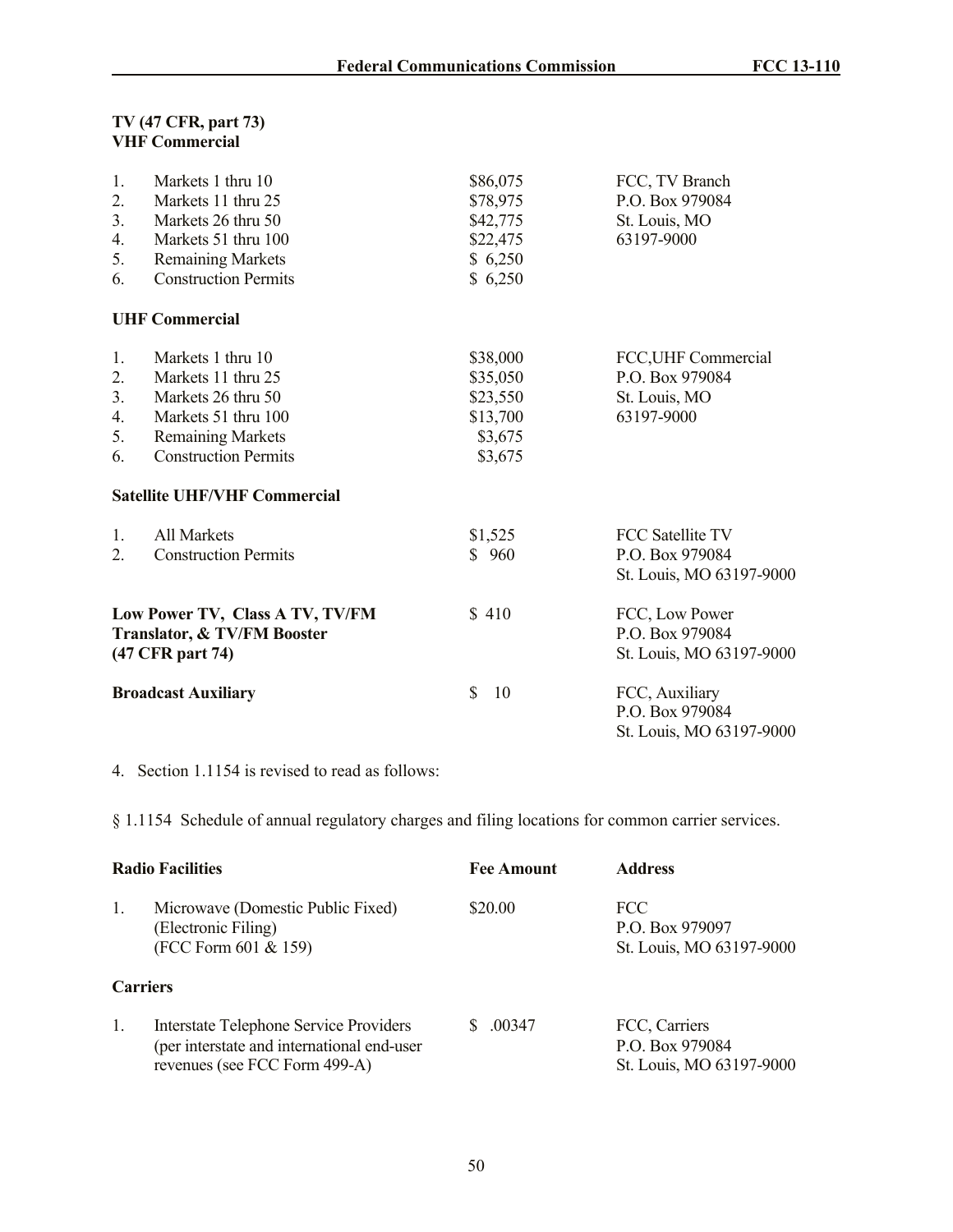**TV (47 CFR, part 73)**
**VHF Commercial**

| | | | |
|---|---|---|---|
| 1. | Markets 1 thru 10 | $86,075 | FCC, TV Branch |
| 2. | Markets 11 thru 25 | $78,975 | P.O. Box 979084 |
| 3. | Markets 26 thru 50 | $42,775 | St. Louis, MO |
| 4. | Markets 51 thru 100 | $22,475 | 63197-9000 |
| 5. | Remaining Markets | $ 6,250 | |
| 6. | Construction Permits | $ 6,250 | |

**UHF Commercial**

| | | | |
|---|---|---|---|
| 1. | Markets 1 thru 10 | $38,000 | FCC,UHF Commercial |
| 2. | Markets 11 thru 25 | $35,050 | P.O. Box 979084 |
| 3. | Markets 26 thru 50 | $23,550 | St. Louis, MO |
| 4. | Markets 51 thru 100 | $13,700 | 63197-9000 |
| 5. | Remaining Markets | $3,675 | |
| 6. | Construction Permits | $3,675 | |

**Satellite UHF/VHF Commercial**

| | | | |
|---|---|---|---|
| 1. | All Markets | $1,525 | FCC Satellite TV |
| 2. | Construction Permits | $ 960 | P.O. Box 979084<br>St. Louis, MO 63197-9000 |

| | | |
|---|---|---|
| **Low Power TV, Class A TV, TV/FM Translator, & TV/FM Booster (47 CFR part 74)** | $ 410 | FCC, Low Power<br>P.O. Box 979084<br>St. Louis, MO 63197-9000 |
| **Broadcast Auxiliary** | $ 10 | FCC, Auxiliary<br>P.O. Box 979084<br>St. Louis, MO 63197-9000 |

4. Section 1.1154 is revised to read as follows:

§ 1.1154 Schedule of annual regulatory charges and filing locations for common carrier services.

| | **Radio Facilities** | **Fee Amount** | **Address** |
|---|---|---|---|
| 1. | Microwave (Domestic Public Fixed) (Electronic Filing) (FCC Form 601 & 159) | $20.00 | FCC<br>P.O. Box 979097<br>St. Louis, MO 63197-9000 |

**Carriers**

| | | | |
|---|---|---|---|
| 1. | Interstate Telephone Service Providers (per interstate and international end-user revenues (see FCC Form 499-A) | $ .00347 | FCC, Carriers<br>P.O. Box 979084<br>St. Louis, MO 63197-9000 |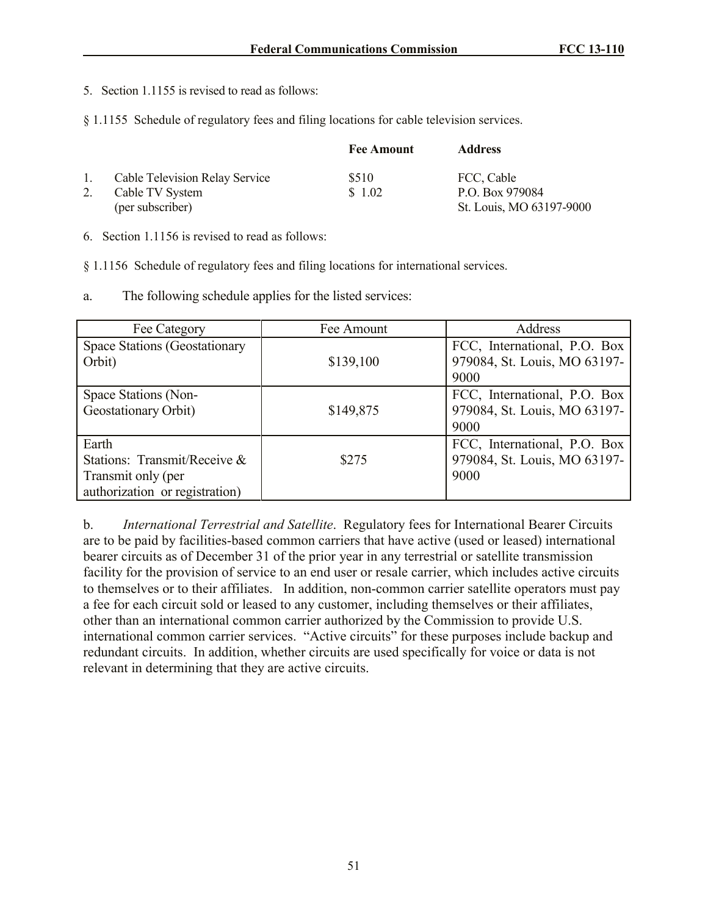5. Section 1.1155 is revised to read as follows:

§ 1.1155 Schedule of regulatory fees and filing locations for cable television services.

| | | Fee Amount | Address |
|---|---|---|---|
| 1. | Cable Television Relay Service | $510 | FCC, Cable |
| 2. | Cable TV System (per subscriber) | $ 1.02 | P.O. Box 979084 St. Louis, MO 63197-9000 |

6. Section 1.1156 is revised to read as follows:

§ 1.1156 Schedule of regulatory fees and filing locations for international services.

a. The following schedule applies for the listed services:

| Fee Category | Fee Amount | Address |
|---|---|---|
| Space Stations (Geostationary Orbit) | $139,100 | FCC, International, P.O. Box 979084, St. Louis, MO 63197-9000 |
| Space Stations (Non-Geostationary Orbit) | $149,875 | FCC, International, P.O. Box 979084, St. Louis, MO 63197-9000 |
| Earth Stations: Transmit/Receive & Transmit only (per authorization or registration) | $275 | FCC, International, P.O. Box 979084, St. Louis, MO 63197-9000 |

b. *International Terrestrial and Satellite*. Regulatory fees for International Bearer Circuits are to be paid by facilities-based common carriers that have active (used or leased) international bearer circuits as of December 31 of the prior year in any terrestrial or satellite transmission facility for the provision of service to an end user or resale carrier, which includes active circuits to themselves or to their affiliates. In addition, non-common carrier satellite operators must pay a fee for each circuit sold or leased to any customer, including themselves or their affiliates, other than an international common carrier authorized by the Commission to provide U.S. international common carrier services. "Active circuits" for these purposes include backup and redundant circuits. In addition, whether circuits are used specifically for voice or data is not relevant in determining that they are active circuits.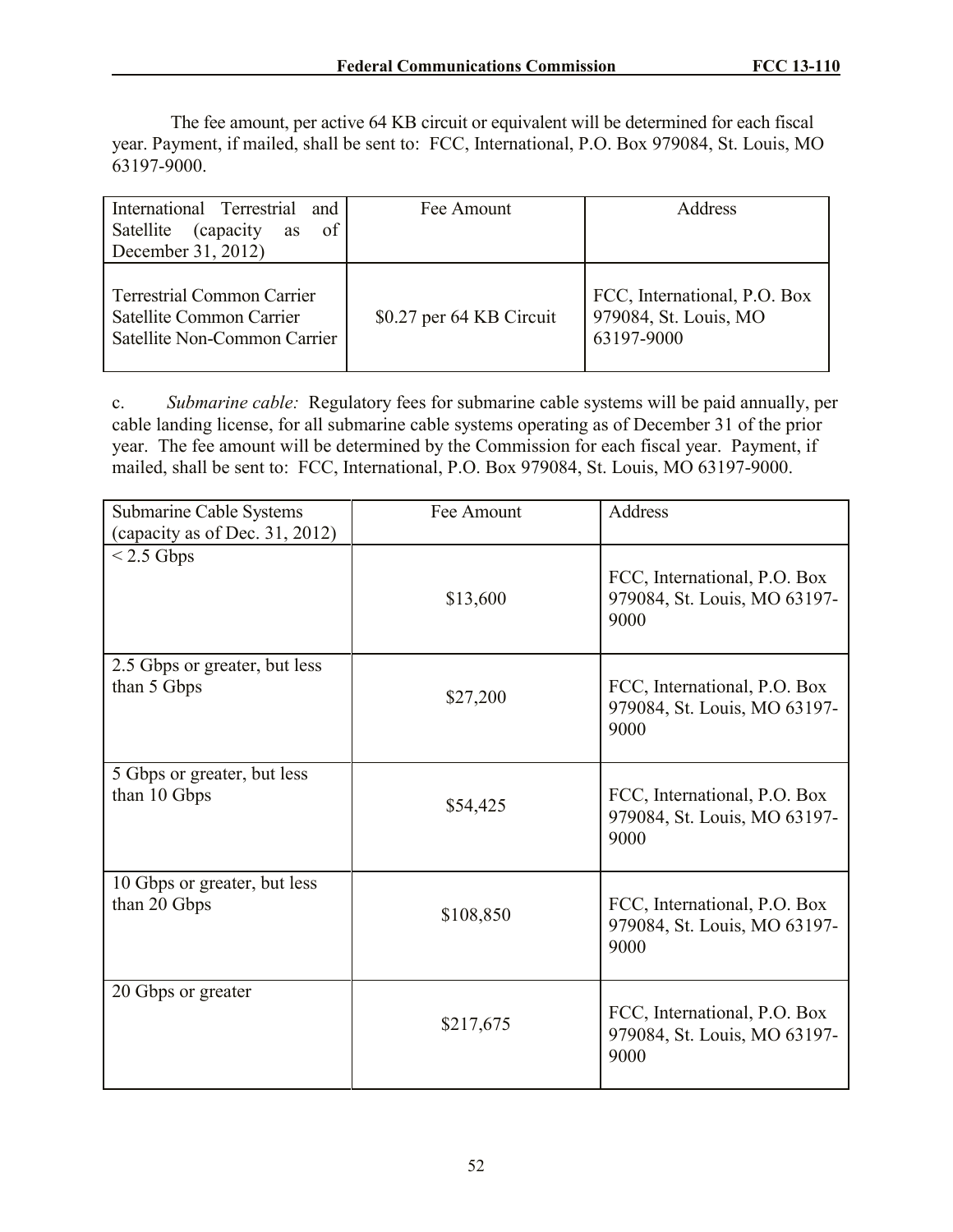The fee amount, per active 64 KB circuit or equivalent will be determined for each fiscal year. Payment, if mailed, shall be sent to: FCC, International, P.O. Box 979084, St. Louis, MO 63197-9000.

| International Terrestrial and Satellite (capacity as of December 31, 2012) | Fee Amount | Address |
|---|---|---|
| Terrestrial Common Carrier<br>Satellite Common Carrier<br>Satellite Non-Common Carrier | \$0.27 per 64 KB Circuit | FCC, International, P.O. Box 979084, St. Louis, MO 63197-9000 |

c. *Submarine cable:* Regulatory fees for submarine cable systems will be paid annually, per cable landing license, for all submarine cable systems operating as of December 31 of the prior year. The fee amount will be determined by the Commission for each fiscal year. Payment, if mailed, shall be sent to: FCC, International, P.O. Box 979084, St. Louis, MO 63197-9000.

| Submarine Cable Systems (capacity as of Dec. 31, 2012) | Fee Amount | Address |
|---|---|---|
| < 2.5 Gbps | \$13,600 | FCC, International, P.O. Box 979084, St. Louis, MO 63197-9000 |
| 2.5 Gbps or greater, but less than 5 Gbps | \$27,200 | FCC, International, P.O. Box 979084, St. Louis, MO 63197-9000 |
| 5 Gbps or greater, but less than 10 Gbps | \$54,425 | FCC, International, P.O. Box 979084, St. Louis, MO 63197-9000 |
| 10 Gbps or greater, but less than 20 Gbps | \$108,850 | FCC, International, P.O. Box 979084, St. Louis, MO 63197-9000 |
| 20 Gbps or greater | \$217,675 | FCC, International, P.O. Box 979084, St. Louis, MO 63197-9000 |